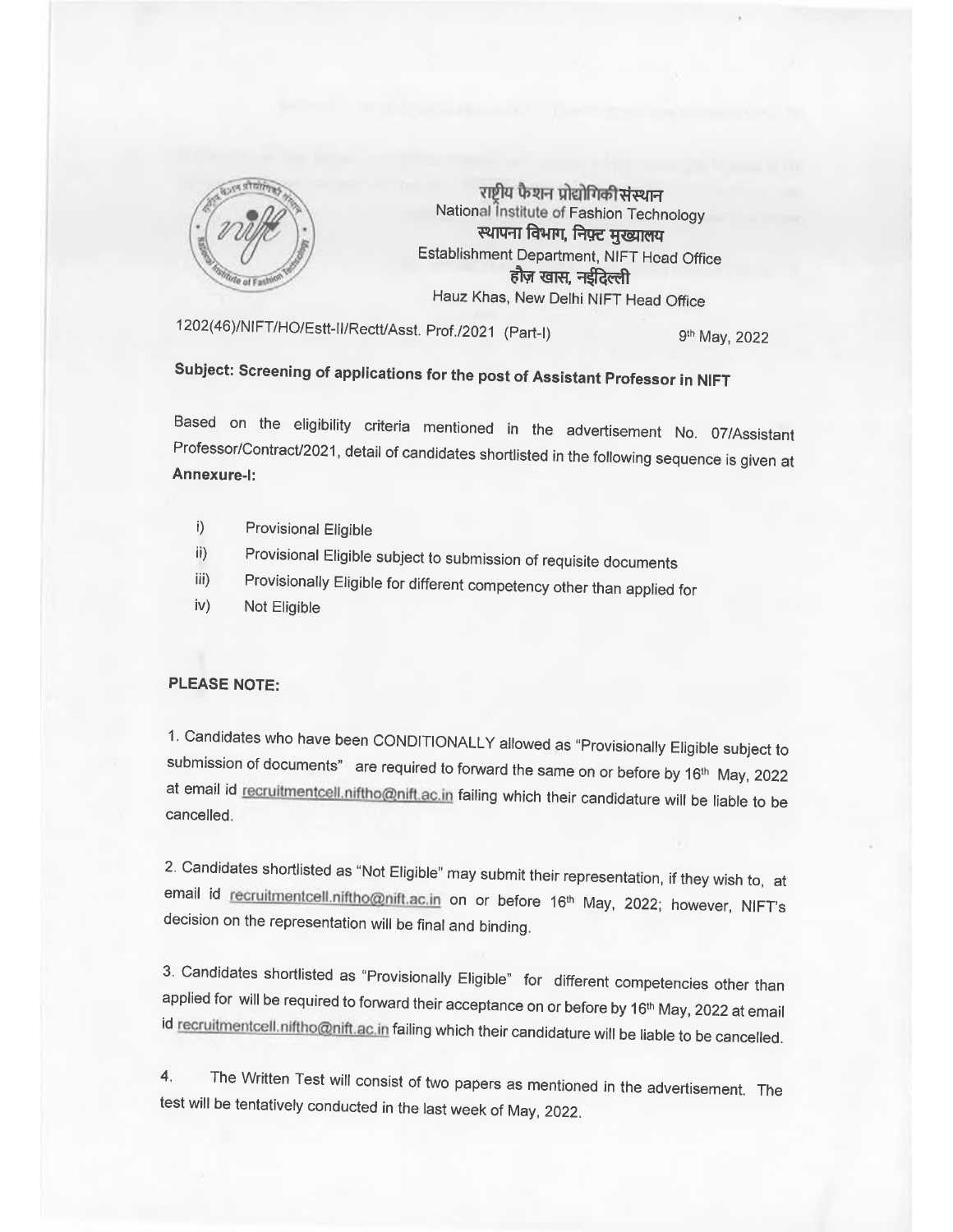राष्ट्रीय फैशन प्रौद्योगिकी संस्थान
National Institute of Fashion Technology
स्थापना विभाग, निफ़्ट मुख्यालय
Establishment Department, NIFT Head Office
हौज़ खास, नईदिल्ली
Hauz Khas, New Delhi NIFT Head Office

1202(46)/NIFT/HO/Estt-II/Rectt/Asst. Prof./2021 (Part-I) 9th May, 2022

**Subject: Screening of applications for the post of Assistant Professor in NIFT**

Based on the eligibility criteria mentioned in the advertisement No. 07/Assistant Professor/Contract/2021, detail of candidates shortlisted in the following sequence is given at **Annexure-I:**

i) Provisional Eligible
ii) Provisional Eligible subject to submission of requisite documents
iii) Provisionally Eligible for different competency other than applied for
iv) Not Eligible

**PLEASE NOTE:**

1. Candidates who have been CONDITIONALLY allowed as "Provisionally Eligible subject to submission of documents" are required to forward the same on or before by 16th May, 2022 at email id recruitmentcell.niftho@nift.ac.in failing which their candidature will be liable to be cancelled.

2. Candidates shortlisted as "Not Eligible" may submit their representation, if they wish to, at email id recruitmentcell.niftho@nift.ac.in on or before 16th May, 2022; however, NIFT's decision on the representation will be final and binding.

3. Candidates shortlisted as "Provisionally Eligible" for different competencies other than applied for will be required to forward their acceptance on or before by 16th May, 2022 at email id recruitmentcell.niftho@nift.ac.in failing which their candidature will be liable to be cancelled.

4. The Written Test will consist of two papers as mentioned in the advertisement. The test will be tentatively conducted in the last week of May, 2022.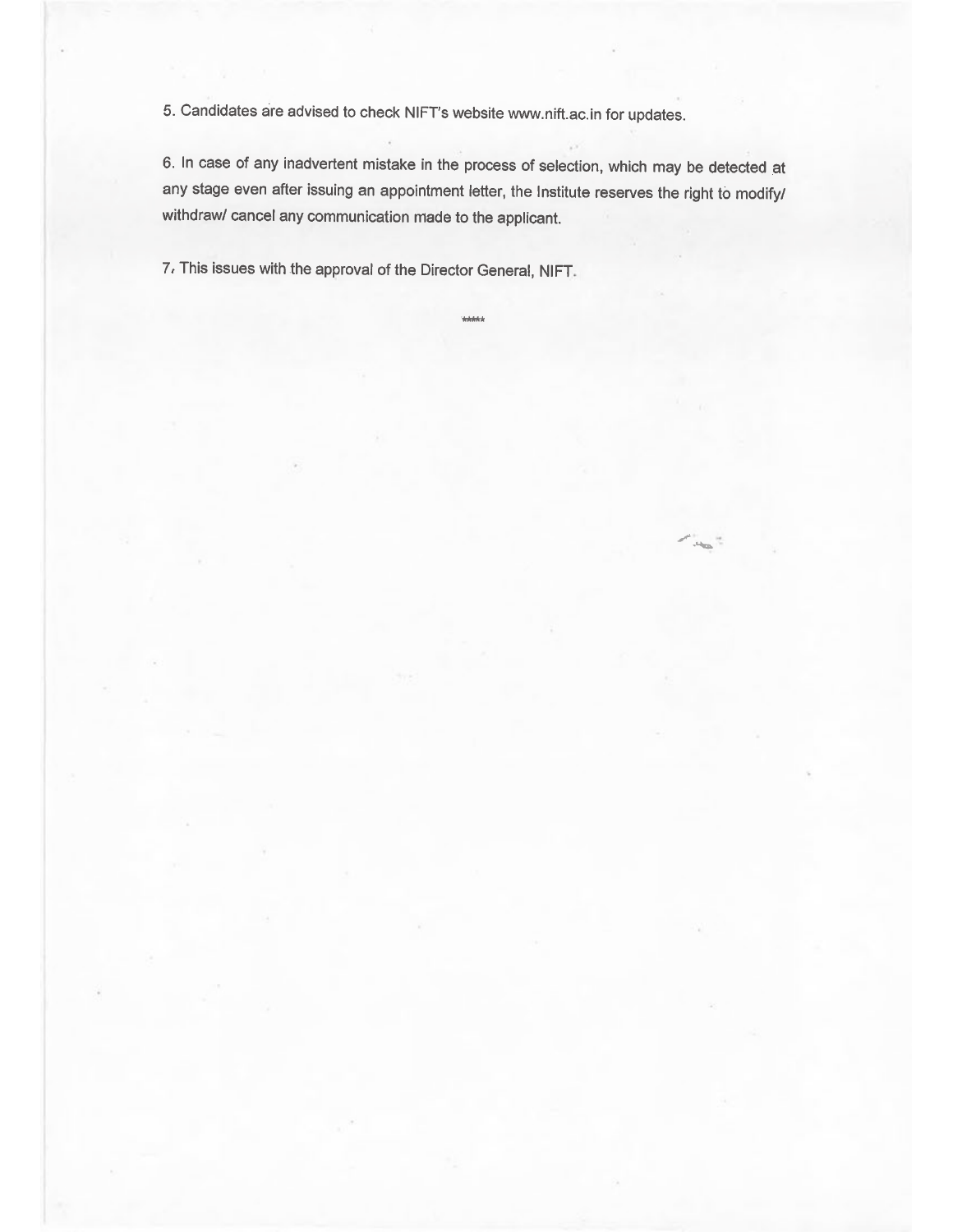5. Candidates are advised to check NIFT's website www.nift.ac.in for updates.

6. In case of any inadvertent mistake in the process of selection, which may be detected at any stage even after issuing an appointment letter, the Institute reserves the right to modify/ withdraw/ cancel any communication made to the applicant.

7. This issues with the approval of the Director General, NIFT.

*****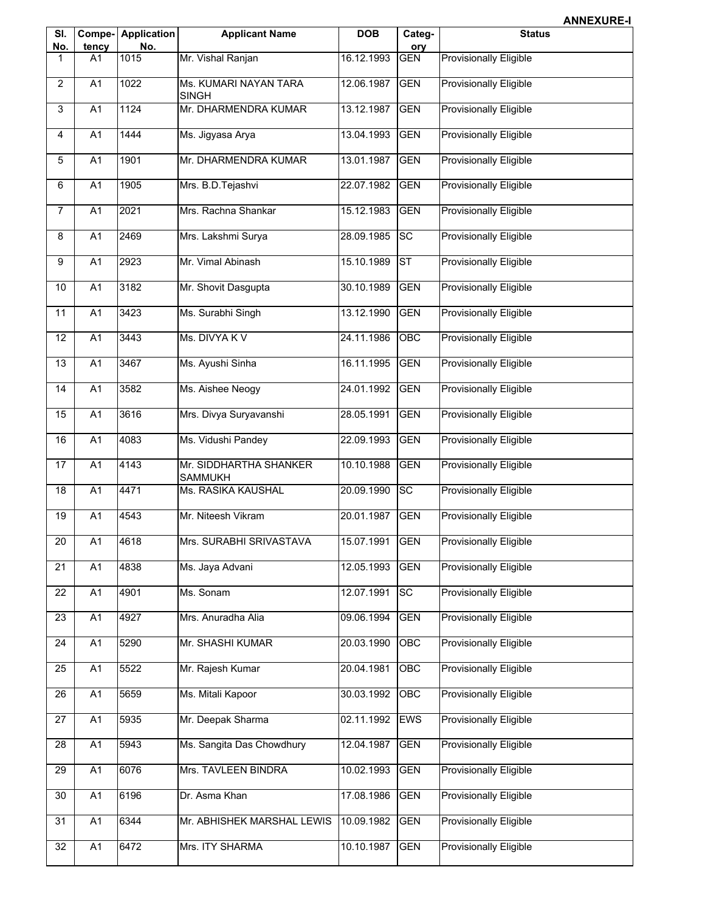**ANNEXURE-I**

| Sl. No. | Compe-tency | Application No. | Applicant Name | DOB | Categ-ory | Status |
|---|---|---|---|---|---|---|
| 1 | A1 | 1015 | Mr. Vishal Ranjan | 16.12.1993 | GEN | Provisionally Eligible |
| 2 | A1 | 1022 | Ms. KUMARI NAYAN TARA SINGH | 12.06.1987 | GEN | Provisionally Eligible |
| 3 | A1 | 1124 | Mr. DHARMENDRA KUMAR | 13.12.1987 | GEN | Provisionally Eligible |
| 4 | A1 | 1444 | Ms. Jigyasa Arya | 13.04.1993 | GEN | Provisionally Eligible |
| 5 | A1 | 1901 | Mr. DHARMENDRA KUMAR | 13.01.1987 | GEN | Provisionally Eligible |
| 6 | A1 | 1905 | Mrs. B.D.Tejashvi | 22.07.1982 | GEN | Provisionally Eligible |
| 7 | A1 | 2021 | Mrs. Rachna Shankar | 15.12.1983 | GEN | Provisionally Eligible |
| 8 | A1 | 2469 | Mrs. Lakshmi Surya | 28.09.1985 | SC | Provisionally Eligible |
| 9 | A1 | 2923 | Mr. Vimal Abinash | 15.10.1989 | ST | Provisionally Eligible |
| 10 | A1 | 3182 | Mr. Shovit Dasgupta | 30.10.1989 | GEN | Provisionally Eligible |
| 11 | A1 | 3423 | Ms. Surabhi Singh | 13.12.1990 | GEN | Provisionally Eligible |
| 12 | A1 | 3443 | Ms. DIVYA K V | 24.11.1986 | OBC | Provisionally Eligible |
| 13 | A1 | 3467 | Ms. Ayushi Sinha | 16.11.1995 | GEN | Provisionally Eligible |
| 14 | A1 | 3582 | Ms. Aishee Neogy | 24.01.1992 | GEN | Provisionally Eligible |
| 15 | A1 | 3616 | Mrs. Divya Suryavanshi | 28.05.1991 | GEN | Provisionally Eligible |
| 16 | A1 | 4083 | Ms. Vidushi Pandey | 22.09.1993 | GEN | Provisionally Eligible |
| 17 | A1 | 4143 | Mr. SIDDHARTHA SHANKER SAMMUKH | 10.10.1988 | GEN | Provisionally Eligible |
| 18 | A1 | 4471 | Ms. RASIKA KAUSHAL | 20.09.1990 | SC | Provisionally Eligible |
| 19 | A1 | 4543 | Mr. Niteesh Vikram | 20.01.1987 | GEN | Provisionally Eligible |
| 20 | A1 | 4618 | Mrs. SURABHI SRIVASTAVA | 15.07.1991 | GEN | Provisionally Eligible |
| 21 | A1 | 4838 | Ms. Jaya Advani | 12.05.1993 | GEN | Provisionally Eligible |
| 22 | A1 | 4901 | Ms. Sonam | 12.07.1991 | SC | Provisionally Eligible |
| 23 | A1 | 4927 | Mrs. Anuradha Alia | 09.06.1994 | GEN | Provisionally Eligible |
| 24 | A1 | 5290 | Mr. SHASHI KUMAR | 20.03.1990 | OBC | Provisionally Eligible |
| 25 | A1 | 5522 | Mr. Rajesh Kumar | 20.04.1981 | OBC | Provisionally Eligible |
| 26 | A1 | 5659 | Ms. Mitali Kapoor | 30.03.1992 | OBC | Provisionally Eligible |
| 27 | A1 | 5935 | Mr. Deepak Sharma | 02.11.1992 | EWS | Provisionally Eligible |
| 28 | A1 | 5943 | Ms. Sangita Das Chowdhury | 12.04.1987 | GEN | Provisionally Eligible |
| 29 | A1 | 6076 | Mrs. TAVLEEN BINDRA | 10.02.1993 | GEN | Provisionally Eligible |
| 30 | A1 | 6196 | Dr. Asma Khan | 17.08.1986 | GEN | Provisionally Eligible |
| 31 | A1 | 6344 | Mr. ABHISHEK MARSHAL LEWIS | 10.09.1982 | GEN | Provisionally Eligible |
| 32 | A1 | 6472 | Mrs. ITY SHARMA | 10.10.1987 | GEN | Provisionally Eligible |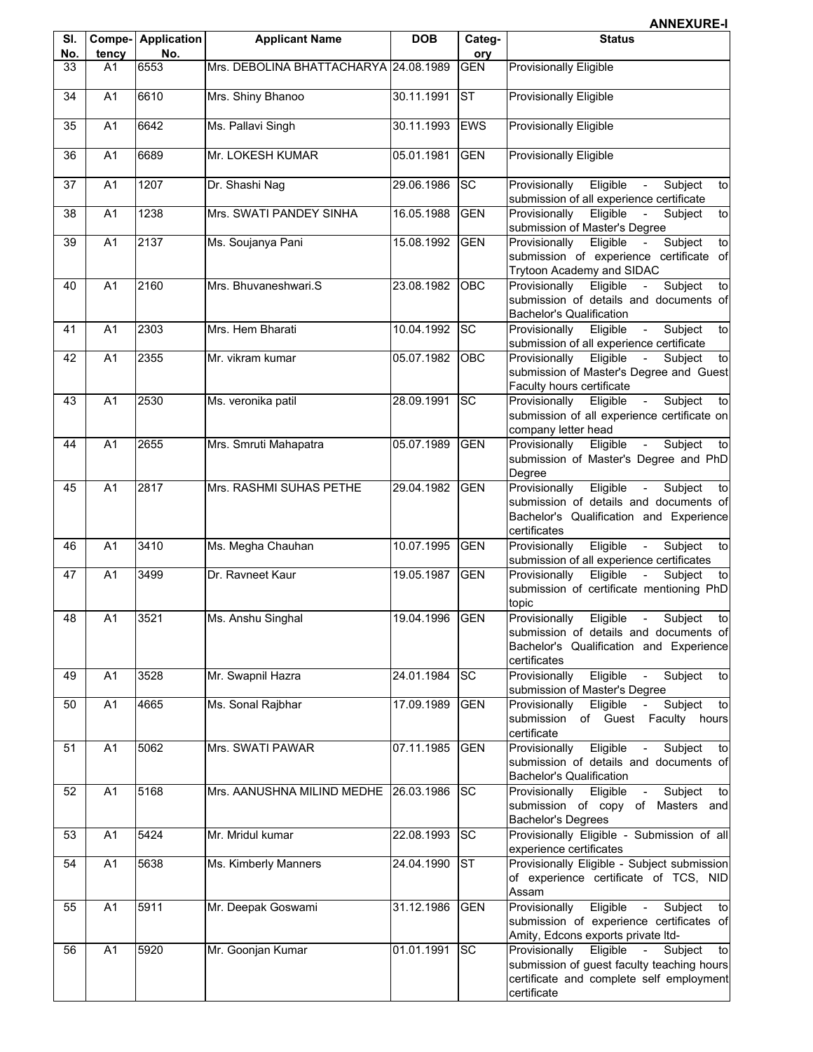**ANNEXURE-I**

| Sl. No. | Compe-tency | Application No. | Applicant Name | DOB | Categ-ory | Status |
|---|---|---|---|---|---|---|
| 33 | A1 | 6553 | Mrs. DEBOLINA BHATTACHARYA | 24.08.1989 | GEN | Provisionally Eligible |
| 34 | A1 | 6610 | Mrs. Shiny Bhanoo | 30.11.1991 | ST | Provisionally Eligible |
| 35 | A1 | 6642 | Ms. Pallavi Singh | 30.11.1993 | EWS | Provisionally Eligible |
| 36 | A1 | 6689 | Mr. LOKESH KUMAR | 05.01.1981 | GEN | Provisionally Eligible |
| 37 | A1 | 1207 | Dr. Shashi Nag | 29.06.1986 | SC | Provisionally Eligible - Subject to submission of all experience certificate |
| 38 | A1 | 1238 | Mrs. SWATI PANDEY SINHA | 16.05.1988 | GEN | Provisionally Eligible - Subject to submission of Master's Degree |
| 39 | A1 | 2137 | Ms. Soujanya Pani | 15.08.1992 | GEN | Provisionally Eligible - Subject to submission of experience certificate of Trytoon Academy and SIDAC |
| 40 | A1 | 2160 | Mrs. Bhuvaneshwari.S | 23.08.1982 | OBC | Provisionally Eligible - Subject to submission of details and documents of Bachelor's Qualification |
| 41 | A1 | 2303 | Mrs. Hem Bharati | 10.04.1992 | SC | Provisionally Eligible - Subject to submission of all experience certificate |
| 42 | A1 | 2355 | Mr. vikram kumar | 05.07.1982 | OBC | Provisionally Eligible - Subject to submission of Master's Degree and Guest Faculty hours certificate |
| 43 | A1 | 2530 | Ms. veronika patil | 28.09.1991 | SC | Provisionally Eligible - Subject to submission of all experience certificate on company letter head |
| 44 | A1 | 2655 | Mrs. Smruti Mahapatra | 05.07.1989 | GEN | Provisionally Eligible - Subject to submission of Master's Degree and PhD Degree |
| 45 | A1 | 2817 | Mrs. RASHMI SUHAS PETHE | 29.04.1982 | GEN | Provisionally Eligible - Subject to submission of details and documents of Bachelor's Qualification and Experience certificates |
| 46 | A1 | 3410 | Ms. Megha Chauhan | 10.07.1995 | GEN | Provisionally Eligible - Subject to submission of all experience certificates |
| 47 | A1 | 3499 | Dr. Ravneet Kaur | 19.05.1987 | GEN | Provisionally Eligible - Subject to submission of certificate mentioning PhD topic |
| 48 | A1 | 3521 | Ms. Anshu Singhal | 19.04.1996 | GEN | Provisionally Eligible - Subject to submission of details and documents of Bachelor's Qualification and Experience certificates |
| 49 | A1 | 3528 | Mr. Swapnil Hazra | 24.01.1984 | SC | Provisionally Eligible - Subject to submission of Master's Degree |
| 50 | A1 | 4665 | Ms. Sonal Rajbhar | 17.09.1989 | GEN | Provisionally Eligible - Subject to submission of Guest Faculty hours certificate |
| 51 | A1 | 5062 | Mrs. SWATI PAWAR | 07.11.1985 | GEN | Provisionally Eligible - Subject to submission of details and documents of Bachelor's Qualification |
| 52 | A1 | 5168 | Mrs. AANUSHNA MILIND MEDHE | 26.03.1986 | SC | Provisionally Eligible - Subject to submission of copy of Masters and Bachelor's Degrees |
| 53 | A1 | 5424 | Mr. Mridul kumar | 22.08.1993 | SC | Provisionally Eligible - Submission of all experience certificates |
| 54 | A1 | 5638 | Ms. Kimberly Manners | 24.04.1990 | ST | Provisionally Eligible - Subject submission of experience certificate of TCS, NID Assam |
| 55 | A1 | 5911 | Mr. Deepak Goswami | 31.12.1986 | GEN | Provisionally Eligible - Subject to submission of experience certificates of Amity, Edcons exports private ltd- |
| 56 | A1 | 5920 | Mr. Goonjan Kumar | 01.01.1991 | SC | Provisionally Eligible - Subject to submission of guest faculty teaching hours certificate and complete self employment certificate |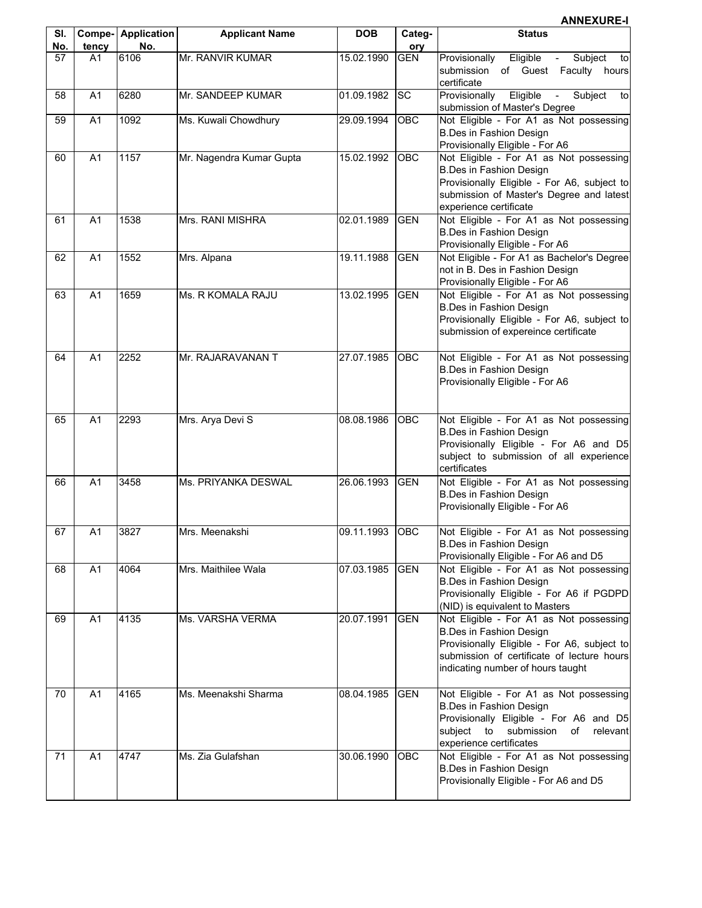**ANNEXURE-I**

| Sl. No. | Compe-tency | Application No. | Applicant Name | DOB | Categ-ory | Status |
|---|---|---|---|---|---|---|
| 57 | A1 | 6106 | Mr. RANVIR KUMAR | 15.02.1990 | GEN | Provisionally Eligible - Subject to submission of Guest Faculty hours certificate |
| 58 | A1 | 6280 | Mr. SANDEEP KUMAR | 01.09.1982 | SC | Provisionally Eligible - Subject to submission of Master's Degree |
| 59 | A1 | 1092 | Ms. Kuwali Chowdhury | 29.09.1994 | OBC | Not Eligible - For A1 as Not possessing B.Des in Fashion Design<br>Provisionally Eligible - For A6 |
| 60 | A1 | 1157 | Mr. Nagendra Kumar Gupta | 15.02.1992 | OBC | Not Eligible - For A1 as Not possessing B.Des in Fashion Design<br>Provisionally Eligible - For A6, subject to submission of Master's Degree and latest experience certificate |
| 61 | A1 | 1538 | Mrs. RANI MISHRA | 02.01.1989 | GEN | Not Eligible - For A1 as Not possessing B.Des in Fashion Design<br>Provisionally Eligible - For A6 |
| 62 | A1 | 1552 | Mrs. Alpana | 19.11.1988 | GEN | Not Eligible - For A1 as Bachelor's Degree not in B. Des in Fashion Design<br>Provisionally Eligible - For A6 |
| 63 | A1 | 1659 | Ms. R KOMALA RAJU | 13.02.1995 | GEN | Not Eligible - For A1 as Not possessing B.Des in Fashion Design<br>Provisionally Eligible - For A6, subject to submission of expereince certificate |
| 64 | A1 | 2252 | Mr. RAJARAVANAN T | 27.07.1985 | OBC | Not Eligible - For A1 as Not possessing B.Des in Fashion Design<br>Provisionally Eligible - For A6 |
| 65 | A1 | 2293 | Mrs. Arya Devi S | 08.08.1986 | OBC | Not Eligible - For A1 as Not possessing B.Des in Fashion Design<br>Provisionally Eligible - For A6 and D5 subject to submission of all experience certificates |
| 66 | A1 | 3458 | Ms. PRIYANKA DESWAL | 26.06.1993 | GEN | Not Eligible - For A1 as Not possessing B.Des in Fashion Design<br>Provisionally Eligible - For A6 |
| 67 | A1 | 3827 | Mrs. Meenakshi | 09.11.1993 | OBC | Not Eligible - For A1 as Not possessing B.Des in Fashion Design<br>Provisionally Eligible - For A6 and D5 |
| 68 | A1 | 4064 | Mrs. Maithilee Wala | 07.03.1985 | GEN | Not Eligible - For A1 as Not possessing B.Des in Fashion Design<br>Provisionally Eligible - For A6 if PGDPD (NID) is equivalent to Masters |
| 69 | A1 | 4135 | Ms. VARSHA VERMA | 20.07.1991 | GEN | Not Eligible - For A1 as Not possessing B.Des in Fashion Design<br>Provisionally Eligible - For A6, subject to submission of certificate of lecture hours indicating number of hours taught |
| 70 | A1 | 4165 | Ms. Meenakshi Sharma | 08.04.1985 | GEN | Not Eligible - For A1 as Not possessing B.Des in Fashion Design<br>Provisionally Eligible - For A6 and D5 subject to submission of relevant experience certificates |
| 71 | A1 | 4747 | Ms. Zia Gulafshan | 30.06.1990 | OBC | Not Eligible - For A1 as Not possessing B.Des in Fashion Design<br>Provisionally Eligible - For A6 and D5 |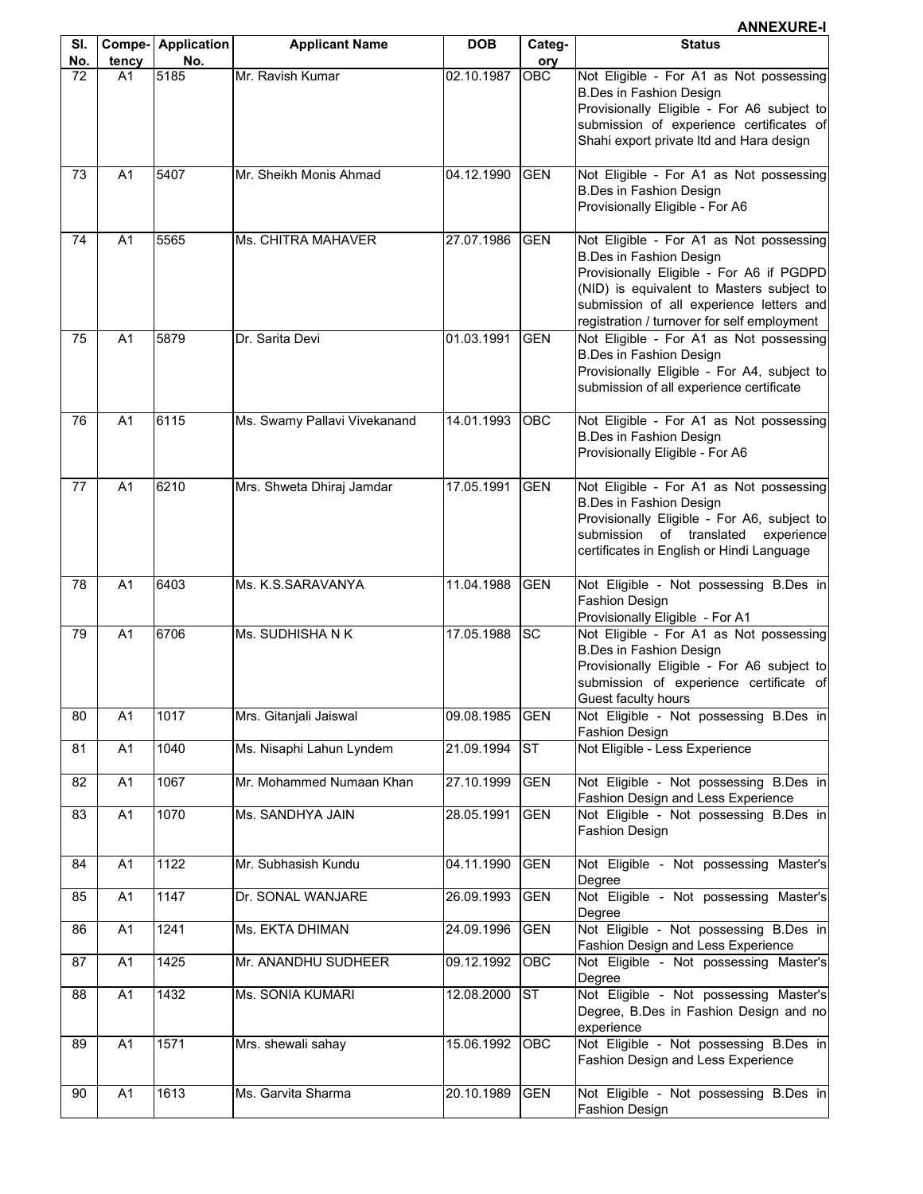**ANNEXURE-I**

| Sl. No. | Compe-tency | Application No. | Applicant Name | DOB | Categ-ory | Status |
|---|---|---|---|---|---|---|
| 72 | A1 | 5185 | Mr. Ravish Kumar | 02.10.1987 | OBC | Not Eligible - For A1 as Not possessing B.Des in Fashion Design<br>Provisionally Eligible - For A6 subject to submission of experience certificates of Shahi export private ltd and Hara design |
| 73 | A1 | 5407 | Mr. Sheikh Monis Ahmad | 04.12.1990 | GEN | Not Eligible - For A1 as Not possessing B.Des in Fashion Design<br>Provisionally Eligible - For A6 |
| 74 | A1 | 5565 | Ms. CHITRA MAHAVER | 27.07.1986 | GEN | Not Eligible - For A1 as Not possessing B.Des in Fashion Design<br>Provisionally Eligible - For A6 if PGDPD (NID) is equivalent to Masters subject to submission of all experience letters and registration / turnover for self employment |
| 75 | A1 | 5879 | Dr. Sarita Devi | 01.03.1991 | GEN | Not Eligible - For A1 as Not possessing B.Des in Fashion Design<br>Provisionally Eligible - For A4, subject to submission of all experience certificate |
| 76 | A1 | 6115 | Ms. Swamy Pallavi Vivekanand | 14.01.1993 | OBC | Not Eligible - For A1 as Not possessing B.Des in Fashion Design<br>Provisionally Eligible - For A6 |
| 77 | A1 | 6210 | Mrs. Shweta Dhiraj Jamdar | 17.05.1991 | GEN | Not Eligible - For A1 as Not possessing B.Des in Fashion Design<br>Provisionally Eligible - For A6, subject to submission of translated experience certificates in English or Hindi Language |
| 78 | A1 | 6403 | Ms. K.S.SARAVANYA | 11.04.1988 | GEN | Not Eligible - Not possessing B.Des in Fashion Design<br>Provisionally Eligible - For A1 |
| 79 | A1 | 6706 | Ms. SUDHISHA N K | 17.05.1988 | SC | Not Eligible - For A1 as Not possessing B.Des in Fashion Design<br>Provisionally Eligible - For A6 subject to submission of experience certificate of Guest faculty hours |
| 80 | A1 | 1017 | Mrs. Gitanjali Jaiswal | 09.08.1985 | GEN | Not Eligible - Not possessing B.Des in Fashion Design |
| 81 | A1 | 1040 | Ms. Nisaphi Lahun Lyndem | 21.09.1994 | ST | Not Eligible - Less Experience |
| 82 | A1 | 1067 | Mr. Mohammed Numaan Khan | 27.10.1999 | GEN | Not Eligible - Not possessing B.Des in Fashion Design and Less Experience |
| 83 | A1 | 1070 | Ms. SANDHYA JAIN | 28.05.1991 | GEN | Not Eligible - Not possessing B.Des in Fashion Design |
| 84 | A1 | 1122 | Mr. Subhasish Kundu | 04.11.1990 | GEN | Not Eligible - Not possessing Master's Degree |
| 85 | A1 | 1147 | Dr. SONAL WANJARE | 26.09.1993 | GEN | Not Eligible - Not possessing Master's Degree |
| 86 | A1 | 1241 | Ms. EKTA DHIMAN | 24.09.1996 | GEN | Not Eligible - Not possessing B.Des in Fashion Design and Less Experience |
| 87 | A1 | 1425 | Mr. ANANDHU SUDHEER | 09.12.1992 | OBC | Not Eligible - Not possessing Master's Degree |
| 88 | A1 | 1432 | Ms. SONIA KUMARI | 12.08.2000 | ST | Not Eligible - Not possessing Master's Degree, B.Des in Fashion Design and no experience |
| 89 | A1 | 1571 | Mrs. shewali sahay | 15.06.1992 | OBC | Not Eligible - Not possessing B.Des in Fashion Design and Less Experience |
| 90 | A1 | 1613 | Ms. Garvita Sharma | 20.10.1989 | GEN | Not Eligible - Not possessing B.Des in Fashion Design |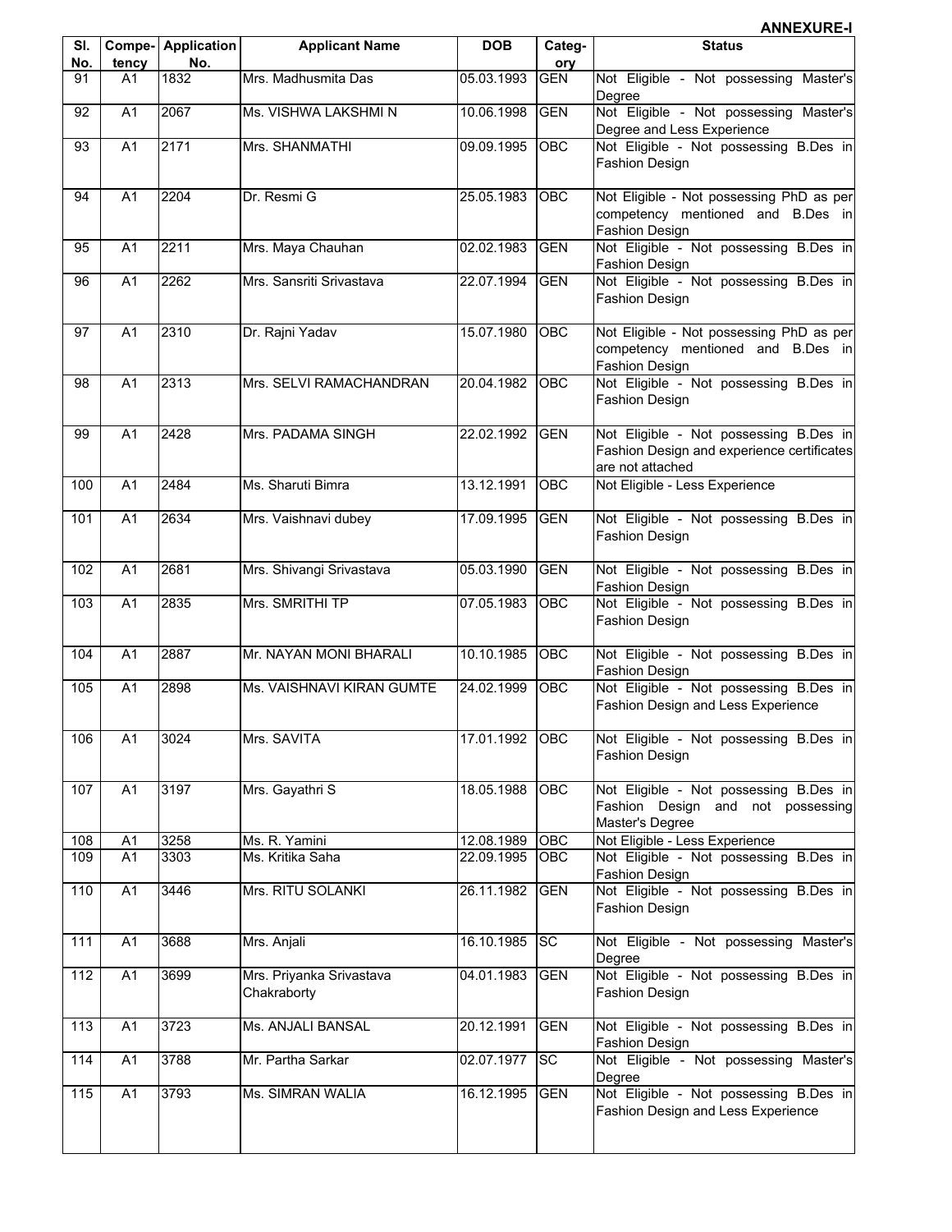**ANNEXURE-I**

| Sl. No. | Compe-tency | Application No. | Applicant Name | DOB | Categ-ory | Status |
|---|---|---|---|---|---|---|
| 91 | A1 | 1832 | Mrs. Madhusmita Das | 05.03.1993 | GEN | Not Eligible - Not possessing Master's Degree |
| 92 | A1 | 2067 | Ms. VISHWA LAKSHMI N | 10.06.1998 | GEN | Not Eligible - Not possessing Master's Degree and Less Experience |
| 93 | A1 | 2171 | Mrs. SHANMATHI | 09.09.1995 | OBC | Not Eligible - Not possessing B.Des in Fashion Design |
| 94 | A1 | 2204 | Dr. Resmi G | 25.05.1983 | OBC | Not Eligible - Not possessing PhD as per competency mentioned and B.Des in Fashion Design |
| 95 | A1 | 2211 | Mrs. Maya Chauhan | 02.02.1983 | GEN | Not Eligible - Not possessing B.Des in Fashion Design |
| 96 | A1 | 2262 | Mrs. Sansriti Srivastava | 22.07.1994 | GEN | Not Eligible - Not possessing B.Des in Fashion Design |
| 97 | A1 | 2310 | Dr. Rajni Yadav | 15.07.1980 | OBC | Not Eligible - Not possessing PhD as per competency mentioned and B.Des in Fashion Design |
| 98 | A1 | 2313 | Mrs. SELVI RAMACHANDRAN | 20.04.1982 | OBC | Not Eligible - Not possessing B.Des in Fashion Design |
| 99 | A1 | 2428 | Mrs. PADAMA SINGH | 22.02.1992 | GEN | Not Eligible - Not possessing B.Des in Fashion Design and experience certificates are not attached |
| 100 | A1 | 2484 | Ms. Sharuti Bimra | 13.12.1991 | OBC | Not Eligible - Less Experience |
| 101 | A1 | 2634 | Mrs. Vaishnavi dubey | 17.09.1995 | GEN | Not Eligible - Not possessing B.Des in Fashion Design |
| 102 | A1 | 2681 | Mrs. Shivangi Srivastava | 05.03.1990 | GEN | Not Eligible - Not possessing B.Des in Fashion Design |
| 103 | A1 | 2835 | Mrs. SMRITHI TP | 07.05.1983 | OBC | Not Eligible - Not possessing B.Des in Fashion Design |
| 104 | A1 | 2887 | Mr. NAYAN MONI BHARALI | 10.10.1985 | OBC | Not Eligible - Not possessing B.Des in Fashion Design |
| 105 | A1 | 2898 | Ms. VAISHNAVI KIRAN GUMTE | 24.02.1999 | OBC | Not Eligible - Not possessing B.Des in Fashion Design and Less Experience |
| 106 | A1 | 3024 | Mrs. SAVITA | 17.01.1992 | OBC | Not Eligible - Not possessing B.Des in Fashion Design |
| 107 | A1 | 3197 | Mrs. Gayathri S | 18.05.1988 | OBC | Not Eligible - Not possessing B.Des in Fashion Design and not possessing Master's Degree |
| 108 | A1 | 3258 | Ms. R. Yamini | 12.08.1989 | OBC | Not Eligible - Less Experience |
| 109 | A1 | 3303 | Ms. Kritika Saha | 22.09.1995 | OBC | Not Eligible - Not possessing B.Des in Fashion Design |
| 110 | A1 | 3446 | Mrs. RITU SOLANKI | 26.11.1982 | GEN | Not Eligible - Not possessing B.Des in Fashion Design |
| 111 | A1 | 3688 | Mrs. Anjali | 16.10.1985 | SC | Not Eligible - Not possessing Master's Degree |
| 112 | A1 | 3699 | Mrs. Priyanka Srivastava Chakraborty | 04.01.1983 | GEN | Not Eligible - Not possessing B.Des in Fashion Design |
| 113 | A1 | 3723 | Ms. ANJALI BANSAL | 20.12.1991 | GEN | Not Eligible - Not possessing B.Des in Fashion Design |
| 114 | A1 | 3788 | Mr. Partha Sarkar | 02.07.1977 | SC | Not Eligible - Not possessing Master's Degree |
| 115 | A1 | 3793 | Ms. SIMRAN WALIA | 16.12.1995 | GEN | Not Eligible - Not possessing B.Des in Fashion Design and Less Experience |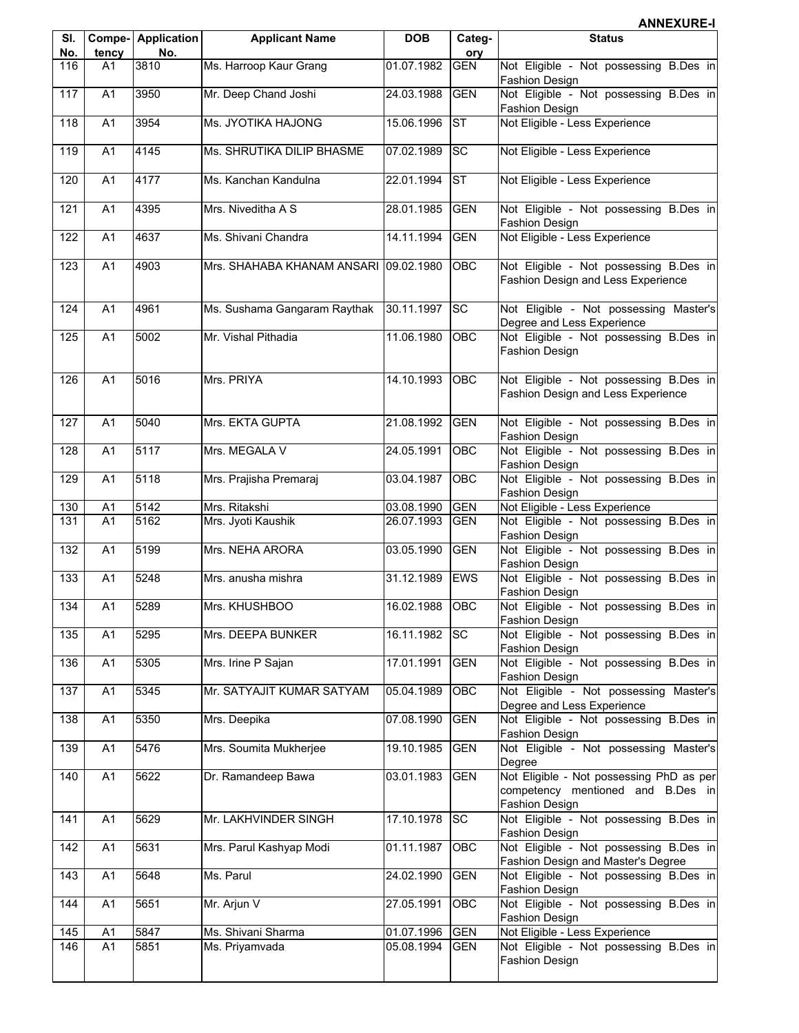**ANNEXURE-I**

| Sl. No. | Compe-tency | Application No. | Applicant Name | DOB | Categ-ory | Status |
|---|---|---|---|---|---|---|
| 116 | A1 | 3810 | Ms. Harroop Kaur Grang | 01.07.1982 | GEN | Not Eligible - Not possessing B.Des in Fashion Design |
| 117 | A1 | 3950 | Mr. Deep Chand Joshi | 24.03.1988 | GEN | Not Eligible - Not possessing B.Des in Fashion Design |
| 118 | A1 | 3954 | Ms. JYOTIKA HAJONG | 15.06.1996 | ST | Not Eligible - Less Experience |
| 119 | A1 | 4145 | Ms. SHRUTIKA DILIP BHASME | 07.02.1989 | SC | Not Eligible - Less Experience |
| 120 | A1 | 4177 | Ms. Kanchan Kandulna | 22.01.1994 | ST | Not Eligible - Less Experience |
| 121 | A1 | 4395 | Mrs. Niveditha A S | 28.01.1985 | GEN | Not Eligible - Not possessing B.Des in Fashion Design |
| 122 | A1 | 4637 | Ms. Shivani Chandra | 14.11.1994 | GEN | Not Eligible - Less Experience |
| 123 | A1 | 4903 | Mrs. SHAHABA KHANAM ANSARI | 09.02.1980 | OBC | Not Eligible - Not possessing B.Des in Fashion Design and Less Experience |
| 124 | A1 | 4961 | Ms. Sushama Gangaram Raythak | 30.11.1997 | SC | Not Eligible - Not possessing Master's Degree and Less Experience |
| 125 | A1 | 5002 | Mr. Vishal Pithadia | 11.06.1980 | OBC | Not Eligible - Not possessing B.Des in Fashion Design |
| 126 | A1 | 5016 | Mrs. PRIYA | 14.10.1993 | OBC | Not Eligible - Not possessing B.Des in Fashion Design and Less Experience |
| 127 | A1 | 5040 | Mrs. EKTA GUPTA | 21.08.1992 | GEN | Not Eligible - Not possessing B.Des in Fashion Design |
| 128 | A1 | 5117 | Mrs. MEGALA V | 24.05.1991 | OBC | Not Eligible - Not possessing B.Des in Fashion Design |
| 129 | A1 | 5118 | Mrs. Prajisha Premaraj | 03.04.1987 | OBC | Not Eligible - Not possessing B.Des in Fashion Design |
| 130 | A1 | 5142 | Mrs. Ritakshi | 03.08.1990 | GEN | Not Eligible - Less Experience |
| 131 | A1 | 5162 | Mrs. Jyoti Kaushik | 26.07.1993 | GEN | Not Eligible - Not possessing B.Des in Fashion Design |
| 132 | A1 | 5199 | Mrs. NEHA ARORA | 03.05.1990 | GEN | Not Eligible - Not possessing B.Des in Fashion Design |
| 133 | A1 | 5248 | Mrs. anusha mishra | 31.12.1989 | EWS | Not Eligible - Not possessing B.Des in Fashion Design |
| 134 | A1 | 5289 | Mrs. KHUSHBOO | 16.02.1988 | OBC | Not Eligible - Not possessing B.Des in Fashion Design |
| 135 | A1 | 5295 | Mrs. DEEPA BUNKER | 16.11.1982 | SC | Not Eligible - Not possessing B.Des in Fashion Design |
| 136 | A1 | 5305 | Mrs. Irine P Sajan | 17.01.1991 | GEN | Not Eligible - Not possessing B.Des in Fashion Design |
| 137 | A1 | 5345 | Mr. SATYAJIT KUMAR SATYAM | 05.04.1989 | OBC | Not Eligible - Not possessing Master's Degree and Less Experience |
| 138 | A1 | 5350 | Mrs. Deepika | 07.08.1990 | GEN | Not Eligible - Not possessing B.Des in Fashion Design |
| 139 | A1 | 5476 | Mrs. Soumita Mukherjee | 19.10.1985 | GEN | Not Eligible - Not possessing Master's Degree |
| 140 | A1 | 5622 | Dr. Ramandeep Bawa | 03.01.1983 | GEN | Not Eligible - Not possessing PhD as per competency mentioned and B.Des in Fashion Design |
| 141 | A1 | 5629 | Mr. LAKHVINDER SINGH | 17.10.1978 | SC | Not Eligible - Not possessing B.Des in Fashion Design |
| 142 | A1 | 5631 | Mrs. Parul Kashyap Modi | 01.11.1987 | OBC | Not Eligible - Not possessing B.Des in Fashion Design and Master's Degree |
| 143 | A1 | 5648 | Ms. Parul | 24.02.1990 | GEN | Not Eligible - Not possessing B.Des in Fashion Design |
| 144 | A1 | 5651 | Mr. Arjun V | 27.05.1991 | OBC | Not Eligible - Not possessing B.Des in Fashion Design |
| 145 | A1 | 5847 | Ms. Shivani Sharma | 01.07.1996 | GEN | Not Eligible - Less Experience |
| 146 | A1 | 5851 | Ms. Priyamvada | 05.08.1994 | GEN | Not Eligible - Not possessing B.Des in Fashion Design |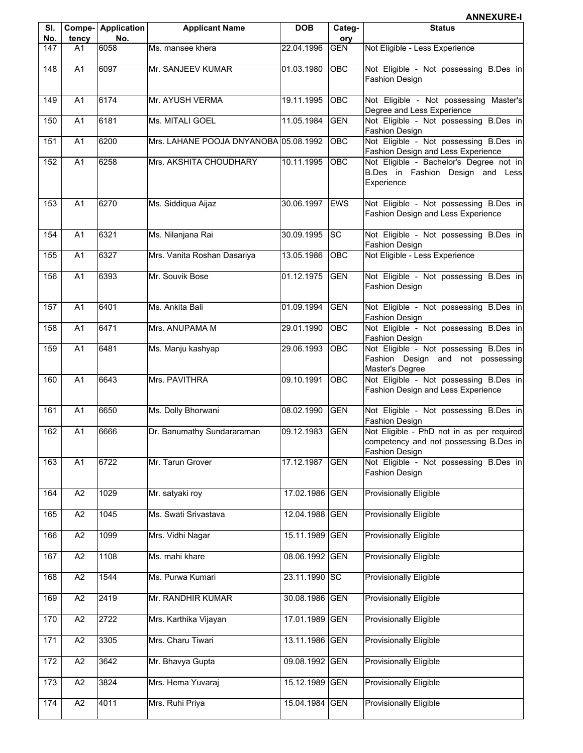**ANNEXURE-I**

| Sl. No. | Compe-tency | Application No. | Applicant Name | DOB | Categ-ory | Status |
|---|---|---|---|---|---|---|
| 147 | A1 | 6058 | Ms. mansee khera | 22.04.1996 | GEN | Not Eligible - Less Experience |
| 148 | A1 | 6097 | Mr. SANJEEV KUMAR | 01.03.1980 | OBC | Not Eligible - Not possessing B.Des in Fashion Design |
| 149 | A1 | 6174 | Mr. AYUSH VERMA | 19.11.1995 | OBC | Not Eligible - Not possessing Master's Degree and Less Experience |
| 150 | A1 | 6181 | Ms. MITALI GOEL | 11.05.1984 | GEN | Not Eligible - Not possessing B.Des in Fashion Design |
| 151 | A1 | 6200 | Mrs. LAHANE POOJA DNYANOBA | 05.08.1992 | OBC | Not Eligible - Not possessing B.Des in Fashion Design and Less Experience |
| 152 | A1 | 6258 | Mrs. AKSHITA CHOUDHARY | 10.11.1995 | OBC | Not Eligible - Bachelor's Degree not in B.Des in Fashion Design and Less Experience |
| 153 | A1 | 6270 | Ms. Siddiqua Aijaz | 30.06.1997 | EWS | Not Eligible - Not possessing B.Des in Fashion Design and Less Experience |
| 154 | A1 | 6321 | Ms. Nilanjana Rai | 30.09.1995 | SC | Not Eligible - Not possessing B.Des in Fashion Design |
| 155 | A1 | 6327 | Mrs. Vanita Roshan Dasariya | 13.05.1986 | OBC | Not Eligible - Less Experience |
| 156 | A1 | 6393 | Mr. Souvik Bose | 01.12.1975 | GEN | Not Eligible - Not possessing B.Des in Fashion Design |
| 157 | A1 | 6401 | Ms. Ankita Bali | 01.09.1994 | GEN | Not Eligible - Not possessing B.Des in Fashion Design |
| 158 | A1 | 6471 | Mrs. ANUPAMA M | 29.01.1990 | OBC | Not Eligible - Not possessing B.Des in Fashion Design |
| 159 | A1 | 6481 | Ms. Manju kashyap | 29.06.1993 | OBC | Not Eligible - Not possessing B.Des in Fashion Design and not possessing Master's Degree |
| 160 | A1 | 6643 | Mrs. PAVITHRA | 09.10.1991 | OBC | Not Eligible - Not possessing B.Des in Fashion Design and Less Experience |
| 161 | A1 | 6650 | Ms. Dolly Bhorwani | 08.02.1990 | GEN | Not Eligible - Not possessing B.Des in Fashion Design |
| 162 | A1 | 6666 | Dr. Banumathy Sundararaman | 09.12.1983 | GEN | Not Eligible - PhD not in as per required competency and not possessing B.Des in Fashion Design |
| 163 | A1 | 6722 | Mr. Tarun Grover | 17.12.1987 | GEN | Not Eligible - Not possessing B.Des in Fashion Design |
| 164 | A2 | 1029 | Mr. satyaki roy | 17.02.1986 | GEN | Provisionally Eligible |
| 165 | A2 | 1045 | Ms. Swati Srivastava | 12.04.1988 | GEN | Provisionally Eligible |
| 166 | A2 | 1099 | Mrs. Vidhi Nagar | 15.11.1989 | GEN | Provisionally Eligible |
| 167 | A2 | 1108 | Ms. mahi khare | 08.06.1992 | GEN | Provisionally Eligible |
| 168 | A2 | 1544 | Ms. Purwa Kumari | 23.11.1990 | SC | Provisionally Eligible |
| 169 | A2 | 2419 | Mr. RANDHIR KUMAR | 30.08.1986 | GEN | Provisionally Eligible |
| 170 | A2 | 2722 | Mrs. Karthika Vijayan | 17.01.1989 | GEN | Provisionally Eligible |
| 171 | A2 | 3305 | Mrs. Charu Tiwari | 13.11.1986 | GEN | Provisionally Eligible |
| 172 | A2 | 3642 | Mr. Bhavya Gupta | 09.08.1992 | GEN | Provisionally Eligible |
| 173 | A2 | 3824 | Mrs. Hema Yuvaraj | 15.12.1989 | GEN | Provisionally Eligible |
| 174 | A2 | 4011 | Mrs. Ruhi Priya | 15.04.1984 | GEN | Provisionally Eligible |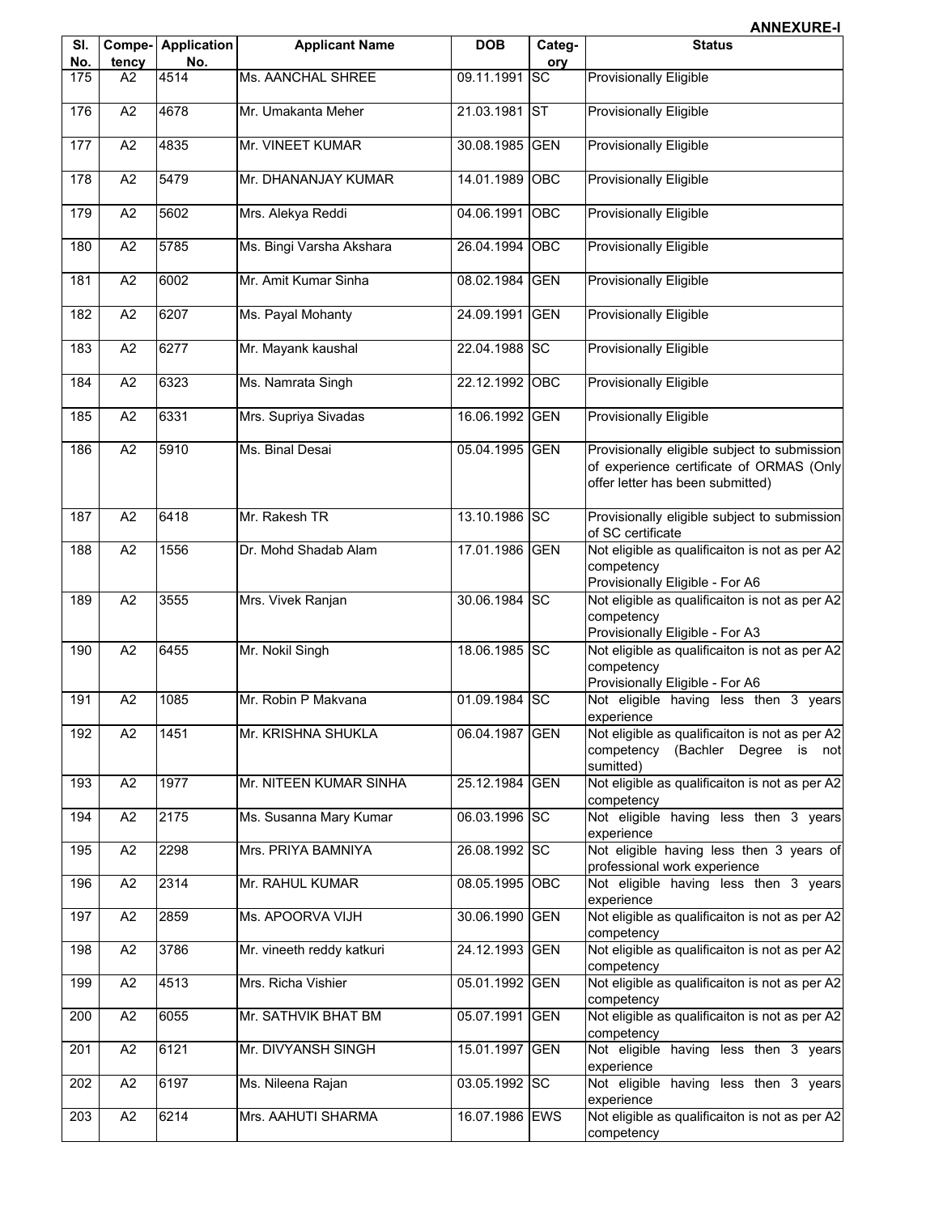**ANNEXURE-I**

| Sl. No. | Compe-tency | Application No. | Applicant Name | DOB | Categ-ory | Status |
|---|---|---|---|---|---|---|
| 175 | A2 | 4514 | Ms. AANCHAL SHREE | 09.11.1991 | SC | Provisionally Eligible |
| 176 | A2 | 4678 | Mr. Umakanta Meher | 21.03.1981 | ST | Provisionally Eligible |
| 177 | A2 | 4835 | Mr. VINEET KUMAR | 30.08.1985 | GEN | Provisionally Eligible |
| 178 | A2 | 5479 | Mr. DHANANJAY KUMAR | 14.01.1989 | OBC | Provisionally Eligible |
| 179 | A2 | 5602 | Mrs. Alekya Reddi | 04.06.1991 | OBC | Provisionally Eligible |
| 180 | A2 | 5785 | Ms. Bingi Varsha Akshara | 26.04.1994 | OBC | Provisionally Eligible |
| 181 | A2 | 6002 | Mr. Amit Kumar Sinha | 08.02.1984 | GEN | Provisionally Eligible |
| 182 | A2 | 6207 | Ms. Payal Mohanty | 24.09.1991 | GEN | Provisionally Eligible |
| 183 | A2 | 6277 | Mr. Mayank kaushal | 22.04.1988 | SC | Provisionally Eligible |
| 184 | A2 | 6323 | Ms. Namrata Singh | 22.12.1992 | OBC | Provisionally Eligible |
| 185 | A2 | 6331 | Mrs. Supriya Sivadas | 16.06.1992 | GEN | Provisionally Eligible |
| 186 | A2 | 5910 | Ms. Binal Desai | 05.04.1995 | GEN | Provisionally eligible subject to submission of experience certificate of ORMAS (Only offer letter has been submitted) |
| 187 | A2 | 6418 | Mr. Rakesh TR | 13.10.1986 | SC | Provisionally eligible subject to submission of SC certificate |
| 188 | A2 | 1556 | Dr. Mohd Shadab Alam | 17.01.1986 | GEN | Not eligible as qualificaiton is not as per A2 competency<br>Provisionally Eligible - For A6 |
| 189 | A2 | 3555 | Mrs. Vivek Ranjan | 30.06.1984 | SC | Not eligible as qualificaiton is not as per A2 competency<br>Provisionally Eligible - For A3 |
| 190 | A2 | 6455 | Mr. Nokil Singh | 18.06.1985 | SC | Not eligible as qualificaiton is not as per A2 competency<br>Provisionally Eligible - For A6 |
| 191 | A2 | 1085 | Mr. Robin P Makvana | 01.09.1984 | SC | Not eligible having less then 3 years experience |
| 192 | A2 | 1451 | Mr. KRISHNA SHUKLA | 06.04.1987 | GEN | Not eligible as qualificaiton is not as per A2 competency (Bachler Degree is not sumitted) |
| 193 | A2 | 1977 | Mr. NITEEN KUMAR SINHA | 25.12.1984 | GEN | Not eligible as qualificaiton is not as per A2 competency |
| 194 | A2 | 2175 | Ms. Susanna Mary Kumar | 06.03.1996 | SC | Not eligible having less then 3 years experience |
| 195 | A2 | 2298 | Mrs. PRIYA BAMNIYA | 26.08.1992 | SC | Not eligible having less then 3 years of professional work experience |
| 196 | A2 | 2314 | Mr. RAHUL KUMAR | 08.05.1995 | OBC | Not eligible having less then 3 years experience |
| 197 | A2 | 2859 | Ms. APOORVA VIJH | 30.06.1990 | GEN | Not eligible as qualificaiton is not as per A2 competency |
| 198 | A2 | 3786 | Mr. vineeth reddy katkuri | 24.12.1993 | GEN | Not eligible as qualificaiton is not as per A2 competency |
| 199 | A2 | 4513 | Mrs. Richa Vishier | 05.01.1992 | GEN | Not eligible as qualificaiton is not as per A2 competency |
| 200 | A2 | 6055 | Mr. SATHVIK BHAT BM | 05.07.1991 | GEN | Not eligible as qualificaiton is not as per A2 competency |
| 201 | A2 | 6121 | Mr. DIVYANSH SINGH | 15.01.1997 | GEN | Not eligible having less then 3 years experience |
| 202 | A2 | 6197 | Ms. Nileena Rajan | 03.05.1992 | SC | Not eligible having less then 3 years experience |
| 203 | A2 | 6214 | Mrs. AAHUTI SHARMA | 16.07.1986 | EWS | Not eligible as qualificaiton is not as per A2 competency |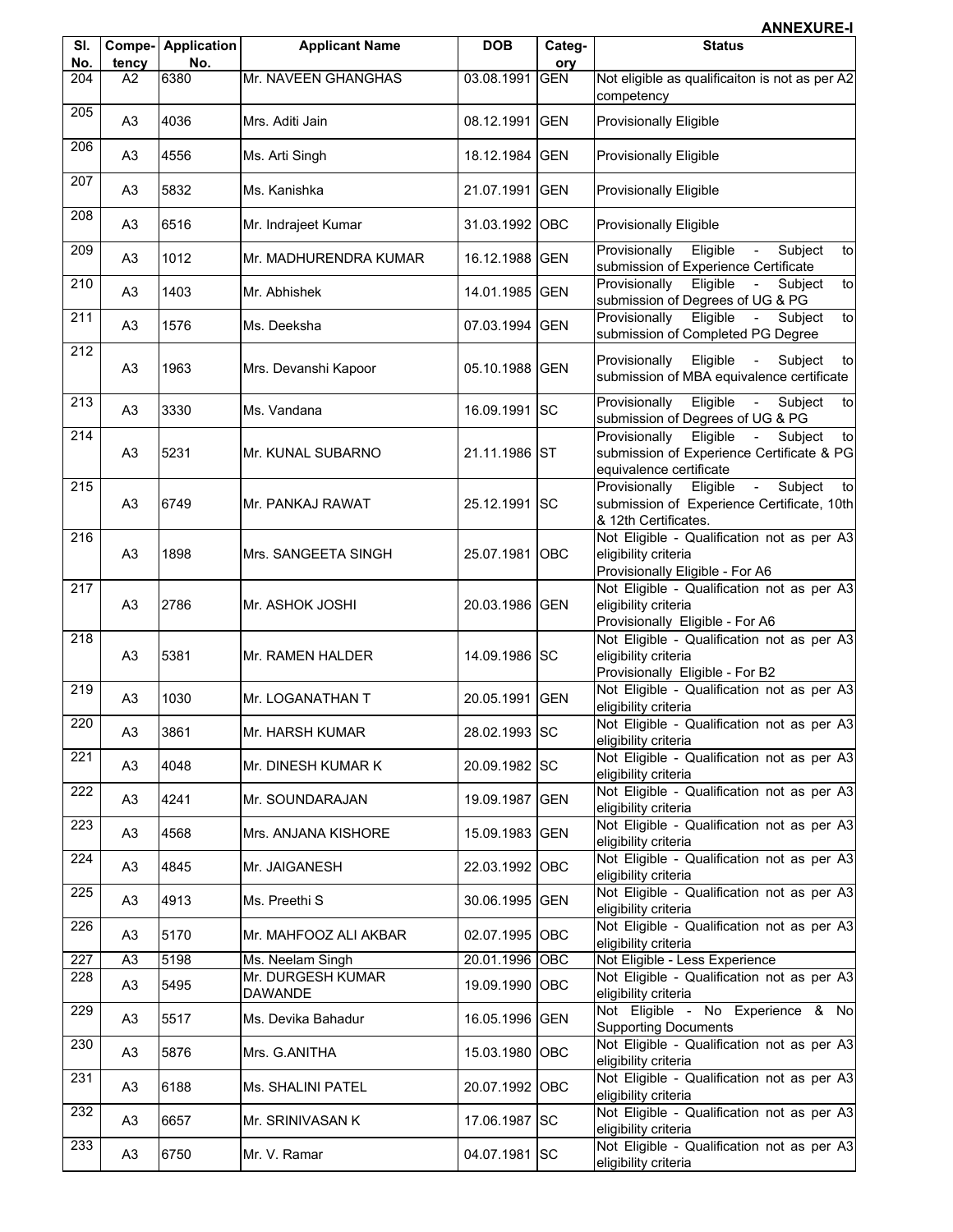**ANNEXURE-I**

| Sl. No. | Compe-tency | Application No. | Applicant Name | DOB | Categ-ory | Status |
|---|---|---|---|---|---|---|
| 204 | A2 | 6380 | Mr. NAVEEN GHANGHAS | 03.08.1991 | GEN | Not eligible as qualificaiton is not as per A2 competency |
| 205 | A3 | 4036 | Mrs. Aditi Jain | 08.12.1991 | GEN | Provisionally Eligible |
| 206 | A3 | 4556 | Ms. Arti Singh | 18.12.1984 | GEN | Provisionally Eligible |
| 207 | A3 | 5832 | Ms. Kanishka | 21.07.1991 | GEN | Provisionally Eligible |
| 208 | A3 | 6516 | Mr. Indrajeet Kumar | 31.03.1992 | OBC | Provisionally Eligible |
| 209 | A3 | 1012 | Mr. MADHURENDRA KUMAR | 16.12.1988 | GEN | Provisionally Eligible - Subject to submission of Experience Certificate |
| 210 | A3 | 1403 | Mr. Abhishek | 14.01.1985 | GEN | Provisionally Eligible - Subject to submission of Degrees of UG & PG |
| 211 | A3 | 1576 | Ms. Deeksha | 07.03.1994 | GEN | Provisionally Eligible - Subject to submission of Completed PG Degree |
| 212 | A3 | 1963 | Mrs. Devanshi Kapoor | 05.10.1988 | GEN | Provisionally Eligible - Subject to submission of MBA equivalence certificate |
| 213 | A3 | 3330 | Ms. Vandana | 16.09.1991 | SC | Provisionally Eligible - Subject to submission of Degrees of UG & PG |
| 214 | A3 | 5231 | Mr. KUNAL SUBARNO | 21.11.1986 | ST | Provisionally Eligible - Subject to submission of Experience Certificate & PG equivalence certificate |
| 215 | A3 | 6749 | Mr. PANKAJ RAWAT | 25.12.1991 | SC | Provisionally Eligible - Subject to submission of Experience Certificate, 10th & 12th Certificates. |
| 216 | A3 | 1898 | Mrs. SANGEETA SINGH | 25.07.1981 | OBC | Not Eligible - Qualification not as per A3 eligibility criteria<br>Provisionally Eligible - For A6 |
| 217 | A3 | 2786 | Mr. ASHOK JOSHI | 20.03.1986 | GEN | Not Eligible - Qualification not as per A3 eligibility criteria<br>Provisionally Eligible - For A6 |
| 218 | A3 | 5381 | Mr. RAMEN HALDER | 14.09.1986 | SC | Not Eligible - Qualification not as per A3 eligibility criteria<br>Provisionally Eligible - For B2 |
| 219 | A3 | 1030 | Mr. LOGANATHAN T | 20.05.1991 | GEN | Not Eligible - Qualification not as per A3 eligibility criteria |
| 220 | A3 | 3861 | Mr. HARSH KUMAR | 28.02.1993 | SC | Not Eligible - Qualification not as per A3 eligibility criteria |
| 221 | A3 | 4048 | Mr. DINESH KUMAR K | 20.09.1982 | SC | Not Eligible - Qualification not as per A3 eligibility criteria |
| 222 | A3 | 4241 | Mr. SOUNDARAJAN | 19.09.1987 | GEN | Not Eligible - Qualification not as per A3 eligibility criteria |
| 223 | A3 | 4568 | Mrs. ANJANA KISHORE | 15.09.1983 | GEN | Not Eligible - Qualification not as per A3 eligibility criteria |
| 224 | A3 | 4845 | Mr. JAIGANESH | 22.03.1992 | OBC | Not Eligible - Qualification not as per A3 eligibility criteria |
| 225 | A3 | 4913 | Ms. Preethi S | 30.06.1995 | GEN | Not Eligible - Qualification not as per A3 eligibility criteria |
| 226 | A3 | 5170 | Mr. MAHFOOZ ALI AKBAR | 02.07.1995 | OBC | Not Eligible - Qualification not as per A3 eligibility criteria |
| 227 | A3 | 5198 | Ms. Neelam Singh | 20.01.1996 | OBC | Not Eligible - Less Experience |
| 228 | A3 | 5495 | Mr. DURGESH KUMAR DAWANDE | 19.09.1990 | OBC | Not Eligible - Qualification not as per A3 eligibility criteria |
| 229 | A3 | 5517 | Ms. Devika Bahadur | 16.05.1996 | GEN | Not Eligible - No Experience & No Supporting Documents |
| 230 | A3 | 5876 | Mrs. G.ANITHA | 15.03.1980 | OBC | Not Eligible - Qualification not as per A3 eligibility criteria |
| 231 | A3 | 6188 | Ms. SHALINI PATEL | 20.07.1992 | OBC | Not Eligible - Qualification not as per A3 eligibility criteria |
| 232 | A3 | 6657 | Mr. SRINIVASAN K | 17.06.1987 | SC | Not Eligible - Qualification not as per A3 eligibility criteria |
| 233 | A3 | 6750 | Mr. V. Ramar | 04.07.1981 | SC | Not Eligible - Qualification not as per A3 eligibility criteria |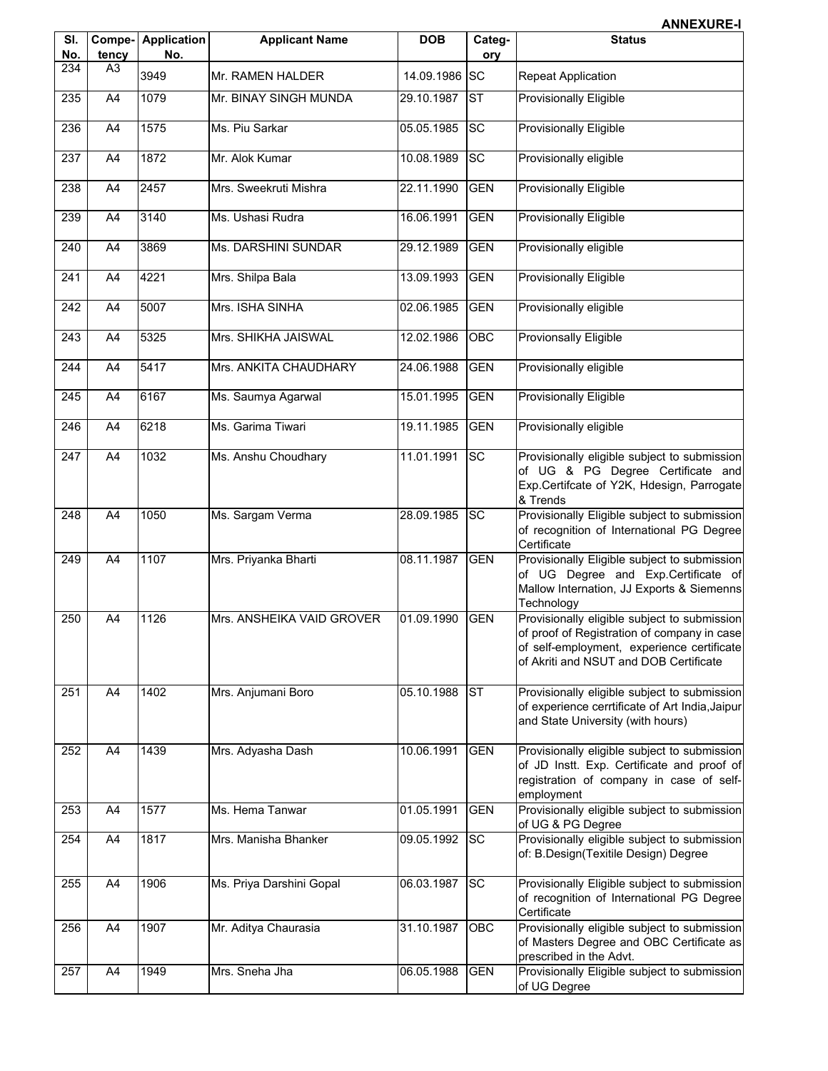**ANNEXURE-I**

| Sl. No. | Compe-tency | Application No. | Applicant Name | DOB | Categ-ory | Status |
|---|---|---|---|---|---|---|
| 234 | A3 | 3949 | Mr. RAMEN HALDER | 14.09.1986 | SC | Repeat Application |
| 235 | A4 | 1079 | Mr. BINAY SINGH MUNDA | 29.10.1987 | ST | Provisionally Eligible |
| 236 | A4 | 1575 | Ms. Piu Sarkar | 05.05.1985 | SC | Provisionally Eligible |
| 237 | A4 | 1872 | Mr. Alok Kumar | 10.08.1989 | SC | Provisionally eligible |
| 238 | A4 | 2457 | Mrs. Sweekruti Mishra | 22.11.1990 | GEN | Provisionally Eligible |
| 239 | A4 | 3140 | Ms. Ushasi Rudra | 16.06.1991 | GEN | Provisionally Eligible |
| 240 | A4 | 3869 | Ms. DARSHINI SUNDAR | 29.12.1989 | GEN | Provisionally eligible |
| 241 | A4 | 4221 | Mrs. Shilpa Bala | 13.09.1993 | GEN | Provisionally Eligible |
| 242 | A4 | 5007 | Mrs. ISHA SINHA | 02.06.1985 | GEN | Provisionally eligible |
| 243 | A4 | 5325 | Mrs. SHIKHA JAISWAL | 12.02.1986 | OBC | Provionsally Eligible |
| 244 | A4 | 5417 | Mrs. ANKITA CHAUDHARY | 24.06.1988 | GEN | Provisionally eligible |
| 245 | A4 | 6167 | Ms. Saumya Agarwal | 15.01.1995 | GEN | Provisionally Eligible |
| 246 | A4 | 6218 | Ms. Garima Tiwari | 19.11.1985 | GEN | Provisionally eligible |
| 247 | A4 | 1032 | Ms. Anshu Choudhary | 11.01.1991 | SC | Provisionally eligible subject to submission of UG & PG Degree Certificate and Exp.Certifcate of Y2K, Hdesign, Parrogate & Trends |
| 248 | A4 | 1050 | Ms. Sargam Verma | 28.09.1985 | SC | Provisionally Eligible subject to submission of recognition of International PG Degree Certificate |
| 249 | A4 | 1107 | Mrs. Priyanka Bharti | 08.11.1987 | GEN | Provisionally Eligible subject to submission of UG Degree and Exp.Certificate of Mallow Internation, JJ Exports & Siemenns Technology |
| 250 | A4 | 1126 | Mrs. ANSHEIKA VAID GROVER | 01.09.1990 | GEN | Provisionally eligible subject to submission of proof of Registration of company in case of self-employment, experience certificate of Akriti and NSUT and DOB Certificate |
| 251 | A4 | 1402 | Mrs. Anjumani Boro | 05.10.1988 | ST | Provisionally eligible subject to submission of experience cerrtificate of Art India,Jaipur and State University (with hours) |
| 252 | A4 | 1439 | Mrs. Adyasha Dash | 10.06.1991 | GEN | Provisionally eligible subject to submission of JD Instt. Exp. Certificate and proof of registration of company in case of self-employment |
| 253 | A4 | 1577 | Ms. Hema Tanwar | 01.05.1991 | GEN | Provisionally eligible subject to submission of UG & PG Degree |
| 254 | A4 | 1817 | Mrs. Manisha Bhanker | 09.05.1992 | SC | Provisionally eligible subject to submission of: B.Design(Texitile Design) Degree |
| 255 | A4 | 1906 | Ms. Priya Darshini Gopal | 06.03.1987 | SC | Provisionally Eligible subject to submission of recognition of International PG Degree Certificate |
| 256 | A4 | 1907 | Mr. Aditya Chaurasia | 31.10.1987 | OBC | Provisionally eligible subject to submission of Masters Degree and OBC Certificate as prescribed in the Advt. |
| 257 | A4 | 1949 | Mrs. Sneha Jha | 06.05.1988 | GEN | Provisionally Eligible subject to submission of UG Degree |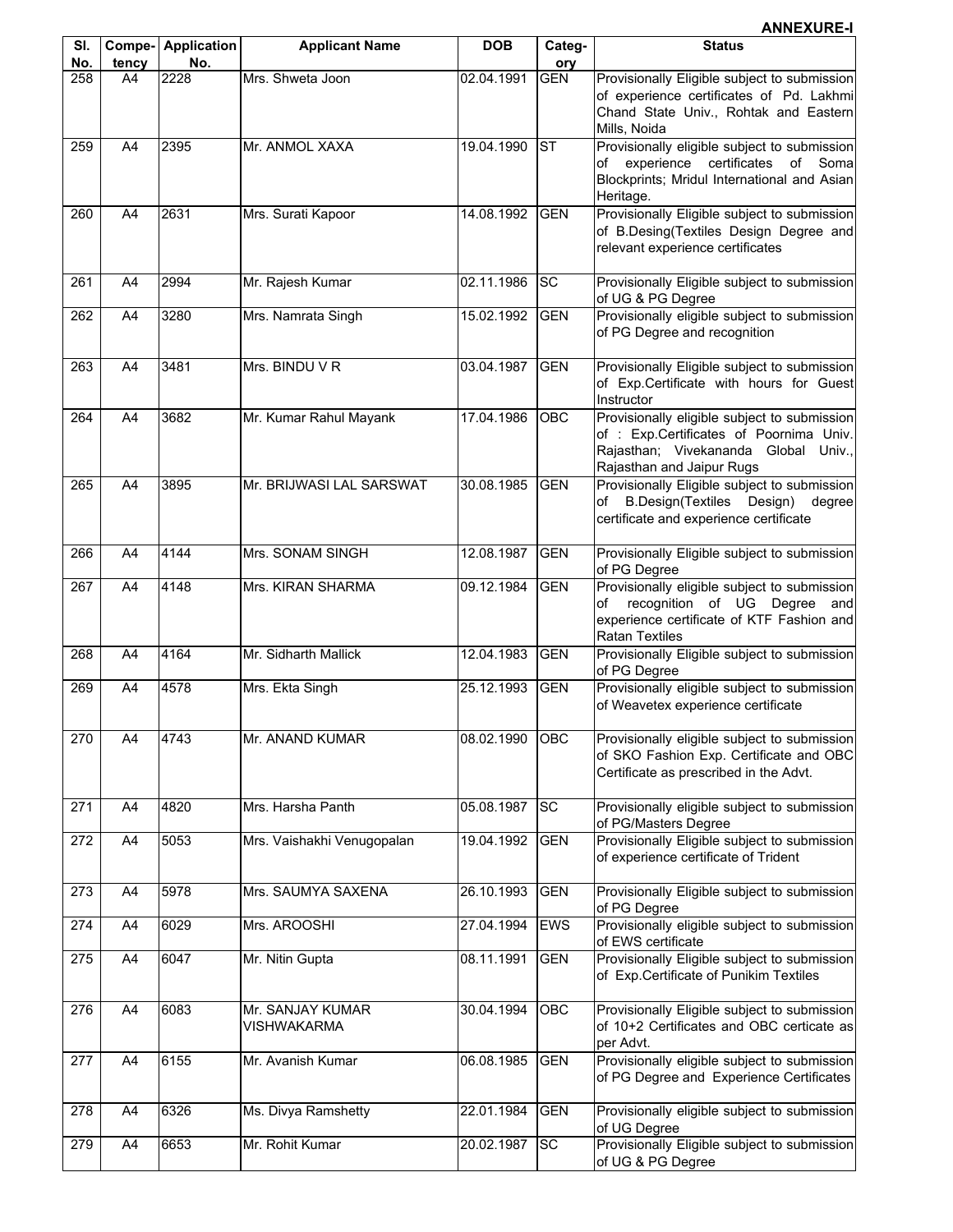**ANNEXURE-I**

| Sl. No. | Compe-tency | Application No. | Applicant Name | DOB | Categ-ory | Status |
|---|---|---|---|---|---|---|
| 258 | A4 | 2228 | Mrs. Shweta Joon | 02.04.1991 | GEN | Provisionally Eligible subject to submission of experience certificates of Pd. Lakhmi Chand State Univ., Rohtak and Eastern Mills, Noida |
| 259 | A4 | 2395 | Mr. ANMOL XAXA | 19.04.1990 | ST | Provisionally eligible subject to submission of experience certificates of Soma Blockprints; Mridul International and Asian Heritage. |
| 260 | A4 | 2631 | Mrs. Surati Kapoor | 14.08.1992 | GEN | Provisionally Eligible subject to submission of B.Desing(Textiles Design Degree and relevant experience certificates |
| 261 | A4 | 2994 | Mr. Rajesh Kumar | 02.11.1986 | SC | Provisionally Eligible subject to submission of UG & PG Degree |
| 262 | A4 | 3280 | Mrs. Namrata Singh | 15.02.1992 | GEN | Provisionally eligible subject to submission of PG Degree and recognition |
| 263 | A4 | 3481 | Mrs. BINDU V R | 03.04.1987 | GEN | Provisionally Eligible subject to submission of Exp.Certificate with hours for Guest Instructor |
| 264 | A4 | 3682 | Mr. Kumar Rahul Mayank | 17.04.1986 | OBC | Provisionally eligible subject to submission of : Exp.Certificates of Poornima Univ. Rajasthan; Vivekananda Global Univ., Rajasthan and Jaipur Rugs |
| 265 | A4 | 3895 | Mr. BRIJWASI LAL SARSWAT | 30.08.1985 | GEN | Provisionally Eligible subject to submission of B.Design(Textiles Design) degree certificate and experience certificate |
| 266 | A4 | 4144 | Mrs. SONAM SINGH | 12.08.1987 | GEN | Provisionally Eligible subject to submission of PG Degree |
| 267 | A4 | 4148 | Mrs. KIRAN SHARMA | 09.12.1984 | GEN | Provisionally eligible subject to submission of recognition of UG Degree and experience certificate of KTF Fashion and Ratan Textiles |
| 268 | A4 | 4164 | Mr. Sidharth Mallick | 12.04.1983 | GEN | Provisionally Eligible subject to submission of PG Degree |
| 269 | A4 | 4578 | Mrs. Ekta Singh | 25.12.1993 | GEN | Provisionally eligible subject to submission of Weavetex experience certificate |
| 270 | A4 | 4743 | Mr. ANAND KUMAR | 08.02.1990 | OBC | Provisionally eligible subject to submission of SKO Fashion Exp. Certificate and OBC Certificate as prescribed in the Advt. |
| 271 | A4 | 4820 | Mrs. Harsha Panth | 05.08.1987 | SC | Provisionally eligible subject to submission of PG/Masters Degree |
| 272 | A4 | 5053 | Mrs. Vaishakhi Venugopalan | 19.04.1992 | GEN | Provisionally Eligible subject to submission of experience certificate of Trident |
| 273 | A4 | 5978 | Mrs. SAUMYA SAXENA | 26.10.1993 | GEN | Provisionally Eligible subject to submission of PG Degree |
| 274 | A4 | 6029 | Mrs. AROOSHI | 27.04.1994 | EWS | Provisionally eligible subject to submission of EWS certificate |
| 275 | A4 | 6047 | Mr. Nitin Gupta | 08.11.1991 | GEN | Provisionally Eligible subject to submission of Exp.Certificate of Punikim Textiles |
| 276 | A4 | 6083 | Mr. SANJAY KUMAR VISHWAKARMA | 30.04.1994 | OBC | Provisionally Eligible subject to submission of 10+2 Certificates and OBC certicate as per Advt. |
| 277 | A4 | 6155 | Mr. Avanish Kumar | 06.08.1985 | GEN | Provisionally eligible subject to submission of PG Degree and Experience Certificates |
| 278 | A4 | 6326 | Ms. Divya Ramshetty | 22.01.1984 | GEN | Provisionally eligible subject to submission of UG Degree |
| 279 | A4 | 6653 | Mr. Rohit Kumar | 20.02.1987 | SC | Provisionally Eligible subject to submission of UG & PG Degree |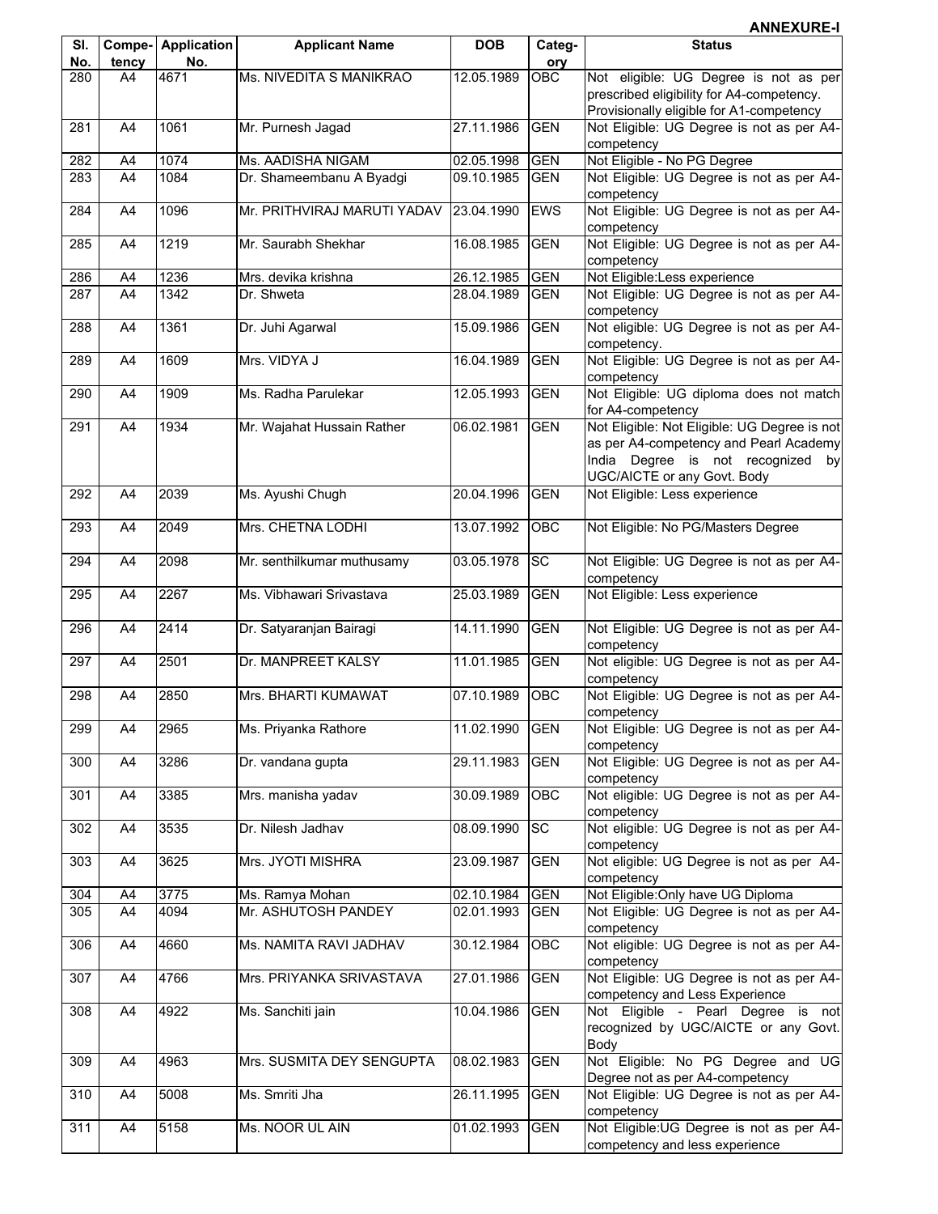**ANNEXURE-I**

| Sl. No. | Compe-tency | Application No. | Applicant Name | DOB | Categ-ory | Status |
|---|---|---|---|---|---|---|
| 280 | A4 | 4671 | Ms. NIVEDITA S MANIKRAO | 12.05.1989 | OBC | Not eligible: UG Degree is not as per prescribed eligibility for A4-competency. Provisionally eligible for A1-competency |
| 281 | A4 | 1061 | Mr. Purnesh Jagad | 27.11.1986 | GEN | Not Eligible: UG Degree is not as per A4-competency |
| 282 | A4 | 1074 | Ms. AADISHA NIGAM | 02.05.1998 | GEN | Not Eligible - No PG Degree |
| 283 | A4 | 1084 | Dr. Shameembanu A Byadgi | 09.10.1985 | GEN | Not Eligible: UG Degree is not as per A4-competency |
| 284 | A4 | 1096 | Mr. PRITHVIRAJ MARUTI YADAV | 23.04.1990 | EWS | Not Eligible: UG Degree is not as per A4-competency |
| 285 | A4 | 1219 | Mr. Saurabh Shekhar | 16.08.1985 | GEN | Not Eligible: UG Degree is not as per A4-competency |
| 286 | A4 | 1236 | Mrs. devika krishna | 26.12.1985 | GEN | Not Eligible:Less experience |
| 287 | A4 | 1342 | Dr. Shweta | 28.04.1989 | GEN | Not Eligible: UG Degree is not as per A4-competency |
| 288 | A4 | 1361 | Dr. Juhi Agarwal | 15.09.1986 | GEN | Not eligible: UG Degree is not as per A4-competency. |
| 289 | A4 | 1609 | Mrs. VIDYA J | 16.04.1989 | GEN | Not Eligible: UG Degree is not as per A4-competency |
| 290 | A4 | 1909 | Ms. Radha Parulekar | 12.05.1993 | GEN | Not Eligible: UG diploma does not match for A4-competency |
| 291 | A4 | 1934 | Mr. Wajahat Hussain Rather | 06.02.1981 | GEN | Not Eligible: Not Eligible: UG Degree is not as per A4-competency and Pearl Academy India Degree is not recognized by UGC/AICTE or any Govt. Body |
| 292 | A4 | 2039 | Ms. Ayushi Chugh | 20.04.1996 | GEN | Not Eligible: Less experience |
| 293 | A4 | 2049 | Mrs. CHETNA LODHI | 13.07.1992 | OBC | Not Eligible: No PG/Masters Degree |
| 294 | A4 | 2098 | Mr. senthilkumar muthusamy | 03.05.1978 | SC | Not Eligible: UG Degree is not as per A4-competency |
| 295 | A4 | 2267 | Ms. Vibhawari Srivastava | 25.03.1989 | GEN | Not Eligible: Less experience |
| 296 | A4 | 2414 | Dr. Satyaranjan Bairagi | 14.11.1990 | GEN | Not Eligible: UG Degree is not as per A4-competency |
| 297 | A4 | 2501 | Dr. MANPREET KALSY | 11.01.1985 | GEN | Not eligible: UG Degree is not as per A4-competency |
| 298 | A4 | 2850 | Mrs. BHARTI KUMAWAT | 07.10.1989 | OBC | Not Eligible: UG Degree is not as per A4-competency |
| 299 | A4 | 2965 | Ms. Priyanka Rathore | 11.02.1990 | GEN | Not Eligible: UG Degree is not as per A4-competency |
| 300 | A4 | 3286 | Dr. vandana gupta | 29.11.1983 | GEN | Not Eligible: UG Degree is not as per A4-competency |
| 301 | A4 | 3385 | Mrs. manisha yadav | 30.09.1989 | OBC | Not eligible: UG Degree is not as per A4-competency |
| 302 | A4 | 3535 | Dr. Nilesh Jadhav | 08.09.1990 | SC | Not eligible: UG Degree is not as per A4-competency |
| 303 | A4 | 3625 | Mrs. JYOTI MISHRA | 23.09.1987 | GEN | Not eligible: UG Degree is not as per A4-competency |
| 304 | A4 | 3775 | Ms. Ramya Mohan | 02.10.1984 | GEN | Not Eligible:Only have UG Diploma |
| 305 | A4 | 4094 | Mr. ASHUTOSH PANDEY | 02.01.1993 | GEN | Not Eligible: UG Degree is not as per A4-competency |
| 306 | A4 | 4660 | Ms. NAMITA RAVI JADHAV | 30.12.1984 | OBC | Not eligible: UG Degree is not as per A4-competency |
| 307 | A4 | 4766 | Mrs. PRIYANKA SRIVASTAVA | 27.01.1986 | GEN | Not Eligible: UG Degree is not as per A4-competency and Less Experience |
| 308 | A4 | 4922 | Ms. Sanchiti jain | 10.04.1986 | GEN | Not Eligible - Pearl Degree is not recognized by UGC/AICTE or any Govt. Body |
| 309 | A4 | 4963 | Mrs. SUSMITA DEY SENGUPTA | 08.02.1983 | GEN | Not Eligible: No PG Degree and UG Degree not as per A4-competency |
| 310 | A4 | 5008 | Ms. Smriti Jha | 26.11.1995 | GEN | Not Eligible: UG Degree is not as per A4-competency |
| 311 | A4 | 5158 | Ms. NOOR UL AIN | 01.02.1993 | GEN | Not Eligible:UG Degree is not as per A4-competency and less experience |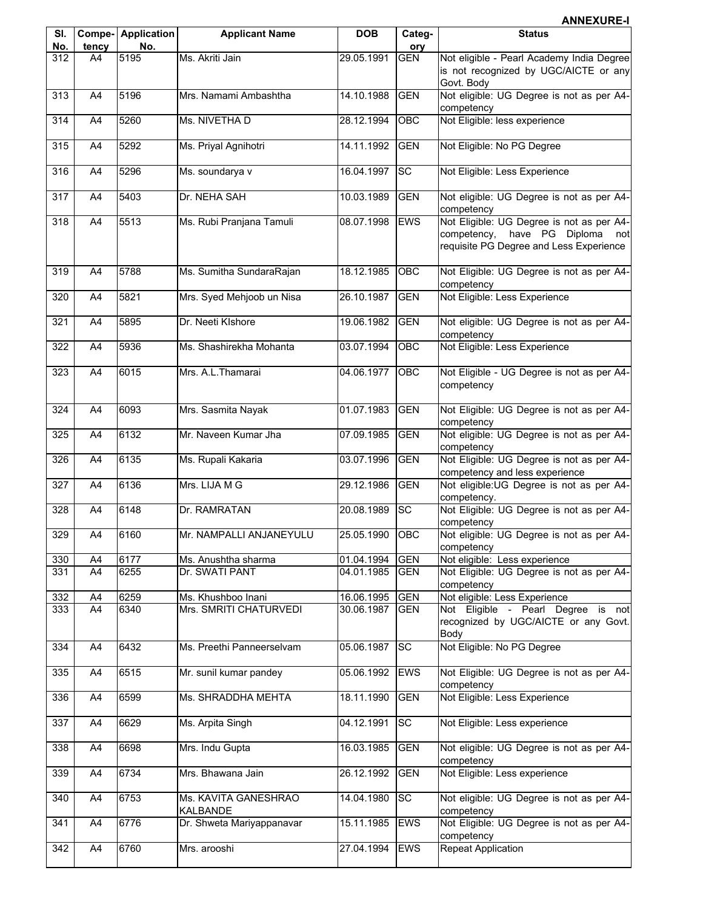**ANNEXURE-I**

| Sl. No. | Compe-tency | Application No. | Applicant Name | DOB | Categ-ory | Status |
|---|---|---|---|---|---|---|
| 312 | A4 | 5195 | Ms. Akriti Jain | 29.05.1991 | GEN | Not eligible - Pearl Academy India Degree is not recognized by UGC/AICTE or any Govt. Body |
| 313 | A4 | 5196 | Mrs. Namami Ambashtha | 14.10.1988 | GEN | Not eligible: UG Degree is not as per A4-competency |
| 314 | A4 | 5260 | Ms. NIVETHA D | 28.12.1994 | OBC | Not Eligible: less experience |
| 315 | A4 | 5292 | Ms. Priyal Agnihotri | 14.11.1992 | GEN | Not Eligible: No PG Degree |
| 316 | A4 | 5296 | Ms. soundarya v | 16.04.1997 | SC | Not Eligible: Less Experience |
| 317 | A4 | 5403 | Dr. NEHA SAH | 10.03.1989 | GEN | Not eligible: UG Degree is not as per A4-competency |
| 318 | A4 | 5513 | Ms. Rubi Pranjana Tamuli | 08.07.1998 | EWS | Not Eligible: UG Degree is not as per A4-competency, have PG Diploma not requisite PG Degree and Less Experience |
| 319 | A4 | 5788 | Ms. Sumitha SundaraRajan | 18.12.1985 | OBC | Not Eligible: UG Degree is not as per A4-competency |
| 320 | A4 | 5821 | Mrs. Syed Mehjoob un Nisa | 26.10.1987 | GEN | Not Eligible: Less Experience |
| 321 | A4 | 5895 | Dr. Neeti KIshore | 19.06.1982 | GEN | Not eligible: UG Degree is not as per A4-competency |
| 322 | A4 | 5936 | Ms. Shashirekha Mohanta | 03.07.1994 | OBC | Not Eligible: Less Experience |
| 323 | A4 | 6015 | Mrs. A.L.Thamarai | 04.06.1977 | OBC | Not Eligible - UG Degree is not as per A4-competency |
| 324 | A4 | 6093 | Mrs. Sasmita Nayak | 01.07.1983 | GEN | Not Eligible: UG Degree is not as per A4-competency |
| 325 | A4 | 6132 | Mr. Naveen Kumar Jha | 07.09.1985 | GEN | Not eligible: UG Degree is not as per A4-competency |
| 326 | A4 | 6135 | Ms. Rupali Kakaria | 03.07.1996 | GEN | Not Eligible: UG Degree is not as per A4-competency and less experience |
| 327 | A4 | 6136 | Mrs. LIJA M G | 29.12.1986 | GEN | Not eligible:UG Degree is not as per A4-competency. |
| 328 | A4 | 6148 | Dr. RAMRATAN | 20.08.1989 | SC | Not Eligible: UG Degree is not as per A4-competency |
| 329 | A4 | 6160 | Mr. NAMPALLI ANJANEYULU | 25.05.1990 | OBC | Not eligible: UG Degree is not as per A4-competency |
| 330 | A4 | 6177 | Ms. Anushtha sharma | 01.04.1994 | GEN | Not eligible: Less experience |
| 331 | A4 | 6255 | Dr. SWATI PANT | 04.01.1985 | GEN | Not Eligible: UG Degree is not as per A4-competency |
| 332 | A4 | 6259 | Ms. Khushboo Inani | 16.06.1995 | GEN | Not eligible: Less Experience |
| 333 | A4 | 6340 | Mrs. SMRITI CHATURVEDI | 30.06.1987 | GEN | Not Eligible - Pearl Degree is not recognized by UGC/AICTE or any Govt. Body |
| 334 | A4 | 6432 | Ms. Preethi Panneerselvam | 05.06.1987 | SC | Not Eligible: No PG Degree |
| 335 | A4 | 6515 | Mr. sunil kumar pandey | 05.06.1992 | EWS | Not Eligible: UG Degree is not as per A4-competency |
| 336 | A4 | 6599 | Ms. SHRADDHA MEHTA | 18.11.1990 | GEN | Not Eligible: Less Experience |
| 337 | A4 | 6629 | Ms. Arpita Singh | 04.12.1991 | SC | Not Eligible: Less experience |
| 338 | A4 | 6698 | Mrs. Indu Gupta | 16.03.1985 | GEN | Not eligible: UG Degree is not as per A4-competency |
| 339 | A4 | 6734 | Mrs. Bhawana Jain | 26.12.1992 | GEN | Not Eligible: Less experience |
| 340 | A4 | 6753 | Ms. KAVITA GANESHRAO KALBANDE | 14.04.1980 | SC | Not eligible: UG Degree is not as per A4-competency |
| 341 | A4 | 6776 | Dr. Shweta Mariyappanavar | 15.11.1985 | EWS | Not Eligible: UG Degree is not as per A4-competency |
| 342 | A4 | 6760 | Mrs. arooshi | 27.04.1994 | EWS | Repeat Application |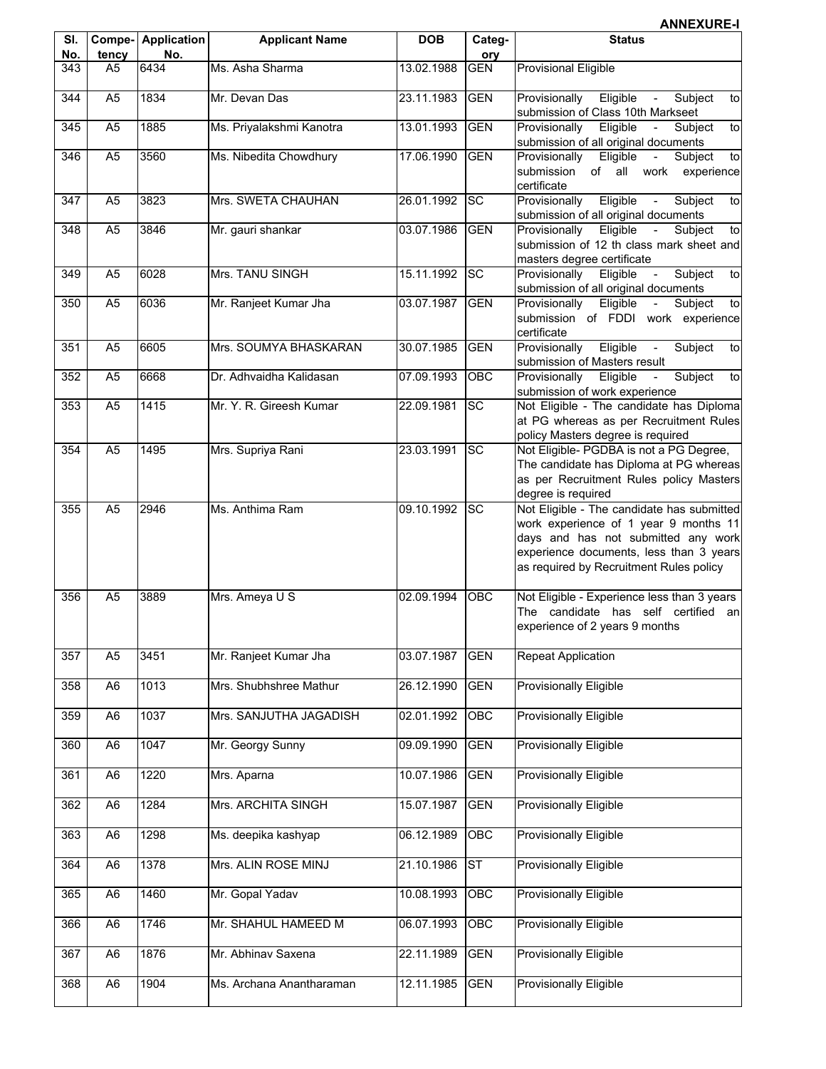**ANNEXURE-I**

| Sl. No. | Compe-tency | Application No. | Applicant Name | DOB | Categ-ory | Status |
|---|---|---|---|---|---|---|
| 343 | A5 | 6434 | Ms. Asha Sharma | 13.02.1988 | GEN | Provisional Eligible |
| 344 | A5 | 1834 | Mr. Devan Das | 23.11.1983 | GEN | Provisionally Eligible - Subject to submission of Class 10th Markseet |
| 345 | A5 | 1885 | Ms. Priyalakshmi Kanotra | 13.01.1993 | GEN | Provisionally Eligible - Subject to submission of all original documents |
| 346 | A5 | 3560 | Ms. Nibedita Chowdhury | 17.06.1990 | GEN | Provisionally Eligible - Subject to submission of all work experience certificate |
| 347 | A5 | 3823 | Mrs. SWETA CHAUHAN | 26.01.1992 | SC | Provisionally Eligible - Subject to submission of all original documents |
| 348 | A5 | 3846 | Mr. gauri shankar | 03.07.1986 | GEN | Provisionally Eligible - Subject to submission of 12 th class mark sheet and masters degree certificate |
| 349 | A5 | 6028 | Mrs. TANU SINGH | 15.11.1992 | SC | Provisionally Eligible - Subject to submission of all original documents |
| 350 | A5 | 6036 | Mr. Ranjeet Kumar Jha | 03.07.1987 | GEN | Provisionally Eligible - Subject to submission of FDDI work experience certificate |
| 351 | A5 | 6605 | Mrs. SOUMYA BHASKARAN | 30.07.1985 | GEN | Provisionally Eligible - Subject to submission of Masters result |
| 352 | A5 | 6668 | Dr. Adhvaidha Kalidasan | 07.09.1993 | OBC | Provisionally Eligible - Subject to submission of work experience |
| 353 | A5 | 1415 | Mr. Y. R. Gireesh Kumar | 22.09.1981 | SC | Not Eligible - The candidate has Diploma at PG whereas as per Recruitment Rules policy Masters degree is required |
| 354 | A5 | 1495 | Mrs. Supriya Rani | 23.03.1991 | SC | Not Eligible- PGDBA is not a PG Degree, The candidate has Diploma at PG whereas as per Recruitment Rules policy Masters degree is required |
| 355 | A5 | 2946 | Ms. Anthima Ram | 09.10.1992 | SC | Not Eligible - The candidate has submitted work experience of 1 year 9 months 11 days and has not submitted any work experience documents, less than 3 years as required by Recruitment Rules policy |
| 356 | A5 | 3889 | Mrs. Ameya U S | 02.09.1994 | OBC | Not Eligible - Experience less than 3 years The candidate has self certified an experience of 2 years 9 months |
| 357 | A5 | 3451 | Mr. Ranjeet Kumar Jha | 03.07.1987 | GEN | Repeat Application |
| 358 | A6 | 1013 | Mrs. Shubhshree Mathur | 26.12.1990 | GEN | Provisionally Eligible |
| 359 | A6 | 1037 | Mrs. SANJUTHA JAGADISH | 02.01.1992 | OBC | Provisionally Eligible |
| 360 | A6 | 1047 | Mr. Georgy Sunny | 09.09.1990 | GEN | Provisionally Eligible |
| 361 | A6 | 1220 | Mrs. Aparna | 10.07.1986 | GEN | Provisionally Eligible |
| 362 | A6 | 1284 | Mrs. ARCHITA SINGH | 15.07.1987 | GEN | Provisionally Eligible |
| 363 | A6 | 1298 | Ms. deepika kashyap | 06.12.1989 | OBC | Provisionally Eligible |
| 364 | A6 | 1378 | Mrs. ALIN ROSE MINJ | 21.10.1986 | ST | Provisionally Eligible |
| 365 | A6 | 1460 | Mr. Gopal Yadav | 10.08.1993 | OBC | Provisionally Eligible |
| 366 | A6 | 1746 | Mr. SHAHUL HAMEED M | 06.07.1993 | OBC | Provisionally Eligible |
| 367 | A6 | 1876 | Mr. Abhinav Saxena | 22.11.1989 | GEN | Provisionally Eligible |
| 368 | A6 | 1904 | Ms. Archana Anantharaman | 12.11.1985 | GEN | Provisionally Eligible |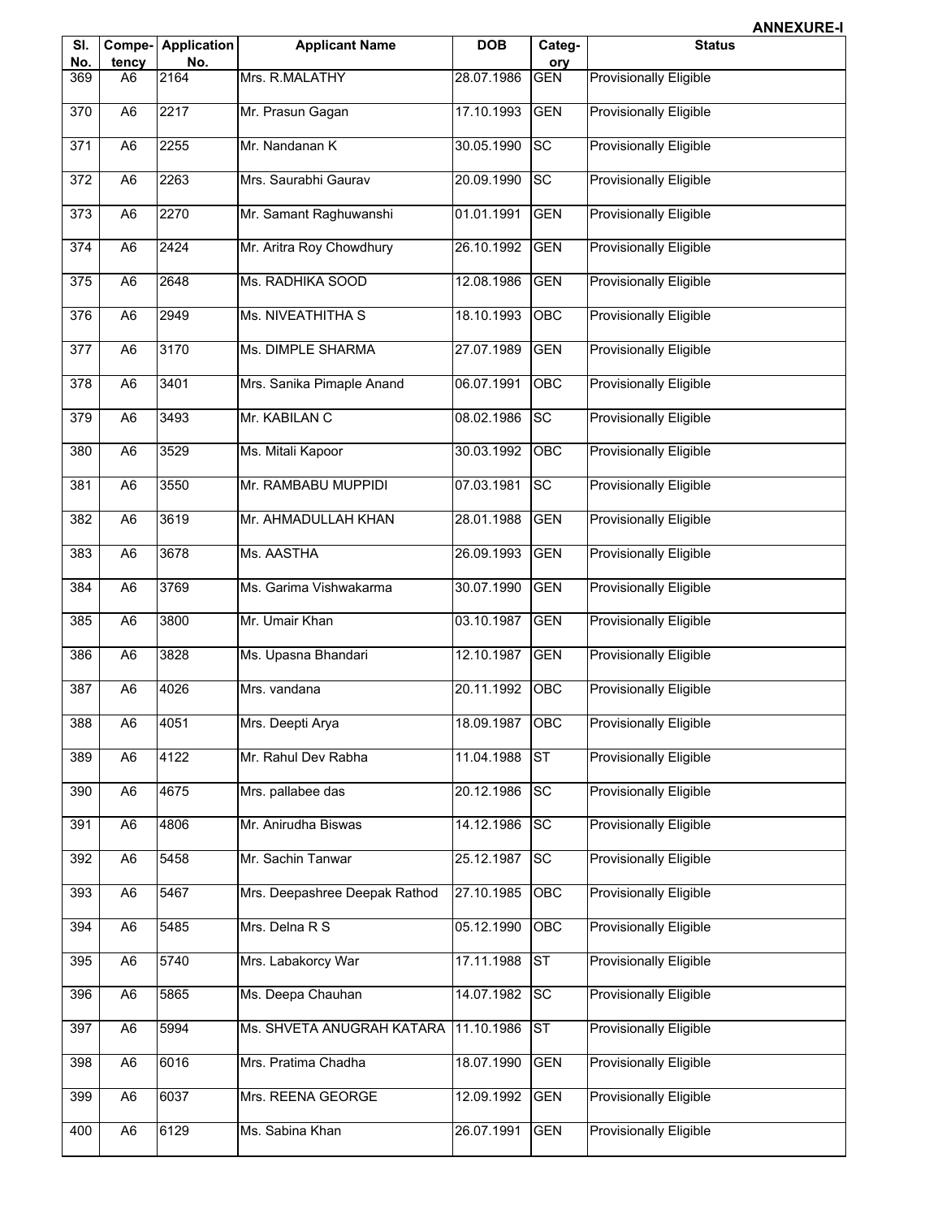**ANNEXURE-I**

| Sl. No. | Compe-tency | Application No. | Applicant Name | DOB | Categ-ory | Status |
|---|---|---|---|---|---|---|
| 369 | A6 | 2164 | Mrs. R.MALATHY | 28.07.1986 | GEN | Provisionally Eligible |
| 370 | A6 | 2217 | Mr. Prasun Gagan | 17.10.1993 | GEN | Provisionally Eligible |
| 371 | A6 | 2255 | Mr. Nandanan K | 30.05.1990 | SC | Provisionally Eligible |
| 372 | A6 | 2263 | Mrs. Saurabhi Gaurav | 20.09.1990 | SC | Provisionally Eligible |
| 373 | A6 | 2270 | Mr. Samant Raghuwanshi | 01.01.1991 | GEN | Provisionally Eligible |
| 374 | A6 | 2424 | Mr. Aritra Roy Chowdhury | 26.10.1992 | GEN | Provisionally Eligible |
| 375 | A6 | 2648 | Ms. RADHIKA SOOD | 12.08.1986 | GEN | Provisionally Eligible |
| 376 | A6 | 2949 | Ms. NIVEATHITHA S | 18.10.1993 | OBC | Provisionally Eligible |
| 377 | A6 | 3170 | Ms. DIMPLE SHARMA | 27.07.1989 | GEN | Provisionally Eligible |
| 378 | A6 | 3401 | Mrs. Sanika Pimaple Anand | 06.07.1991 | OBC | Provisionally Eligible |
| 379 | A6 | 3493 | Mr. KABILAN C | 08.02.1986 | SC | Provisionally Eligible |
| 380 | A6 | 3529 | Ms. Mitali Kapoor | 30.03.1992 | OBC | Provisionally Eligible |
| 381 | A6 | 3550 | Mr. RAMBABU MUPPIDI | 07.03.1981 | SC | Provisionally Eligible |
| 382 | A6 | 3619 | Mr. AHMADULLAH KHAN | 28.01.1988 | GEN | Provisionally Eligible |
| 383 | A6 | 3678 | Ms. AASTHA | 26.09.1993 | GEN | Provisionally Eligible |
| 384 | A6 | 3769 | Ms. Garima Vishwakarma | 30.07.1990 | GEN | Provisionally Eligible |
| 385 | A6 | 3800 | Mr. Umair Khan | 03.10.1987 | GEN | Provisionally Eligible |
| 386 | A6 | 3828 | Ms. Upasna Bhandari | 12.10.1987 | GEN | Provisionally Eligible |
| 387 | A6 | 4026 | Mrs. vandana | 20.11.1992 | OBC | Provisionally Eligible |
| 388 | A6 | 4051 | Mrs. Deepti Arya | 18.09.1987 | OBC | Provisionally Eligible |
| 389 | A6 | 4122 | Mr. Rahul Dev Rabha | 11.04.1988 | ST | Provisionally Eligible |
| 390 | A6 | 4675 | Mrs. pallabee das | 20.12.1986 | SC | Provisionally Eligible |
| 391 | A6 | 4806 | Mr. Anirudha Biswas | 14.12.1986 | SC | Provisionally Eligible |
| 392 | A6 | 5458 | Mr. Sachin Tanwar | 25.12.1987 | SC | Provisionally Eligible |
| 393 | A6 | 5467 | Mrs. Deepashree Deepak Rathod | 27.10.1985 | OBC | Provisionally Eligible |
| 394 | A6 | 5485 | Mrs. Delna R S | 05.12.1990 | OBC | Provisionally Eligible |
| 395 | A6 | 5740 | Mrs. Labakorcy War | 17.11.1988 | ST | Provisionally Eligible |
| 396 | A6 | 5865 | Ms. Deepa Chauhan | 14.07.1982 | SC | Provisionally Eligible |
| 397 | A6 | 5994 | Ms. SHVETA ANUGRAH KATARA | 11.10.1986 | ST | Provisionally Eligible |
| 398 | A6 | 6016 | Mrs. Pratima Chadha | 18.07.1990 | GEN | Provisionally Eligible |
| 399 | A6 | 6037 | Mrs. REENA GEORGE | 12.09.1992 | GEN | Provisionally Eligible |
| 400 | A6 | 6129 | Ms. Sabina Khan | 26.07.1991 | GEN | Provisionally Eligible |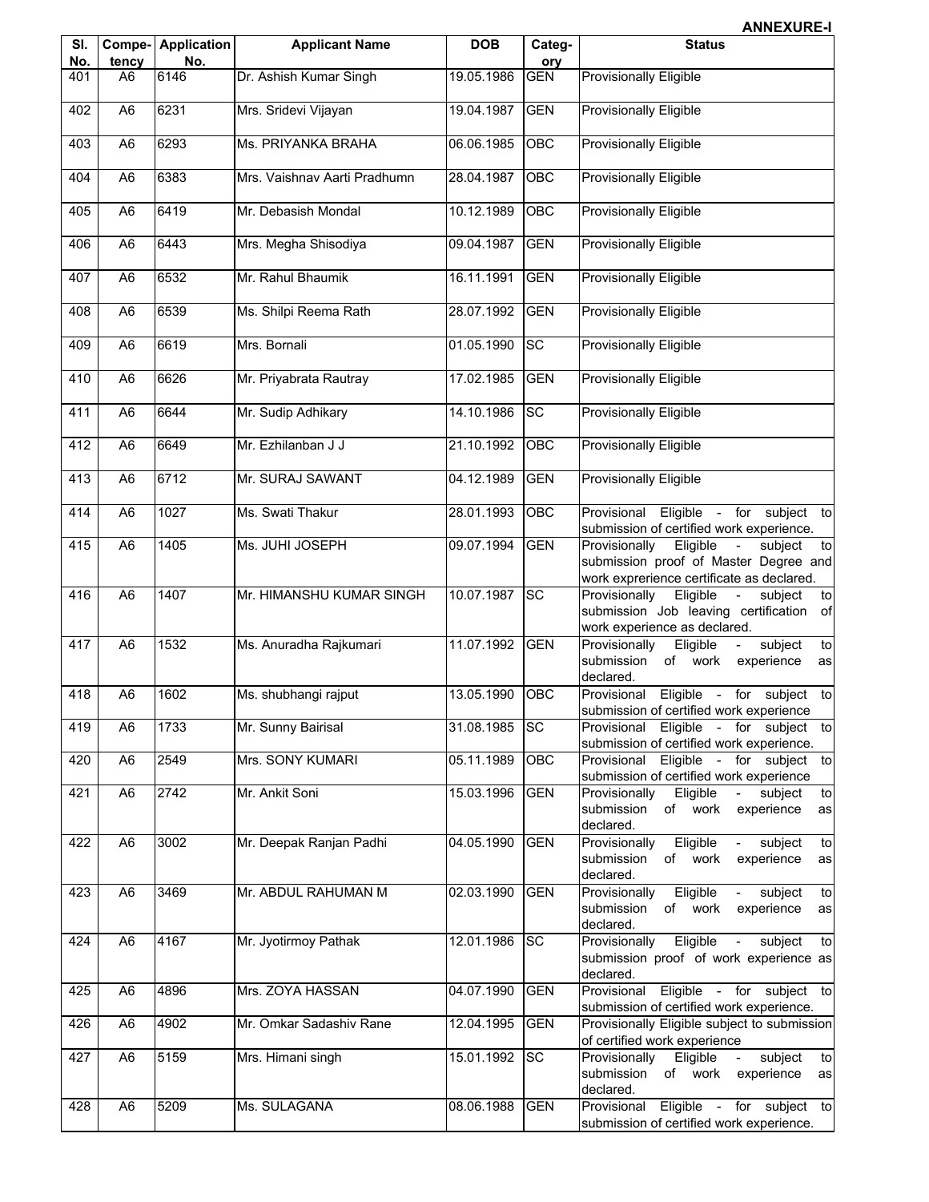**ANNEXURE-I**

| Sl. No. | Compe-tency | Application No. | Applicant Name | DOB | Categ-ory | Status |
|---|---|---|---|---|---|---|
| 401 | A6 | 6146 | Dr. Ashish Kumar Singh | 19.05.1986 | GEN | Provisionally Eligible |
| 402 | A6 | 6231 | Mrs. Sridevi Vijayan | 19.04.1987 | GEN | Provisionally Eligible |
| 403 | A6 | 6293 | Ms. PRIYANKA BRAHA | 06.06.1985 | OBC | Provisionally Eligible |
| 404 | A6 | 6383 | Mrs. Vaishnav Aarti Pradhumn | 28.04.1987 | OBC | Provisionally Eligible |
| 405 | A6 | 6419 | Mr. Debasish Mondal | 10.12.1989 | OBC | Provisionally Eligible |
| 406 | A6 | 6443 | Mrs. Megha Shisodiya | 09.04.1987 | GEN | Provisionally Eligible |
| 407 | A6 | 6532 | Mr. Rahul Bhaumik | 16.11.1991 | GEN | Provisionally Eligible |
| 408 | A6 | 6539 | Ms. Shilpi Reema Rath | 28.07.1992 | GEN | Provisionally Eligible |
| 409 | A6 | 6619 | Mrs. Bornali | 01.05.1990 | SC | Provisionally Eligible |
| 410 | A6 | 6626 | Mr. Priyabrata Rautray | 17.02.1985 | GEN | Provisionally Eligible |
| 411 | A6 | 6644 | Mr. Sudip Adhikary | 14.10.1986 | SC | Provisionally Eligible |
| 412 | A6 | 6649 | Mr. Ezhilanban J J | 21.10.1992 | OBC | Provisionally Eligible |
| 413 | A6 | 6712 | Mr. SURAJ SAWANT | 04.12.1989 | GEN | Provisionally Eligible |
| 414 | A6 | 1027 | Ms. Swati Thakur | 28.01.1993 | OBC | Provisional Eligible - for subject to submission of certified work experience. |
| 415 | A6 | 1405 | Ms. JUHI JOSEPH | 09.07.1994 | GEN | Provisionally Eligible - subject to submission proof of Master Degree and work exprerience certificate as declared. |
| 416 | A6 | 1407 | Mr. HIMANSHU KUMAR SINGH | 10.07.1987 | SC | Provisionally Eligible - subject to submission Job leaving certification of work experience as declared. |
| 417 | A6 | 1532 | Ms. Anuradha Rajkumari | 11.07.1992 | GEN | Provisionally Eligible - subject to submission of work experience as declared. |
| 418 | A6 | 1602 | Ms. shubhangi rajput | 13.05.1990 | OBC | Provisional Eligible - for subject to submission of certified work experience |
| 419 | A6 | 1733 | Mr. Sunny Bairisal | 31.08.1985 | SC | Provisional Eligible - for subject to submission of certified work experience. |
| 420 | A6 | 2549 | Mrs. SONY KUMARI | 05.11.1989 | OBC | Provisional Eligible - for subject to submission of certified work experience |
| 421 | A6 | 2742 | Mr. Ankit Soni | 15.03.1996 | GEN | Provisionally Eligible - subject to submission of work experience as declared. |
| 422 | A6 | 3002 | Mr. Deepak Ranjan Padhi | 04.05.1990 | GEN | Provisionally Eligible - subject to submission of work experience as declared. |
| 423 | A6 | 3469 | Mr. ABDUL RAHUMAN M | 02.03.1990 | GEN | Provisionally Eligible - subject to submission of work experience as declared. |
| 424 | A6 | 4167 | Mr. Jyotirmoy Pathak | 12.01.1986 | SC | Provisionally Eligible - subject to submission proof of work experience as declared. |
| 425 | A6 | 4896 | Mrs. ZOYA HASSAN | 04.07.1990 | GEN | Provisional Eligible - for subject to submission of certified work experience. |
| 426 | A6 | 4902 | Mr. Omkar Sadashiv Rane | 12.04.1995 | GEN | Provisionally Eligible subject to submission of certified work experience |
| 427 | A6 | 5159 | Mrs. Himani singh | 15.01.1992 | SC | Provisionally Eligible - subject to submission of work experience as declared. |
| 428 | A6 | 5209 | Ms. SULAGANA | 08.06.1988 | GEN | Provisional Eligible - for subject to submission of certified work experience. |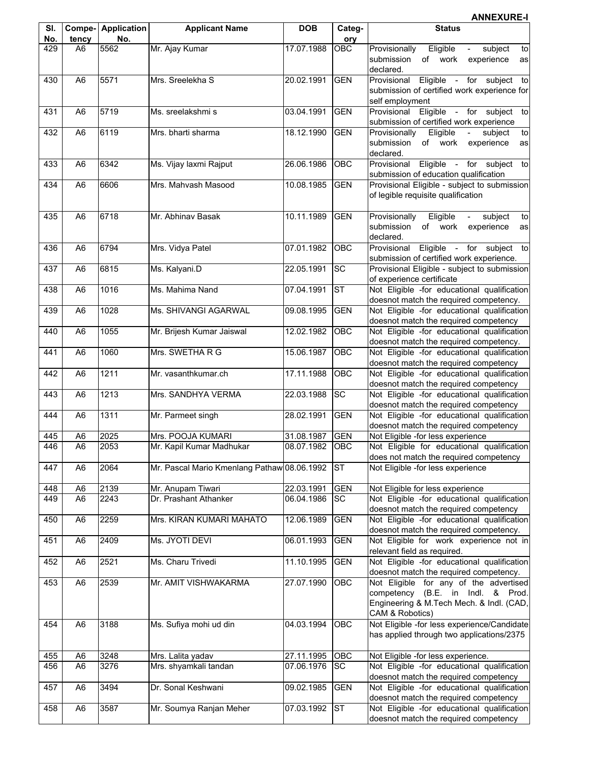**ANNEXURE-I**

| Sl. No. | Compe-tency | Application No. | Applicant Name | DOB | Categ-ory | Status |
|---|---|---|---|---|---|---|
| 429 | A6 | 5562 | Mr. Ajay Kumar | 17.07.1988 | OBC | Provisionally Eligible - subject to submission of work experience as declared. |
| 430 | A6 | 5571 | Mrs. Sreelekha S | 20.02.1991 | GEN | Provisional Eligible - for subject to submission of certified work experience for self employment |
| 431 | A6 | 5719 | Ms. sreelakshmi s | 03.04.1991 | GEN | Provisional Eligible - for subject to submission of certified work experience |
| 432 | A6 | 6119 | Mrs. bharti sharma | 18.12.1990 | GEN | Provisionally Eligible - subject to submission of work experience as declared. |
| 433 | A6 | 6342 | Ms. Vijay laxmi Rajput | 26.06.1986 | OBC | Provisional Eligible - for subject to submission of education qualification |
| 434 | A6 | 6606 | Mrs. Mahvash Masood | 10.08.1985 | GEN | Provisional Eligible - subject to submission of legible requisite qualification |
| 435 | A6 | 6718 | Mr. Abhinav Basak | 10.11.1989 | GEN | Provisionally Eligible - subject to submission of work experience as declared. |
| 436 | A6 | 6794 | Mrs. Vidya Patel | 07.01.1982 | OBC | Provisional Eligible - for subject to submission of certified work experience. |
| 437 | A6 | 6815 | Ms. Kalyani.D | 22.05.1991 | SC | Provisional Eligible - subject to submission of experience certificate |
| 438 | A6 | 1016 | Ms. Mahima Nand | 07.04.1991 | ST | Not Eligible -for educational qualification doesnot match the required competency. |
| 439 | A6 | 1028 | Ms. SHIVANGI AGARWAL | 09.08.1995 | GEN | Not Eligible -for educational qualification doesnot match the required competency |
| 440 | A6 | 1055 | Mr. Brijesh Kumar Jaiswal | 12.02.1982 | OBC | Not Eligible -for educational qualification doesnot match the required competency. |
| 441 | A6 | 1060 | Mrs. SWETHA R G | 15.06.1987 | OBC | Not Eligible -for educational qualification doesnot match the required competency |
| 442 | A6 | 1211 | Mr. vasanthkumar.ch | 17.11.1988 | OBC | Not Eligible -for educational qualification doesnot match the required competency |
| 443 | A6 | 1213 | Mrs. SANDHYA VERMA | 22.03.1988 | SC | Not Eligible -for educational qualification doesnot match the required competency |
| 444 | A6 | 1311 | Mr. Parmeet singh | 28.02.1991 | GEN | Not Eligible -for educational qualification doesnot match the required competency |
| 445 | A6 | 2025 | Mrs. POOJA KUMARI | 31.08.1987 | GEN | Not Eligible -for less experience |
| 446 | A6 | 2053 | Mr. Kapil Kumar Madhukar | 08.07.1982 | OBC | Not Eligible for educational qualification does not match the required competency |
| 447 | A6 | 2064 | Mr. Pascal Mario Kmenlang Pathaw | 08.06.1992 | ST | Not Eligible -for less experience |
| 448 | A6 | 2139 | Mr. Anupam Tiwari | 22.03.1991 | GEN | Not Eligible for less experience |
| 449 | A6 | 2243 | Dr. Prashant Athanker | 06.04.1986 | SC | Not Eligible -for educational qualification doesnot match the required competency |
| 450 | A6 | 2259 | Mrs. KIRAN KUMARI MAHATO | 12.06.1989 | GEN | Not Eligible -for educational qualification doesnot match the required competency. |
| 451 | A6 | 2409 | Ms. JYOTI DEVI | 06.01.1993 | GEN | Not Eligible for work experience not in relevant field as required. |
| 452 | A6 | 2521 | Ms. Charu Trivedi | 11.10.1995 | GEN | Not Eligible -for educational qualification doesnot match the required competency. |
| 453 | A6 | 2539 | Mr. AMIT VISHWAKARMA | 27.07.1990 | OBC | Not Eligible for any of the advertised competency (B.E. in Indl. & Prod. Engineering & M.Tech Mech. & Indl. (CAD, CAM & Robotics) |
| 454 | A6 | 3188 | Ms. Sufiya mohi ud din | 04.03.1994 | OBC | Not Eligible -for less experience/Candidate has applied through two applications/2375 |
| 455 | A6 | 3248 | Mrs. Lalita yadav | 27.11.1995 | OBC | Not Eligible -for less experience. |
| 456 | A6 | 3276 | Mrs. shyamkali tandan | 07.06.1976 | SC | Not Eligible -for educational qualification doesnot match the required competency |
| 457 | A6 | 3494 | Dr. Sonal Keshwani | 09.02.1985 | GEN | Not Eligible -for educational qualification doesnot match the required competency |
| 458 | A6 | 3587 | Mr. Soumya Ranjan Meher | 07.03.1992 | ST | Not Eligible -for educational qualification doesnot match the required competency |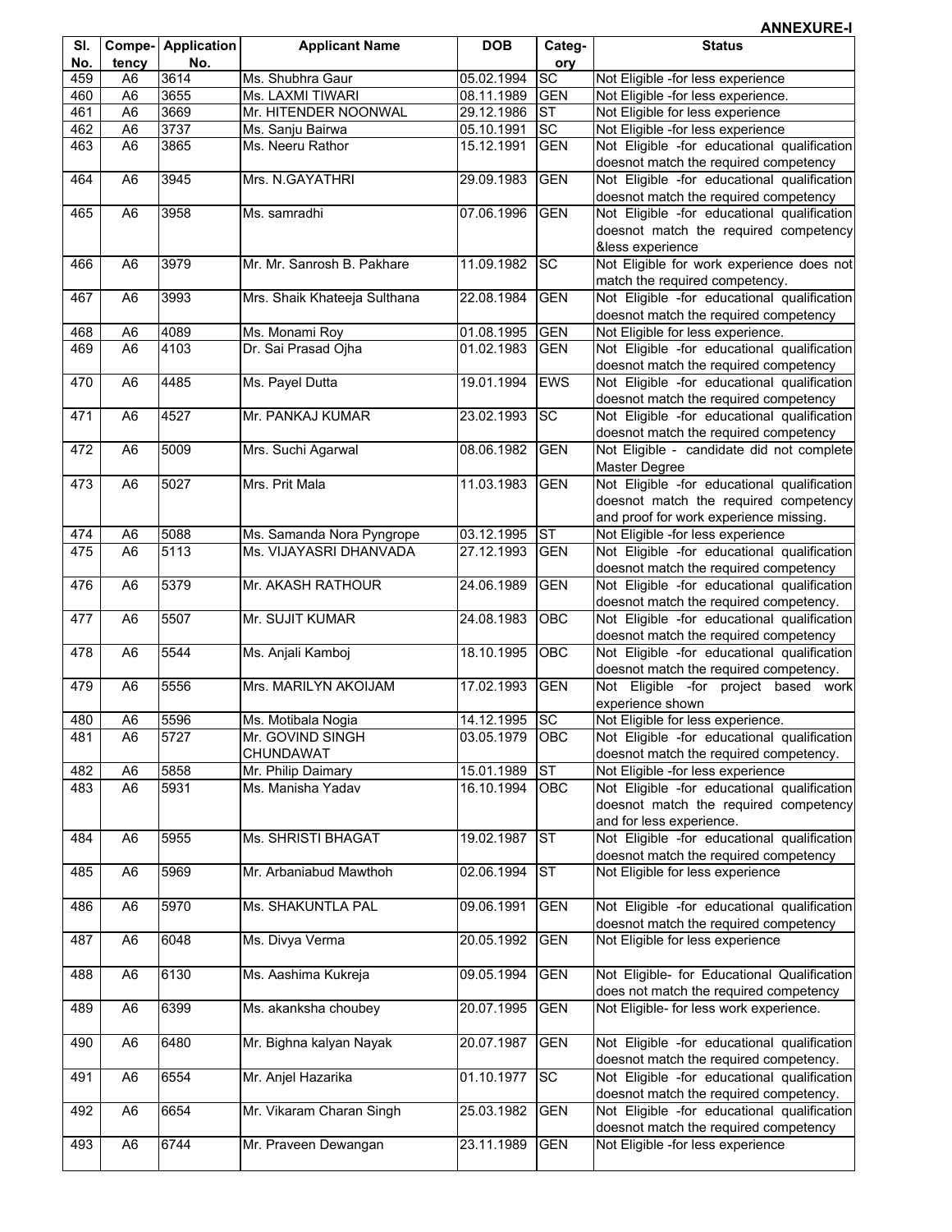**ANNEXURE-I**

| Sl. No. | Compe-tency | Application No. | Applicant Name | DOB | Categ-ory | Status |
|---|---|---|---|---|---|---|
| 459 | A6 | 3614 | Ms. Shubhra Gaur | 05.02.1994 | SC | Not Eligible -for less experience |
| 460 | A6 | 3655 | Ms. LAXMI TIWARI | 08.11.1989 | GEN | Not Eligible -for less experience. |
| 461 | A6 | 3669 | Mr. HITENDER NOONWAL | 29.12.1986 | ST | Not Eligible for less experience |
| 462 | A6 | 3737 | Ms. Sanju Bairwa | 05.10.1991 | SC | Not Eligible -for less experience |
| 463 | A6 | 3865 | Ms. Neeru Rathor | 15.12.1991 | GEN | Not Eligible -for educational qualification doesnot match the required competency |
| 464 | A6 | 3945 | Mrs. N.GAYATHRI | 29.09.1983 | GEN | Not Eligible -for educational qualification doesnot match the required competency |
| 465 | A6 | 3958 | Ms. samradhi | 07.06.1996 | GEN | Not Eligible -for educational qualification doesnot match the required competency &less experience |
| 466 | A6 | 3979 | Mr. Mr. Sanrosh B. Pakhare | 11.09.1982 | SC | Not Eligible for work experience does not match the required competency. |
| 467 | A6 | 3993 | Mrs. Shaik Khateeja Sulthana | 22.08.1984 | GEN | Not Eligible -for educational qualification doesnot match the required competency |
| 468 | A6 | 4089 | Ms. Monami Roy | 01.08.1995 | GEN | Not Eligible for less experience. |
| 469 | A6 | 4103 | Dr. Sai Prasad Ojha | 01.02.1983 | GEN | Not Eligible -for educational qualification doesnot match the required competency |
| 470 | A6 | 4485 | Ms. Payel Dutta | 19.01.1994 | EWS | Not Eligible -for educational qualification doesnot match the required competency |
| 471 | A6 | 4527 | Mr. PANKAJ KUMAR | 23.02.1993 | SC | Not Eligible -for educational qualification doesnot match the required competency |
| 472 | A6 | 5009 | Mrs. Suchi Agarwal | 08.06.1982 | GEN | Not Eligible - candidate did not complete Master Degree |
| 473 | A6 | 5027 | Mrs. Prit Mala | 11.03.1983 | GEN | Not Eligible -for educational qualification doesnot match the required competency and proof for work experience missing. |
| 474 | A6 | 5088 | Ms. Samanda Nora Pyngrope | 03.12.1995 | ST | Not Eligible -for less experience |
| 475 | A6 | 5113 | Ms. VIJAYASRI DHANVADA | 27.12.1993 | GEN | Not Eligible -for educational qualification doesnot match the required competency |
| 476 | A6 | 5379 | Mr. AKASH RATHOUR | 24.06.1989 | GEN | Not Eligible -for educational qualification doesnot match the required competency. |
| 477 | A6 | 5507 | Mr. SUJIT KUMAR | 24.08.1983 | OBC | Not Eligible -for educational qualification doesnot match the required competency |
| 478 | A6 | 5544 | Ms. Anjali Kamboj | 18.10.1995 | OBC | Not Eligible -for educational qualification doesnot match the required competency. |
| 479 | A6 | 5556 | Mrs. MARILYN AKOIJAM | 17.02.1993 | GEN | Not Eligible -for project based work experience shown |
| 480 | A6 | 5596 | Ms. Motibala Nogia | 14.12.1995 | SC | Not Eligible for less experience. |
| 481 | A6 | 5727 | Mr. GOVIND SINGH CHUNDAWAT | 03.05.1979 | OBC | Not Eligible -for educational qualification doesnot match the required competency. |
| 482 | A6 | 5858 | Mr. Philip Daimary | 15.01.1989 | ST | Not Eligible -for less experience |
| 483 | A6 | 5931 | Ms. Manisha Yadav | 16.10.1994 | OBC | Not Eligible -for educational qualification doesnot match the required competency and for less experience. |
| 484 | A6 | 5955 | Ms. SHRISTI BHAGAT | 19.02.1987 | ST | Not Eligible -for educational qualification doesnot match the required competency |
| 485 | A6 | 5969 | Mr. Arbaniabud Mawthoh | 02.06.1994 | ST | Not Eligible for less experience |
| 486 | A6 | 5970 | Ms. SHAKUNTLA PAL | 09.06.1991 | GEN | Not Eligible -for educational qualification doesnot match the required competency |
| 487 | A6 | 6048 | Ms. Divya Verma | 20.05.1992 | GEN | Not Eligible for less experience |
| 488 | A6 | 6130 | Ms. Aashima Kukreja | 09.05.1994 | GEN | Not Eligible- for Educational Qualification does not match the required competency |
| 489 | A6 | 6399 | Ms. akanksha choubey | 20.07.1995 | GEN | Not Eligible- for less work experience. |
| 490 | A6 | 6480 | Mr. Bighna kalyan Nayak | 20.07.1987 | GEN | Not Eligible -for educational qualification doesnot match the required competency. |
| 491 | A6 | 6554 | Mr. Anjel Hazarika | 01.10.1977 | SC | Not Eligible -for educational qualification doesnot match the required competency. |
| 492 | A6 | 6654 | Mr. Vikaram Charan Singh | 25.03.1982 | GEN | Not Eligible -for educational qualification doesnot match the required competency |
| 493 | A6 | 6744 | Mr. Praveen Dewangan | 23.11.1989 | GEN | Not Eligible -for less experience |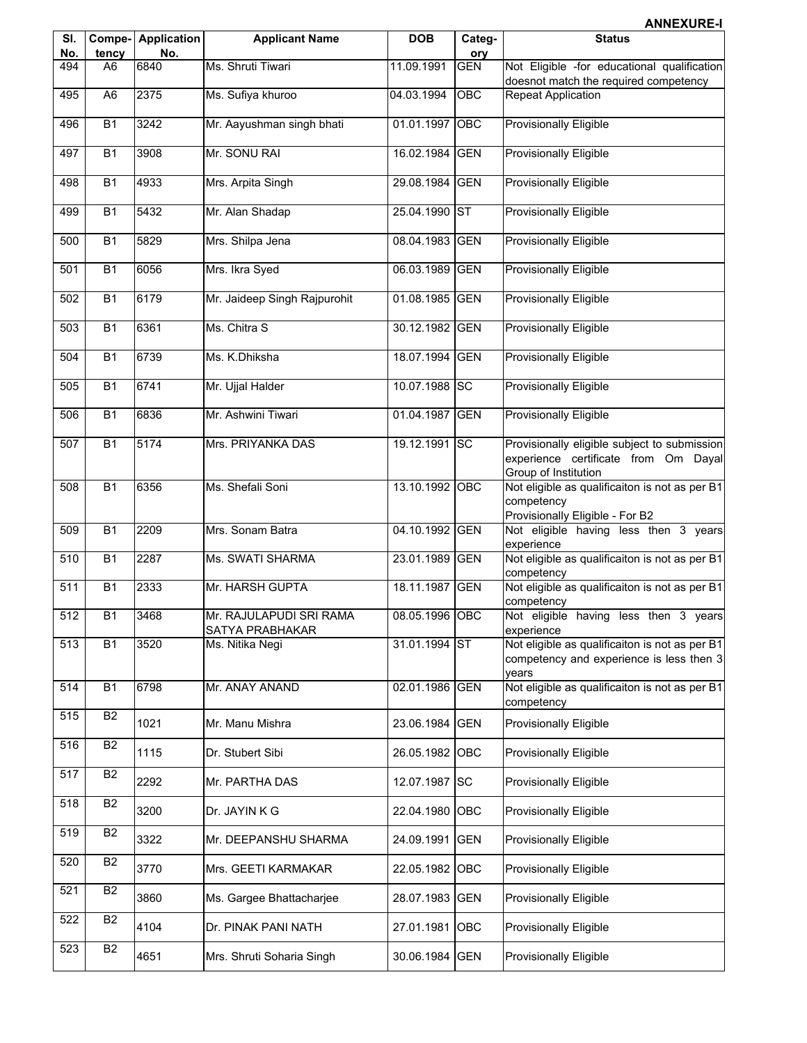**ANNEXURE-I**

| Sl. No. | Compe-tency | Application No. | Applicant Name | DOB | Categ-ory | Status |
|---|---|---|---|---|---|---|
| 494 | A6 | 6840 | Ms. Shruti Tiwari | 11.09.1991 | GEN | Not Eligible -for educational qualification doesnot match the required competency |
| 495 | A6 | 2375 | Ms. Sufiya khuroo | 04.03.1994 | OBC | Repeat Application |
| 496 | B1 | 3242 | Mr. Aayushman singh bhati | 01.01.1997 | OBC | Provisionally Eligible |
| 497 | B1 | 3908 | Mr. SONU RAI | 16.02.1984 | GEN | Provisionally Eligible |
| 498 | B1 | 4933 | Mrs. Arpita Singh | 29.08.1984 | GEN | Provisionally Eligible |
| 499 | B1 | 5432 | Mr. Alan Shadap | 25.04.1990 | ST | Provisionally Eligible |
| 500 | B1 | 5829 | Mrs. Shilpa Jena | 08.04.1983 | GEN | Provisionally Eligible |
| 501 | B1 | 6056 | Mrs. Ikra Syed | 06.03.1989 | GEN | Provisionally Eligible |
| 502 | B1 | 6179 | Mr. Jaideep Singh Rajpurohit | 01.08.1985 | GEN | Provisionally Eligible |
| 503 | B1 | 6361 | Ms. Chitra S | 30.12.1982 | GEN | Provisionally Eligible |
| 504 | B1 | 6739 | Ms. K.Dhiksha | 18.07.1994 | GEN | Provisionally Eligible |
| 505 | B1 | 6741 | Mr. Ujjal Halder | 10.07.1988 | SC | Provisionally Eligible |
| 506 | B1 | 6836 | Mr. Ashwini Tiwari | 01.04.1987 | GEN | Provisionally Eligible |
| 507 | B1 | 5174 | Mrs. PRIYANKA DAS | 19.12.1991 | SC | Provisionally eligible subject to submission experience certificate from Om Dayal Group of Institution |
| 508 | B1 | 6356 | Ms. Shefali Soni | 13.10.1992 | OBC | Not eligible as qualificaiton is not as per B1 competency Provisionally Eligible - For B2 |
| 509 | B1 | 2209 | Mrs. Sonam Batra | 04.10.1992 | GEN | Not eligible having less then 3 years experience |
| 510 | B1 | 2287 | Ms. SWATI SHARMA | 23.01.1989 | GEN | Not eligible as qualificaiton is not as per B1 competency |
| 511 | B1 | 2333 | Mr. HARSH GUPTA | 18.11.1987 | GEN | Not eligible as qualificaiton is not as per B1 competency |
| 512 | B1 | 3468 | Mr. RAJULAPUDI SRI RAMA SATYA PRABHAKAR | 08.05.1996 | OBC | Not eligible having less then 3 years experience |
| 513 | B1 | 3520 | Ms. Nitika Negi | 31.01.1994 | ST | Not eligible as qualificaiton is not as per B1 competency and experience is less then 3 years |
| 514 | B1 | 6798 | Mr. ANAY ANAND | 02.01.1986 | GEN | Not eligible as qualificaiton is not as per B1 competency |
| 515 | B2 | 1021 | Mr. Manu Mishra | 23.06.1984 | GEN | Provisionally Eligible |
| 516 | B2 | 1115 | Dr. Stubert Sibi | 26.05.1982 | OBC | Provisionally Eligible |
| 517 | B2 | 2292 | Mr. PARTHA DAS | 12.07.1987 | SC | Provisionally Eligible |
| 518 | B2 | 3200 | Dr. JAYIN K G | 22.04.1980 | OBC | Provisionally Eligible |
| 519 | B2 | 3322 | Mr. DEEPANSHU SHARMA | 24.09.1991 | GEN | Provisionally Eligible |
| 520 | B2 | 3770 | Mrs. GEETI KARMAKAR | 22.05.1982 | OBC | Provisionally Eligible |
| 521 | B2 | 3860 | Ms. Gargee Bhattacharjee | 28.07.1983 | GEN | Provisionally Eligible |
| 522 | B2 | 4104 | Dr. PINAK PANI NATH | 27.01.1981 | OBC | Provisionally Eligible |
| 523 | B2 | 4651 | Mrs. Shruti Soharia Singh | 30.06.1984 | GEN | Provisionally Eligible |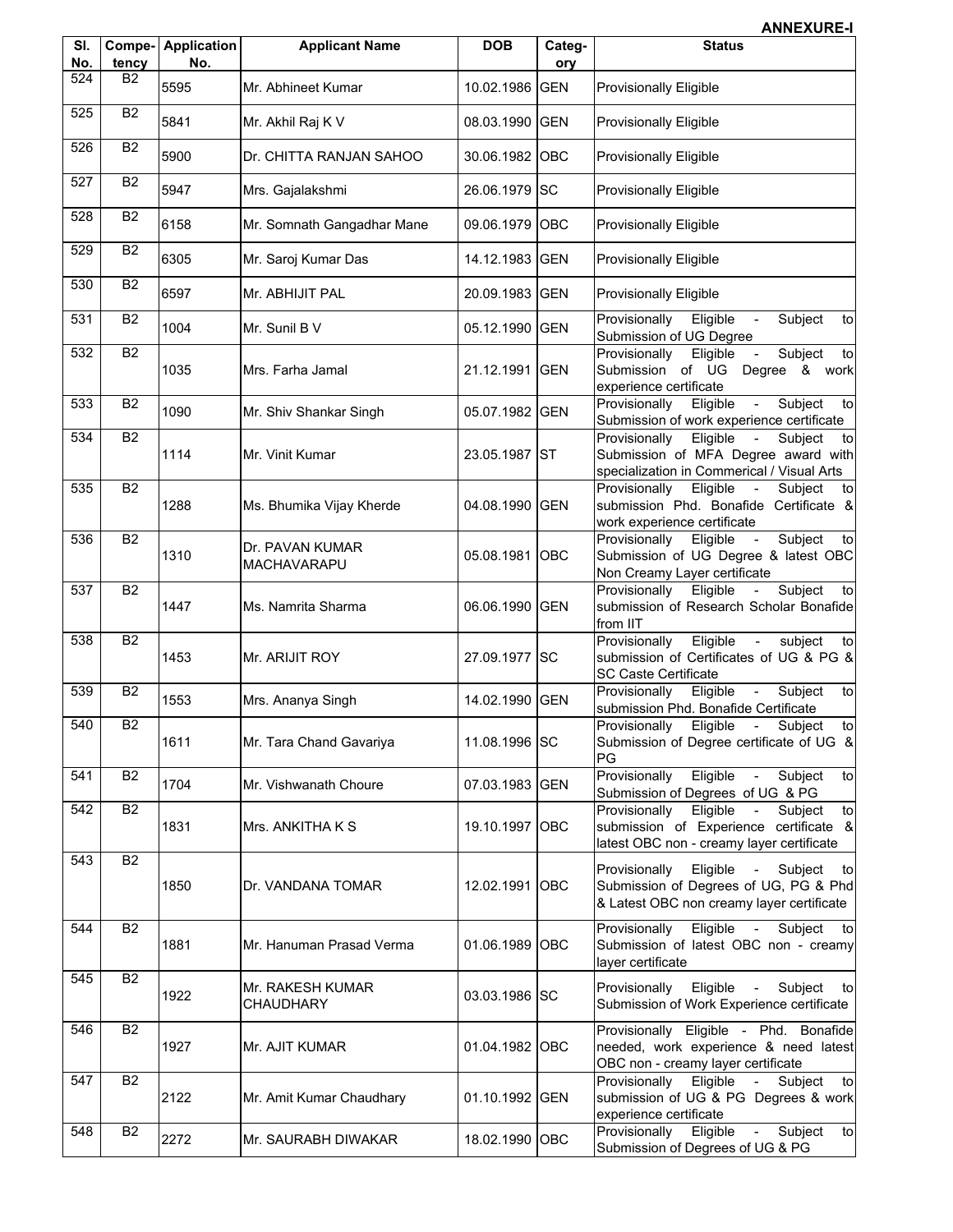**ANNEXURE-I**

| Sl. No. | Compe-tency | Application No. | Applicant Name | DOB | Categ-ory | Status |
|---|---|---|---|---|---|---|
| 524 | B2 | 5595 | Mr. Abhineet Kumar | 10.02.1986 | GEN | Provisionally Eligible |
| 525 | B2 | 5841 | Mr. Akhil Raj K V | 08.03.1990 | GEN | Provisionally Eligible |
| 526 | B2 | 5900 | Dr. CHITTA RANJAN SAHOO | 30.06.1982 | OBC | Provisionally Eligible |
| 527 | B2 | 5947 | Mrs. Gajalakshmi | 26.06.1979 | SC | Provisionally Eligible |
| 528 | B2 | 6158 | Mr. Somnath Gangadhar Mane | 09.06.1979 | OBC | Provisionally Eligible |
| 529 | B2 | 6305 | Mr. Saroj Kumar Das | 14.12.1983 | GEN | Provisionally Eligible |
| 530 | B2 | 6597 | Mr. ABHIJIT PAL | 20.09.1983 | GEN | Provisionally Eligible |
| 531 | B2 | 1004 | Mr. Sunil B V | 05.12.1990 | GEN | Provisionally Eligible - Subject to Submission of UG Degree |
| 532 | B2 | 1035 | Mrs. Farha Jamal | 21.12.1991 | GEN | Provisionally Eligible - Subject to Submission of UG Degree & work experience certificate |
| 533 | B2 | 1090 | Mr. Shiv Shankar Singh | 05.07.1982 | GEN | Provisionally Eligible - Subject to Submission of work experience certificate |
| 534 | B2 | 1114 | Mr. Vinit Kumar | 23.05.1987 | ST | Provisionally Eligible - Subject to Submission of MFA Degree award with specialization in Commerical / Visual Arts |
| 535 | B2 | 1288 | Ms. Bhumika Vijay Kherde | 04.08.1990 | GEN | Provisionally Eligible - Subject to submission Phd. Bonafide Certificate & work experience certificate |
| 536 | B2 | 1310 | Dr. PAVAN KUMAR MACHAVARAPU | 05.08.1981 | OBC | Provisionally Eligible - Subject to Submission of UG Degree & latest OBC Non Creamy Layer certificate |
| 537 | B2 | 1447 | Ms. Namrita Sharma | 06.06.1990 | GEN | Provisionally Eligible - Subject to submission of Research Scholar Bonafide from IIT |
| 538 | B2 | 1453 | Mr. ARIJIT ROY | 27.09.1977 | SC | Provisionally Eligible - subject to submission of Certificates of UG & PG & SC Caste Certificate |
| 539 | B2 | 1553 | Mrs. Ananya Singh | 14.02.1990 | GEN | Provisionally Eligible - Subject to submission Phd. Bonafide Certificate |
| 540 | B2 | 1611 | Mr. Tara Chand Gavariya | 11.08.1996 | SC | Provisionally Eligible - Subject to Submission of Degree certificate of UG & PG |
| 541 | B2 | 1704 | Mr. Vishwanath Choure | 07.03.1983 | GEN | Provisionally Eligible - Subject to Submission of Degrees of UG & PG |
| 542 | B2 | 1831 | Mrs. ANKITHA K S | 19.10.1997 | OBC | Provisionally Eligible - Subject to submission of Experience certificate & latest OBC non - creamy layer certificate |
| 543 | B2 | 1850 | Dr. VANDANA TOMAR | 12.02.1991 | OBC | Provisionally Eligible - Subject to Submission of Degrees of UG, PG & Phd & Latest OBC non creamy layer certificate |
| 544 | B2 | 1881 | Mr. Hanuman Prasad Verma | 01.06.1989 | OBC | Provisionally Eligible - Subject to Submission of latest OBC non - creamy layer certificate |
| 545 | B2 | 1922 | Mr. RAKESH KUMAR CHAUDHARY | 03.03.1986 | SC | Provisionally Eligible - Subject to Submission of Work Experience certificate |
| 546 | B2 | 1927 | Mr. AJIT KUMAR | 01.04.1982 | OBC | Provisionally Eligible - Phd. Bonafide needed, work experience & need latest OBC non - creamy layer certificate |
| 547 | B2 | 2122 | Mr. Amit Kumar Chaudhary | 01.10.1992 | GEN | Provisionally Eligible - Subject to submission of UG & PG Degrees & work experience certificate |
| 548 | B2 | 2272 | Mr. SAURABH DIWAKAR | 18.02.1990 | OBC | Provisionally Eligible - Subject to Submission of Degrees of UG & PG |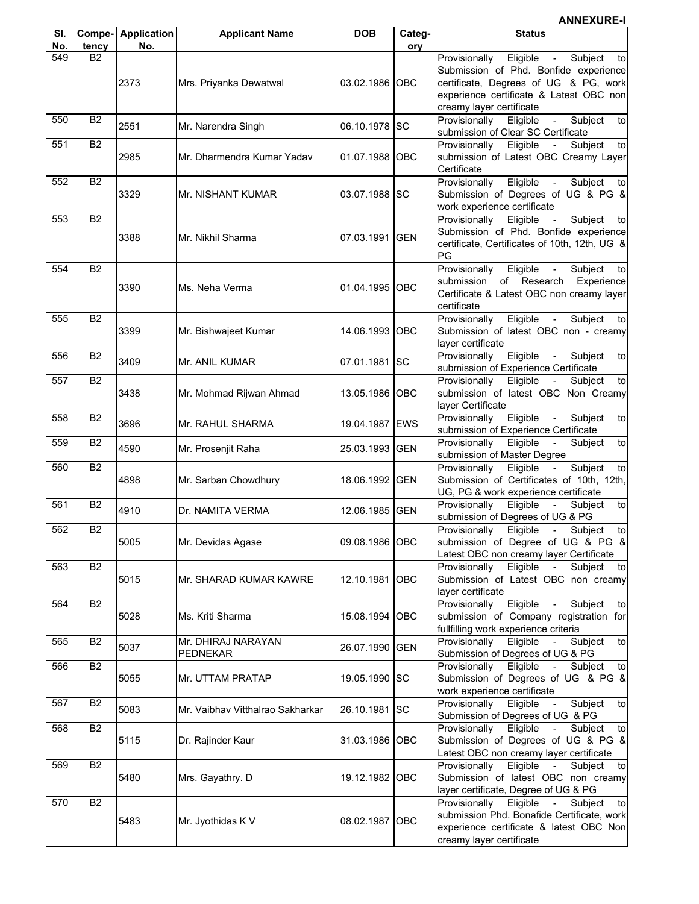**ANNEXURE-I**

| Sl. No. | Compe-tency | Application No. | Applicant Name | DOB | Categ-ory | Status |
|---|---|---|---|---|---|---|
| 549 | B2 | 2373 | Mrs. Priyanka Dewatwal | 03.02.1986 | OBC | Provisionally Eligible - Subject to Submission of Phd. Bonfide experience certificate, Degrees of UG & PG, work experience certificate & Latest OBC non creamy layer certificate |
| 550 | B2 | 2551 | Mr. Narendra Singh | 06.10.1978 | SC | Provisionally Eligible - Subject to submission of Clear SC Certificate |
| 551 | B2 | 2985 | Mr. Dharmendra Kumar Yadav | 01.07.1988 | OBC | Provisionally Eligible - Subject to submission of Latest OBC Creamy Layer Certificate |
| 552 | B2 | 3329 | Mr. NISHANT KUMAR | 03.07.1988 | SC | Provisionally Eligible - Subject to Submission of Degrees of UG & PG & work experience certificate |
| 553 | B2 | 3388 | Mr. Nikhil Sharma | 07.03.1991 | GEN | Provisionally Eligible - Subject to Submission of Phd. Bonfide experience certificate, Certificates of 10th, 12th, UG & PG |
| 554 | B2 | 3390 | Ms. Neha Verma | 01.04.1995 | OBC | Provisionally Eligible - Subject to submission of Research Experience Certificate & Latest OBC non creamy layer certificate |
| 555 | B2 | 3399 | Mr. Bishwajeet Kumar | 14.06.1993 | OBC | Provisionally Eligible - Subject to Submission of latest OBC non - creamy layer certificate |
| 556 | B2 | 3409 | Mr. ANIL KUMAR | 07.01.1981 | SC | Provisionally Eligible - Subject to submission of Experience Certificate |
| 557 | B2 | 3438 | Mr. Mohmad Rijwan Ahmad | 13.05.1986 | OBC | Provisionally Eligible - Subject to submission of latest OBC Non Creamy layer Certificate |
| 558 | B2 | 3696 | Mr. RAHUL SHARMA | 19.04.1987 | EWS | Provisionally Eligible - Subject to submission of Experience Certificate |
| 559 | B2 | 4590 | Mr. Prosenjit Raha | 25.03.1993 | GEN | Provisionally Eligible - Subject to submission of Master Degree |
| 560 | B2 | 4898 | Mr. Sarban Chowdhury | 18.06.1992 | GEN | Provisionally Eligible - Subject to Submission of Certificates of 10th, 12th, UG, PG & work experience certificate |
| 561 | B2 | 4910 | Dr. NAMITA VERMA | 12.06.1985 | GEN | Provisionally Eligible - Subject to submission of Degrees of UG & PG |
| 562 | B2 | 5005 | Mr. Devidas Agase | 09.08.1986 | OBC | Provisionally Eligible - Subject to submission of Degree of UG & PG & Latest OBC non creamy layer Certificate |
| 563 | B2 | 5015 | Mr. SHARAD KUMAR KAWRE | 12.10.1981 | OBC | Provisionally Eligible - Subject to Submission of Latest OBC non creamy layer certificate |
| 564 | B2 | 5028 | Ms. Kriti Sharma | 15.08.1994 | OBC | Provisionally Eligible - Subject to submission of Company registration for fullfilling work experience criteria |
| 565 | B2 | 5037 | Mr. DHIRAJ NARAYAN PEDNEKAR | 26.07.1990 | GEN | Provisionally Eligible - Subject to Submission of Degrees of UG & PG |
| 566 | B2 | 5055 | Mr. UTTAM PRATAP | 19.05.1990 | SC | Provisionally Eligible - Subject to Submission of Degrees of UG & PG & work experience certificate |
| 567 | B2 | 5083 | Mr. Vaibhav Vitthalrao Sakharkar | 26.10.1981 | SC | Provisionally Eligible - Subject to Submission of Degrees of UG & PG |
| 568 | B2 | 5115 | Dr. Rajinder Kaur | 31.03.1986 | OBC | Provisionally Eligible - Subject to Submission of Degrees of UG & PG & Latest OBC non creamy layer certificate |
| 569 | B2 | 5480 | Mrs. Gayathry. D | 19.12.1982 | OBC | Provisionally Eligible - Subject to Submission of latest OBC non creamy layer certificate, Degree of UG & PG |
| 570 | B2 | 5483 | Mr. Jyothidas K V | 08.02.1987 | OBC | Provisionally Eligible - Subject to submission Phd. Bonafide Certificate, work experience certificate & latest OBC Non creamy layer certificate |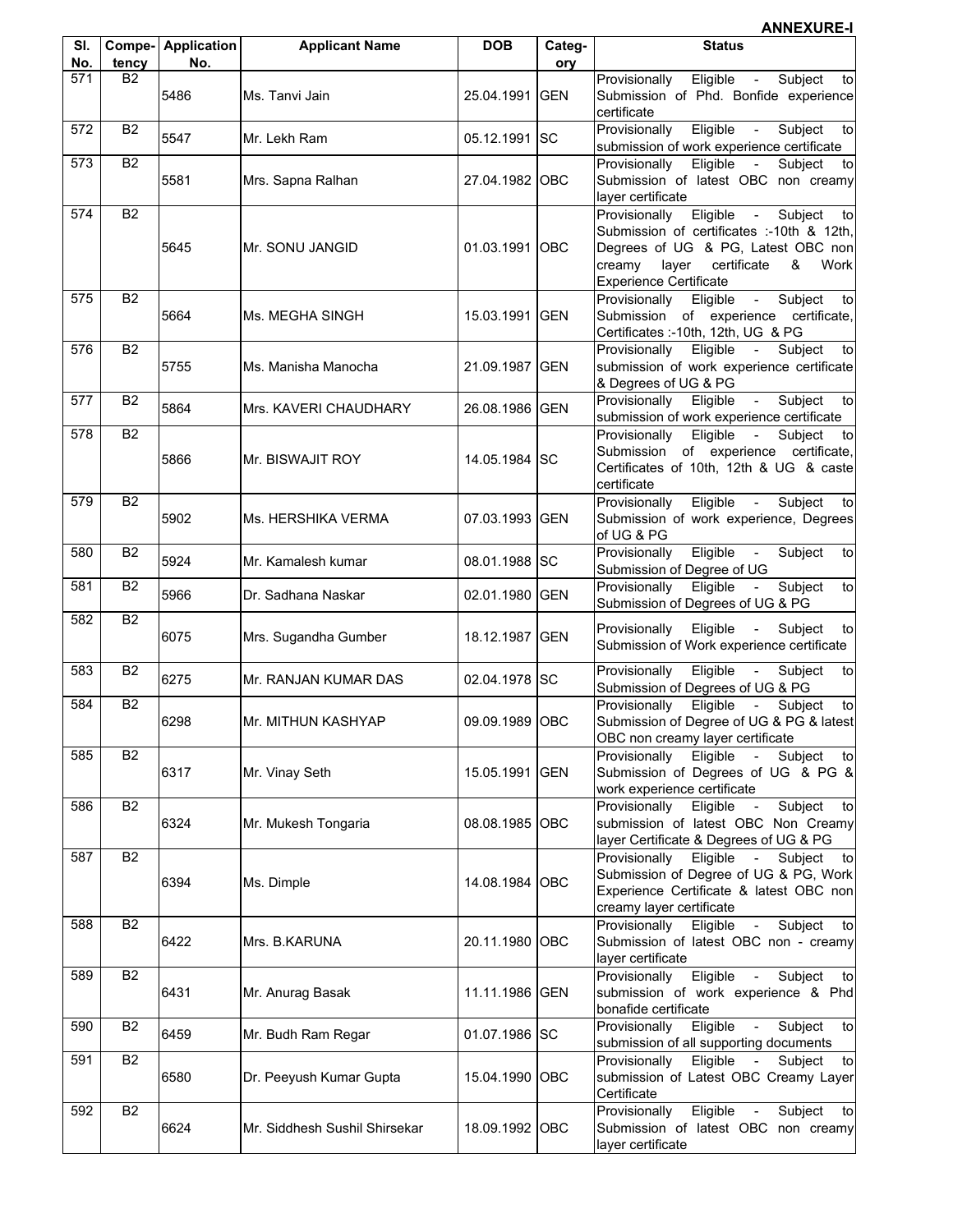**ANNEXURE-I**

| Sl. No. | Compe-tency | Application No. | Applicant Name | DOB | Categ-ory | Status |
|---|---|---|---|---|---|---|
| 571 | B2 | 5486 | Ms. Tanvi Jain | 25.04.1991 | GEN | Provisionally Eligible - Subject to Submission of Phd. Bonfide experience certificate |
| 572 | B2 | 5547 | Mr. Lekh Ram | 05.12.1991 | SC | Provisionally Eligible - Subject to submission of work experience certificate |
| 573 | B2 | 5581 | Mrs. Sapna Ralhan | 27.04.1982 | OBC | Provisionally Eligible - Subject to Submission of latest OBC non creamy layer certificate |
| 574 | B2 | 5645 | Mr. SONU JANGID | 01.03.1991 | OBC | Provisionally Eligible - Subject to Submission of certificates :-10th & 12th, Degrees of UG & PG, Latest OBC non creamy layer certificate & Work Experience Certificate |
| 575 | B2 | 5664 | Ms. MEGHA SINGH | 15.03.1991 | GEN | Provisionally Eligible - Subject to Submission of experience certificate, Certificates :-10th, 12th, UG & PG |
| 576 | B2 | 5755 | Ms. Manisha Manocha | 21.09.1987 | GEN | Provisionally Eligible - Subject to submission of work experience certificate & Degrees of UG & PG |
| 577 | B2 | 5864 | Mrs. KAVERI CHAUDHARY | 26.08.1986 | GEN | Provisionally Eligible - Subject to submission of work experience certificate |
| 578 | B2 | 5866 | Mr. BISWAJIT ROY | 14.05.1984 | SC | Provisionally Eligible - Subject to Submission of experience certificate, Certificates of 10th, 12th & UG & caste certificate |
| 579 | B2 | 5902 | Ms. HERSHIKA VERMA | 07.03.1993 | GEN | Provisionally Eligible - Subject to Submission of work experience, Degrees of UG & PG |
| 580 | B2 | 5924 | Mr. Kamalesh kumar | 08.01.1988 | SC | Provisionally Eligible - Subject to Submission of Degree of UG |
| 581 | B2 | 5966 | Dr. Sadhana Naskar | 02.01.1980 | GEN | Provisionally Eligible - Subject to Submission of Degrees of UG & PG |
| 582 | B2 | 6075 | Mrs. Sugandha Gumber | 18.12.1987 | GEN | Provisionally Eligible - Subject to Submission of Work experience certificate |
| 583 | B2 | 6275 | Mr. RANJAN KUMAR DAS | 02.04.1978 | SC | Provisionally Eligible - Subject to Submission of Degrees of UG & PG |
| 584 | B2 | 6298 | Mr. MITHUN KASHYAP | 09.09.1989 | OBC | Provisionally Eligible - Subject to Submission of Degree of UG & PG & latest OBC non creamy layer certificate |
| 585 | B2 | 6317 | Mr. Vinay Seth | 15.05.1991 | GEN | Provisionally Eligible - Subject to Submission of Degrees of UG & PG & work experience certificate |
| 586 | B2 | 6324 | Mr. Mukesh Tongaria | 08.08.1985 | OBC | Provisionally Eligible - Subject to submission of latest OBC Non Creamy layer Certificate & Degrees of UG & PG |
| 587 | B2 | 6394 | Ms. Dimple | 14.08.1984 | OBC | Provisionally Eligible - Subject to Submission of Degree of UG & PG, Work Experience Certificate & latest OBC non creamy layer certificate |
| 588 | B2 | 6422 | Mrs. B.KARUNA | 20.11.1980 | OBC | Provisionally Eligible - Subject to Submission of latest OBC non - creamy layer certificate |
| 589 | B2 | 6431 | Mr. Anurag Basak | 11.11.1986 | GEN | Provisionally Eligible - Subject to submission of work experience & Phd bonafide certificate |
| 590 | B2 | 6459 | Mr. Budh Ram Regar | 01.07.1986 | SC | Provisionally Eligible - Subject to submission of all supporting documents |
| 591 | B2 | 6580 | Dr. Peeyush Kumar Gupta | 15.04.1990 | OBC | Provisionally Eligible - Subject to submission of Latest OBC Creamy Layer Certificate |
| 592 | B2 | 6624 | Mr. Siddhesh Sushil Shirsekar | 18.09.1992 | OBC | Provisionally Eligible - Subject to Submission of latest OBC non creamy layer certificate |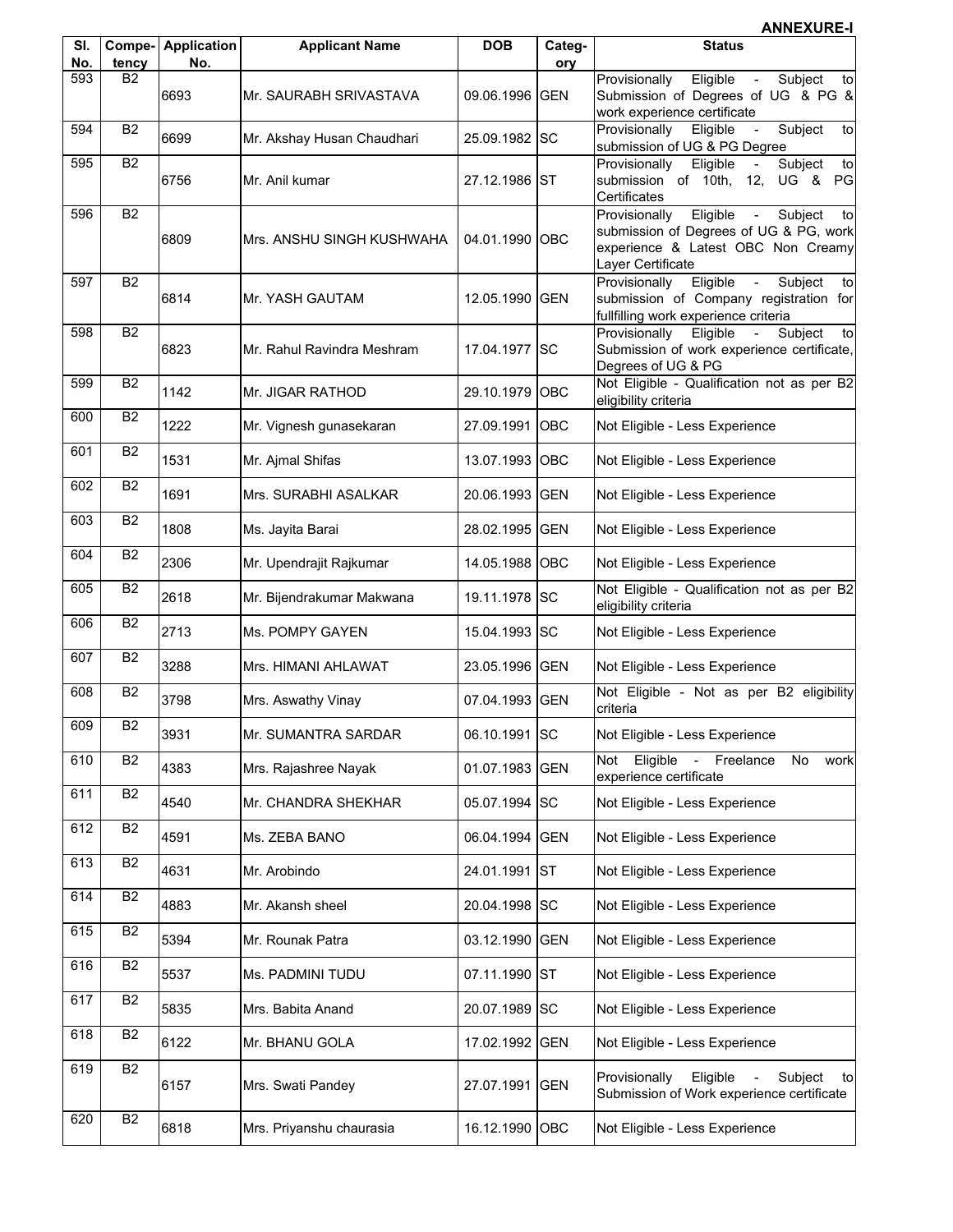**ANNEXURE-I**

| Sl. No. | Compe-tency | Application No. | Applicant Name | DOB | Categ-ory | Status |
|---|---|---|---|---|---|---|
| 593 | B2 | 6693 | Mr. SAURABH SRIVASTAVA | 09.06.1996 | GEN | Provisionally Eligible - Subject to Submission of Degrees of UG & PG & work experience certificate |
| 594 | B2 | 6699 | Mr. Akshay Husan Chaudhari | 25.09.1982 | SC | Provisionally Eligible - Subject to submission of UG & PG Degree |
| 595 | B2 | 6756 | Mr. Anil kumar | 27.12.1986 | ST | Provisionally Eligible - Subject to submission of 10th, 12, UG & PG Certificates |
| 596 | B2 | 6809 | Mrs. ANSHU SINGH KUSHWAHA | 04.01.1990 | OBC | Provisionally Eligible - Subject to submission of Degrees of UG & PG, work experience & Latest OBC Non Creamy Layer Certificate |
| 597 | B2 | 6814 | Mr. YASH GAUTAM | 12.05.1990 | GEN | Provisionally Eligible - Subject to submission of Company registration for fullfilling work experience criteria |
| 598 | B2 | 6823 | Mr. Rahul Ravindra Meshram | 17.04.1977 | SC | Provisionally Eligible - Subject to Submission of work experience certificate, Degrees of UG & PG |
| 599 | B2 | 1142 | Mr. JIGAR RATHOD | 29.10.1979 | OBC | Not Eligible - Qualification not as per B2 eligibility criteria |
| 600 | B2 | 1222 | Mr. Vignesh gunasekaran | 27.09.1991 | OBC | Not Eligible - Less Experience |
| 601 | B2 | 1531 | Mr. Ajmal Shifas | 13.07.1993 | OBC | Not Eligible - Less Experience |
| 602 | B2 | 1691 | Mrs. SURABHI ASALKAR | 20.06.1993 | GEN | Not Eligible - Less Experience |
| 603 | B2 | 1808 | Ms. Jayita Barai | 28.02.1995 | GEN | Not Eligible - Less Experience |
| 604 | B2 | 2306 | Mr. Upendrajit Rajkumar | 14.05.1988 | OBC | Not Eligible - Less Experience |
| 605 | B2 | 2618 | Mr. Bijendrakumar Makwana | 19.11.1978 | SC | Not Eligible - Qualification not as per B2 eligibility criteria |
| 606 | B2 | 2713 | Ms. POMPY GAYEN | 15.04.1993 | SC | Not Eligible - Less Experience |
| 607 | B2 | 3288 | Mrs. HIMANI AHLAWAT | 23.05.1996 | GEN | Not Eligible - Less Experience |
| 608 | B2 | 3798 | Mrs. Aswathy Vinay | 07.04.1993 | GEN | Not Eligible - Not as per B2 eligibility criteria |
| 609 | B2 | 3931 | Mr. SUMANTRA SARDAR | 06.10.1991 | SC | Not Eligible - Less Experience |
| 610 | B2 | 4383 | Mrs. Rajashree Nayak | 01.07.1983 | GEN | Not Eligible - Freelance No work experience certificate |
| 611 | B2 | 4540 | Mr. CHANDRA SHEKHAR | 05.07.1994 | SC | Not Eligible - Less Experience |
| 612 | B2 | 4591 | Ms. ZEBA BANO | 06.04.1994 | GEN | Not Eligible - Less Experience |
| 613 | B2 | 4631 | Mr. Arobindo | 24.01.1991 | ST | Not Eligible - Less Experience |
| 614 | B2 | 4883 | Mr. Akansh sheel | 20.04.1998 | SC | Not Eligible - Less Experience |
| 615 | B2 | 5394 | Mr. Rounak Patra | 03.12.1990 | GEN | Not Eligible - Less Experience |
| 616 | B2 | 5537 | Ms. PADMINI TUDU | 07.11.1990 | ST | Not Eligible - Less Experience |
| 617 | B2 | 5835 | Mrs. Babita Anand | 20.07.1989 | SC | Not Eligible - Less Experience |
| 618 | B2 | 6122 | Mr. BHANU GOLA | 17.02.1992 | GEN | Not Eligible - Less Experience |
| 619 | B2 | 6157 | Mrs. Swati Pandey | 27.07.1991 | GEN | Provisionally Eligible - Subject to Submission of Work experience certificate |
| 620 | B2 | 6818 | Mrs. Priyanshu chaurasia | 16.12.1990 | OBC | Not Eligible - Less Experience |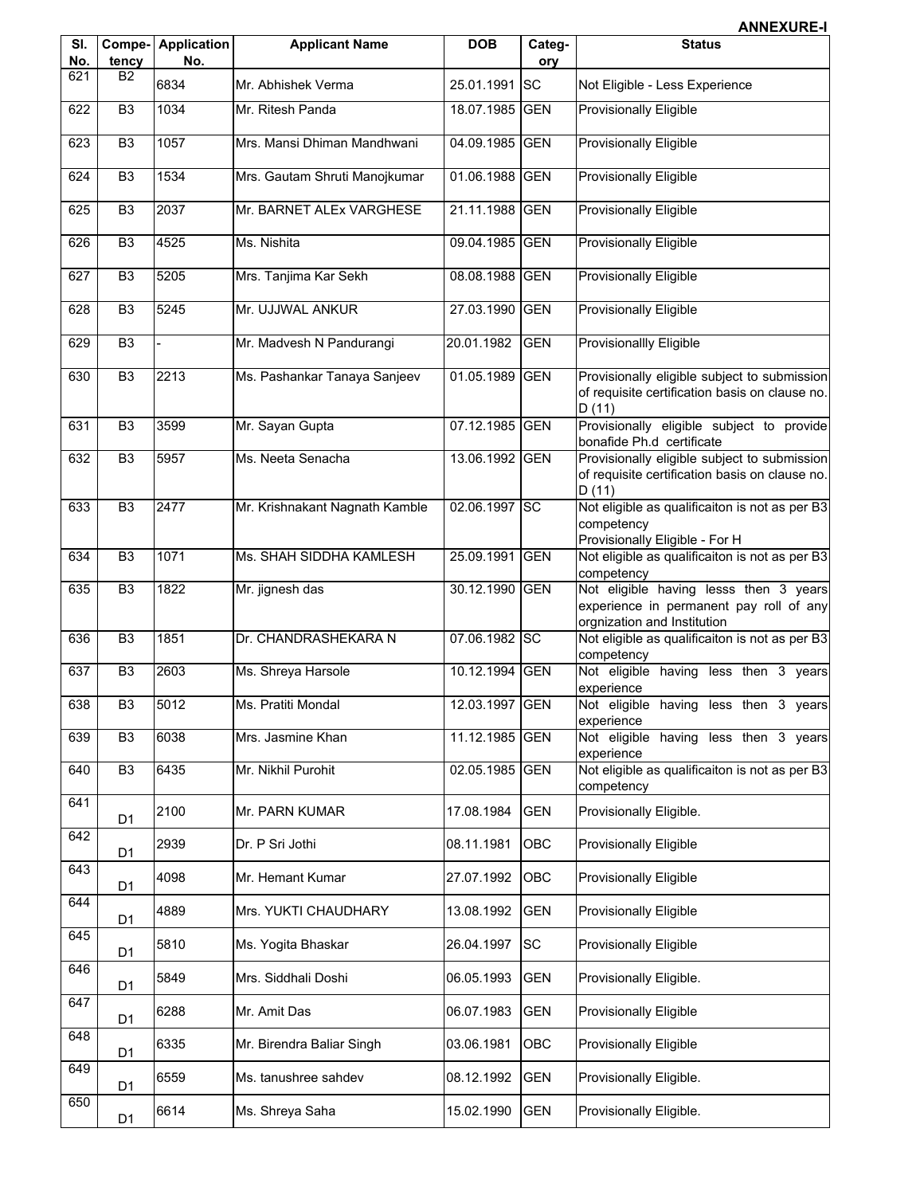**ANNEXURE-I**

| Sl. No. | Compe-tency | Application No. | Applicant Name | DOB | Categ-ory | Status |
|---|---|---|---|---|---|---|
| 621 | B2 | 6834 | Mr. Abhishek Verma | 25.01.1991 | SC | Not Eligible - Less Experience |
| 622 | B3 | 1034 | Mr. Ritesh Panda | 18.07.1985 | GEN | Provisionally Eligible |
| 623 | B3 | 1057 | Mrs. Mansi Dhiman Mandhwani | 04.09.1985 | GEN | Provisionally Eligible |
| 624 | B3 | 1534 | Mrs. Gautam Shruti Manojkumar | 01.06.1988 | GEN | Provisionally Eligible |
| 625 | B3 | 2037 | Mr. BARNET ALEx VARGHESE | 21.11.1988 | GEN | Provisionally Eligible |
| 626 | B3 | 4525 | Ms. Nishita | 09.04.1985 | GEN | Provisionally Eligible |
| 627 | B3 | 5205 | Mrs. Tanjima Kar Sekh | 08.08.1988 | GEN | Provisionally Eligible |
| 628 | B3 | 5245 | Mr. UJJWAL ANKUR | 27.03.1990 | GEN | Provisionally Eligible |
| 629 | B3 | - | Mr. Madvesh N Pandurangi | 20.01.1982 | GEN | Provisionallly Eligible |
| 630 | B3 | 2213 | Ms. Pashankar Tanaya Sanjeev | 01.05.1989 | GEN | Provisionally eligible subject to submission of requisite certification basis on clause no. D (11) |
| 631 | B3 | 3599 | Mr. Sayan Gupta | 07.12.1985 | GEN | Provisionally eligible subject to provide bonafide Ph.d certificate |
| 632 | B3 | 5957 | Ms. Neeta Senacha | 13.06.1992 | GEN | Provisionally eligible subject to submission of requisite certification basis on clause no. D (11) |
| 633 | B3 | 2477 | Mr. Krishnakant Nagnath Kamble | 02.06.1997 | SC | Not eligible as qualificaiton is not as per B3 competency Provisionally Eligible - For H |
| 634 | B3 | 1071 | Ms. SHAH SIDDHA KAMLESH | 25.09.1991 | GEN | Not eligible as qualificaiton is not as per B3 competency |
| 635 | B3 | 1822 | Mr. jignesh das | 30.12.1990 | GEN | Not eligible having lesss then 3 years experience in permanent pay roll of any orgnization and Institution |
| 636 | B3 | 1851 | Dr. CHANDRASHEKARA N | 07.06.1982 | SC | Not eligible as qualificaiton is not as per B3 competency |
| 637 | B3 | 2603 | Ms. Shreya Harsole | 10.12.1994 | GEN | Not eligible having less then 3 years experience |
| 638 | B3 | 5012 | Ms. Pratiti Mondal | 12.03.1997 | GEN | Not eligible having less then 3 years experience |
| 639 | B3 | 6038 | Mrs. Jasmine Khan | 11.12.1985 | GEN | Not eligible having less then 3 years experience |
| 640 | B3 | 6435 | Mr. Nikhil Purohit | 02.05.1985 | GEN | Not eligible as qualificaiton is not as per B3 competency |
| 641 | D1 | 2100 | Mr. PARN KUMAR | 17.08.1984 | GEN | Provisionally Eligible. |
| 642 | D1 | 2939 | Dr. P Sri Jothi | 08.11.1981 | OBC | Provisionally Eligible |
| 643 | D1 | 4098 | Mr. Hemant Kumar | 27.07.1992 | OBC | Provisionally Eligible |
| 644 | D1 | 4889 | Mrs. YUKTI CHAUDHARY | 13.08.1992 | GEN | Provisionally Eligible |
| 645 | D1 | 5810 | Ms. Yogita Bhaskar | 26.04.1997 | SC | Provisionally Eligible |
| 646 | D1 | 5849 | Mrs. Siddhali Doshi | 06.05.1993 | GEN | Provisionally Eligible. |
| 647 | D1 | 6288 | Mr. Amit Das | 06.07.1983 | GEN | Provisionally Eligible |
| 648 | D1 | 6335 | Mr. Birendra Baliar Singh | 03.06.1981 | OBC | Provisionally Eligible |
| 649 | D1 | 6559 | Ms. tanushree sahdev | 08.12.1992 | GEN | Provisionally Eligible. |
| 650 | D1 | 6614 | Ms. Shreya Saha | 15.02.1990 | GEN | Provisionally Eligible. |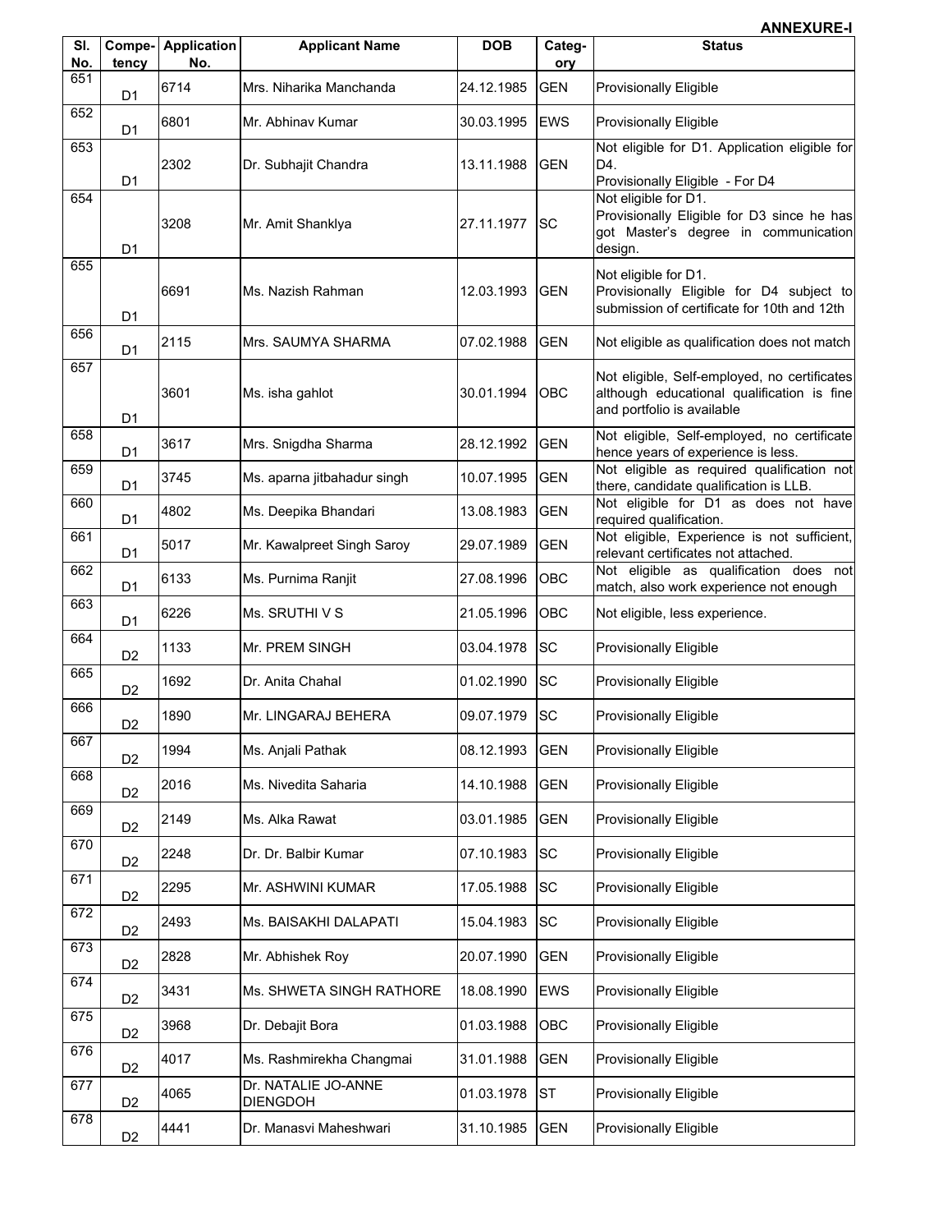**ANNEXURE-I**

| Sl. No. | Compe-tency | Application No. | Applicant Name | DOB | Categ-ory | Status |
|---|---|---|---|---|---|---|
| 651 | D1 | 6714 | Mrs. Niharika Manchanda | 24.12.1985 | GEN | Provisionally Eligible |
| 652 | D1 | 6801 | Mr. Abhinav Kumar | 30.03.1995 | EWS | Provisionally Eligible |
| 653 | D1 | 2302 | Dr. Subhajit Chandra | 13.11.1988 | GEN | Not eligible for D1. Application eligible for D4. Provisionally Eligible - For D4 |
| 654 | D1 | 3208 | Mr. Amit Shanklya | 27.11.1977 | SC | Not eligible for D1. Provisionally Eligible for D3 since he has got Master's degree in communication design. |
| 655 | D1 | 6691 | Ms. Nazish Rahman | 12.03.1993 | GEN | Not eligible for D1. Provisionally Eligible for D4 subject to submission of certificate for 10th and 12th |
| 656 | D1 | 2115 | Mrs. SAUMYA SHARMA | 07.02.1988 | GEN | Not eligible as qualification does not match |
| 657 | D1 | 3601 | Ms. isha gahlot | 30.01.1994 | OBC | Not eligible, Self-employed, no certificates although educational qualification is fine and portfolio is available |
| 658 | D1 | 3617 | Mrs. Snigdha Sharma | 28.12.1992 | GEN | Not eligible, Self-employed, no certificate hence years of experience is less. |
| 659 | D1 | 3745 | Ms. aparna jitbahadur singh | 10.07.1995 | GEN | Not eligible as required qualification not there, candidate qualification is LLB. |
| 660 | D1 | 4802 | Ms. Deepika Bhandari | 13.08.1983 | GEN | Not eligible for D1 as does not have required qualification. |
| 661 | D1 | 5017 | Mr. Kawalpreet Singh Saroy | 29.07.1989 | GEN | Not eligible, Experience is not sufficient, relevant certificates not attached. |
| 662 | D1 | 6133 | Ms. Purnima Ranjit | 27.08.1996 | OBC | Not eligible as qualification does not match, also work experience not enough |
| 663 | D1 | 6226 | Ms. SRUTHI V S | 21.05.1996 | OBC | Not eligible, less experience. |
| 664 | D2 | 1133 | Mr. PREM SINGH | 03.04.1978 | SC | Provisionally Eligible |
| 665 | D2 | 1692 | Dr. Anita Chahal | 01.02.1990 | SC | Provisionally Eligible |
| 666 | D2 | 1890 | Mr. LINGARAJ BEHERA | 09.07.1979 | SC | Provisionally Eligible |
| 667 | D2 | 1994 | Ms. Anjali Pathak | 08.12.1993 | GEN | Provisionally Eligible |
| 668 | D2 | 2016 | Ms. Nivedita Saharia | 14.10.1988 | GEN | Provisionally Eligible |
| 669 | D2 | 2149 | Ms. Alka Rawat | 03.01.1985 | GEN | Provisionally Eligible |
| 670 | D2 | 2248 | Dr. Dr. Balbir Kumar | 07.10.1983 | SC | Provisionally Eligible |
| 671 | D2 | 2295 | Mr. ASHWINI KUMAR | 17.05.1988 | SC | Provisionally Eligible |
| 672 | D2 | 2493 | Ms. BAISAKHI DALAPATI | 15.04.1983 | SC | Provisionally Eligible |
| 673 | D2 | 2828 | Mr. Abhishek Roy | 20.07.1990 | GEN | Provisionally Eligible |
| 674 | D2 | 3431 | Ms. SHWETA SINGH RATHORE | 18.08.1990 | EWS | Provisionally Eligible |
| 675 | D2 | 3968 | Dr. Debajit Bora | 01.03.1988 | OBC | Provisionally Eligible |
| 676 | D2 | 4017 | Ms. Rashmirekha Changmai | 31.01.1988 | GEN | Provisionally Eligible |
| 677 | D2 | 4065 | Dr. NATALIE JO-ANNE DIENGDOH | 01.03.1978 | ST | Provisionally Eligible |
| 678 | D2 | 4441 | Dr. Manasvi Maheshwari | 31.10.1985 | GEN | Provisionally Eligible |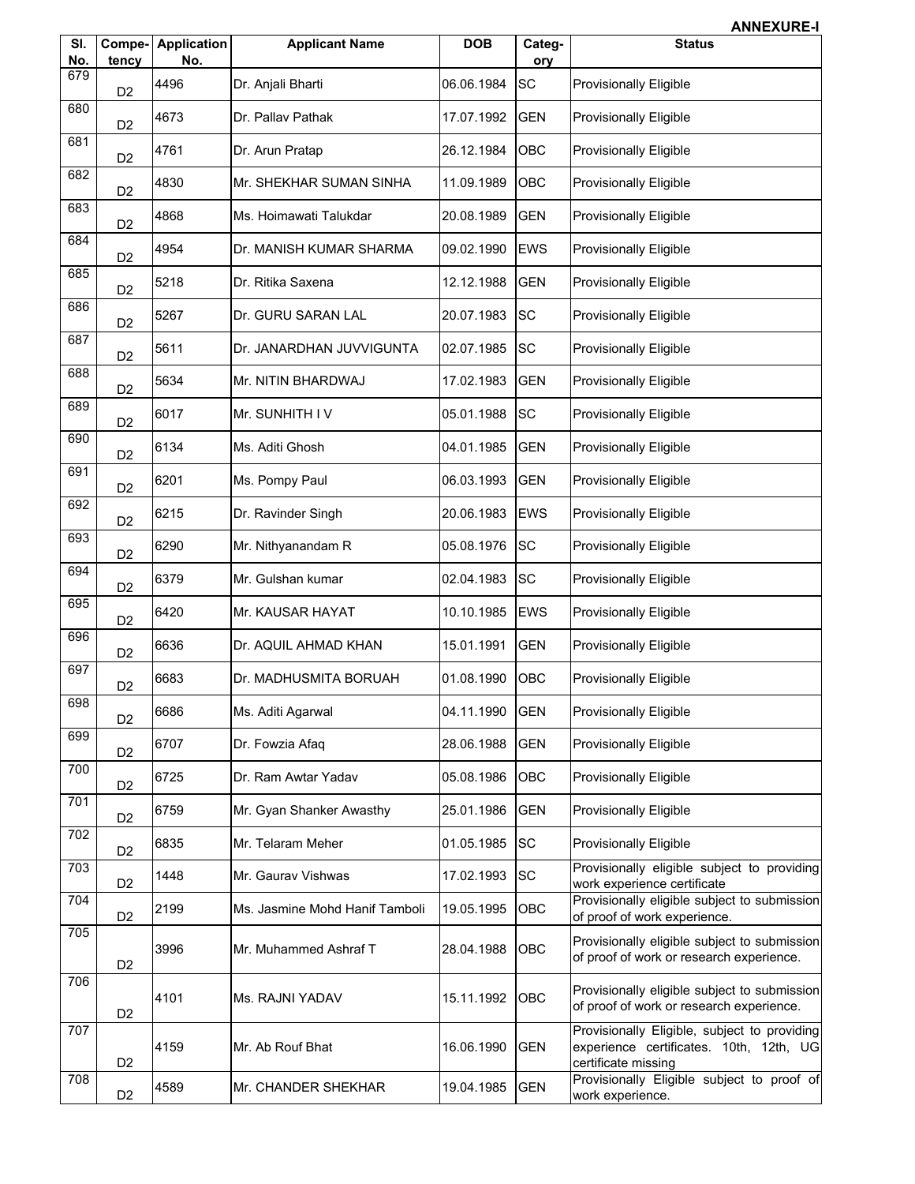**ANNEXURE-I**

| Sl. No. | Compe-tency | Application No. | Applicant Name | DOB | Categ-ory | Status |
|---|---|---|---|---|---|---|
| 679 | D2 | 4496 | Dr. Anjali Bharti | 06.06.1984 | SC | Provisionally Eligible |
| 680 | D2 | 4673 | Dr. Pallav Pathak | 17.07.1992 | GEN | Provisionally Eligible |
| 681 | D2 | 4761 | Dr. Arun Pratap | 26.12.1984 | OBC | Provisionally Eligible |
| 682 | D2 | 4830 | Mr. SHEKHAR SUMAN SINHA | 11.09.1989 | OBC | Provisionally Eligible |
| 683 | D2 | 4868 | Ms. Hoimawati Talukdar | 20.08.1989 | GEN | Provisionally Eligible |
| 684 | D2 | 4954 | Dr. MANISH KUMAR SHARMA | 09.02.1990 | EWS | Provisionally Eligible |
| 685 | D2 | 5218 | Dr. Ritika Saxena | 12.12.1988 | GEN | Provisionally Eligible |
| 686 | D2 | 5267 | Dr. GURU SARAN LAL | 20.07.1983 | SC | Provisionally Eligible |
| 687 | D2 | 5611 | Dr. JANARDHAN JUVVIGUNTA | 02.07.1985 | SC | Provisionally Eligible |
| 688 | D2 | 5634 | Mr. NITIN BHARDWAJ | 17.02.1983 | GEN | Provisionally Eligible |
| 689 | D2 | 6017 | Mr. SUNHITH I V | 05.01.1988 | SC | Provisionally Eligible |
| 690 | D2 | 6134 | Ms. Aditi Ghosh | 04.01.1985 | GEN | Provisionally Eligible |
| 691 | D2 | 6201 | Ms. Pompy Paul | 06.03.1993 | GEN | Provisionally Eligible |
| 692 | D2 | 6215 | Dr. Ravinder Singh | 20.06.1983 | EWS | Provisionally Eligible |
| 693 | D2 | 6290 | Mr. Nithyanandam R | 05.08.1976 | SC | Provisionally Eligible |
| 694 | D2 | 6379 | Mr. Gulshan kumar | 02.04.1983 | SC | Provisionally Eligible |
| 695 | D2 | 6420 | Mr. KAUSAR HAYAT | 10.10.1985 | EWS | Provisionally Eligible |
| 696 | D2 | 6636 | Dr. AQUIL AHMAD KHAN | 15.01.1991 | GEN | Provisionally Eligible |
| 697 | D2 | 6683 | Dr. MADHUSMITA BORUAH | 01.08.1990 | OBC | Provisionally Eligible |
| 698 | D2 | 6686 | Ms. Aditi Agarwal | 04.11.1990 | GEN | Provisionally Eligible |
| 699 | D2 | 6707 | Dr. Fowzia Afaq | 28.06.1988 | GEN | Provisionally Eligible |
| 700 | D2 | 6725 | Dr. Ram Awtar Yadav | 05.08.1986 | OBC | Provisionally Eligible |
| 701 | D2 | 6759 | Mr. Gyan Shanker Awasthy | 25.01.1986 | GEN | Provisionally Eligible |
| 702 | D2 | 6835 | Mr. Telaram Meher | 01.05.1985 | SC | Provisionally Eligible |
| 703 | D2 | 1448 | Mr. Gaurav Vishwas | 17.02.1993 | SC | Provisionally eligible subject to providing work experience certificate |
| 704 | D2 | 2199 | Ms. Jasmine Mohd Hanif Tamboli | 19.05.1995 | OBC | Provisionally eligible subject to submission of proof of work experience. |
| 705 | D2 | 3996 | Mr. Muhammed Ashraf T | 28.04.1988 | OBC | Provisionally eligible subject to submission of proof of work or research experience. |
| 706 | D2 | 4101 | Ms. RAJNI YADAV | 15.11.1992 | OBC | Provisionally eligible subject to submission of proof of work or research experience. |
| 707 | D2 | 4159 | Mr. Ab Rouf Bhat | 16.06.1990 | GEN | Provisionally Eligible, subject to providing experience certificates. 10th, 12th, UG certificate missing |
| 708 | D2 | 4589 | Mr. CHANDER SHEKHAR | 19.04.1985 | GEN | Provisionally Eligible subject to proof of work experience. |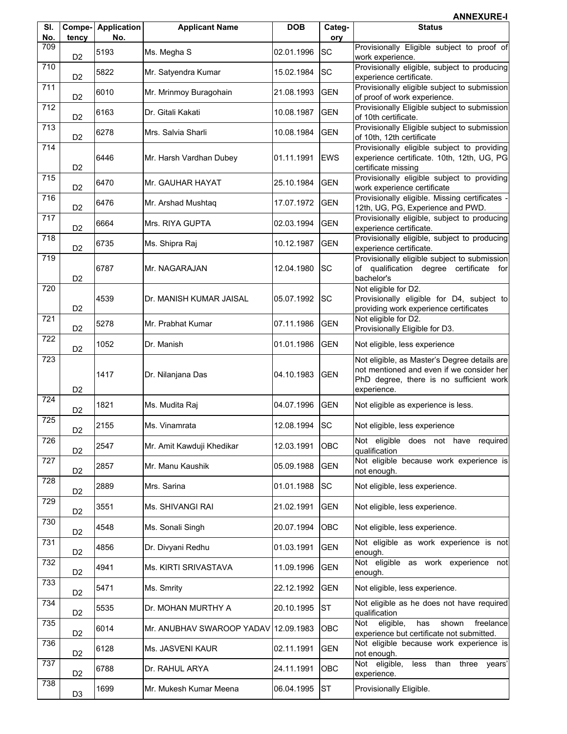**ANNEXURE-I**

| Sl. No. | Compe-tency | Application No. | Applicant Name | DOB | Categ-ory | Status |
|---|---|---|---|---|---|---|
| 709 | D2 | 5193 | Ms. Megha S | 02.01.1996 | SC | Provisionally Eligible subject to proof of work experience. |
| 710 | D2 | 5822 | Mr. Satyendra Kumar | 15.02.1984 | SC | Provisionally eligible, subject to producing experience certificate. |
| 711 | D2 | 6010 | Mr. Mrinmoy Buragohain | 21.08.1993 | GEN | Provisionally eligible subject to submission of proof of work experience. |
| 712 | D2 | 6163 | Dr. Gitali Kakati | 10.08.1987 | GEN | Provisionally Eligible subject to submission of 10th certificate. |
| 713 | D2 | 6278 | Mrs. Salvia Sharli | 10.08.1984 | GEN | Provisionally Eligible subject to submission of 10th, 12th certificate |
| 714 | D2 | 6446 | Mr. Harsh Vardhan Dubey | 01.11.1991 | EWS | Provisionally eligible subject to providing experience certificate. 10th, 12th, UG, PG certificate missing |
| 715 | D2 | 6470 | Mr. GAUHAR HAYAT | 25.10.1984 | GEN | Provisionally eligible subject to providing work experience certificate |
| 716 | D2 | 6476 | Mr. Arshad Mushtaq | 17.07.1972 | GEN | Provisionally eligible. Missing certificates - 12th, UG, PG, Experience and PWD. |
| 717 | D2 | 6664 | Mrs. RIYA GUPTA | 02.03.1994 | GEN | Provisionally eligible, subject to producing experience certificate. |
| 718 | D2 | 6735 | Ms. Shipra Raj | 10.12.1987 | GEN | Provisionally eligible, subject to producing experience certificate. |
| 719 | D2 | 6787 | Mr. NAGARAJAN | 12.04.1980 | SC | Provisionally eligible subject to submission of qualification degree certificate for bachelor's |
| 720 | D2 | 4539 | Dr. MANISH KUMAR JAISAL | 05.07.1992 | SC | Not eligible for D2. Provisionally eligible for D4, subject to providing work experience certificates |
| 721 | D2 | 5278 | Mr. Prabhat Kumar | 07.11.1986 | GEN | Not eligible for D2. Provisionally Eligible for D3. |
| 722 | D2 | 1052 | Dr. Manish | 01.01.1986 | GEN | Not eligible, less experience |
| 723 | D2 | 1417 | Dr. Nilanjana Das | 04.10.1983 | GEN | Not eligible, as Master's Degree details are not mentioned and even if we consider her PhD degree, there is no sufficient work experience. |
| 724 | D2 | 1821 | Ms. Mudita Raj | 04.07.1996 | GEN | Not eligible as experience is less. |
| 725 | D2 | 2155 | Ms. Vinamrata | 12.08.1994 | SC | Not eligible, less experience |
| 726 | D2 | 2547 | Mr. Amit Kawduji Khedikar | 12.03.1991 | OBC | Not eligible does not have required qualification |
| 727 | D2 | 2857 | Mr. Manu Kaushik | 05.09.1988 | GEN | Not eligible because work experience is not enough. |
| 728 | D2 | 2889 | Mrs. Sarina | 01.01.1988 | SC | Not eligible, less experience. |
| 729 | D2 | 3551 | Ms. SHIVANGI RAI | 21.02.1991 | GEN | Not eligible, less experience. |
| 730 | D2 | 4548 | Ms. Sonali Singh | 20.07.1994 | OBC | Not eligible, less experience. |
| 731 | D2 | 4856 | Dr. Divyani Redhu | 01.03.1991 | GEN | Not eligible as work experience is not enough. |
| 732 | D2 | 4941 | Ms. KIRTI SRIVASTAVA | 11.09.1996 | GEN | Not eligible as work experience not enough. |
| 733 | D2 | 5471 | Ms. Smrity | 22.12.1992 | GEN | Not eligible, less experience. |
| 734 | D2 | 5535 | Dr. MOHAN MURTHY A | 20.10.1995 | ST | Not eligible as he does not have required qualification |
| 735 | D2 | 6014 | Mr. ANUBHAV SWAROOP YADAV | 12.09.1983 | OBC | Not eligible, has shown freelance experience but certificate not submitted. |
| 736 | D2 | 6128 | Ms. JASVENI KAUR | 02.11.1991 | GEN | Not eligible because work experience is not enough. |
| 737 | D2 | 6788 | Dr. RAHUL ARYA | 24.11.1991 | OBC | Not eligible, less than three years' experience. |
| 738 | D3 | 1699 | Mr. Mukesh Kumar Meena | 06.04.1995 | ST | Provisionally Eligible. |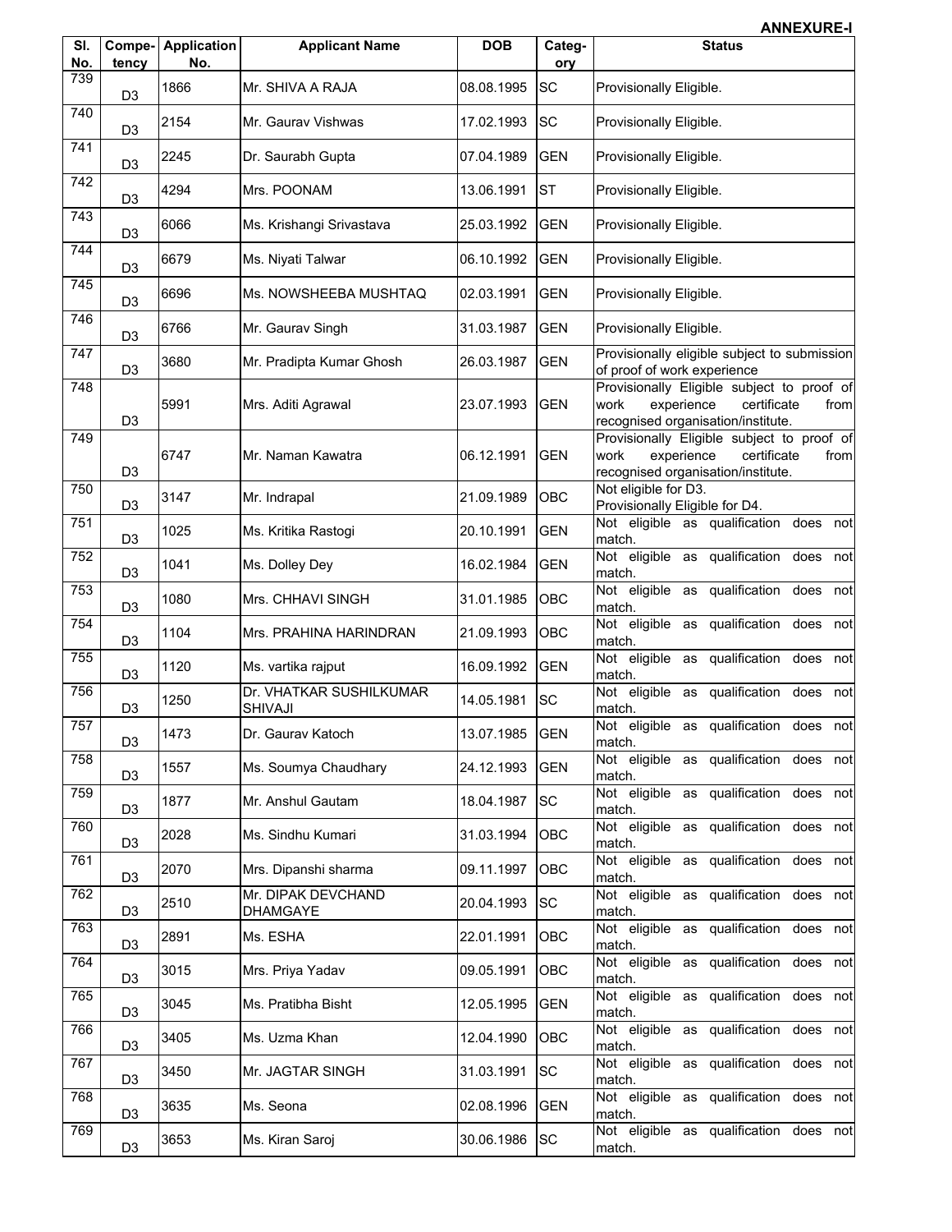**ANNEXURE-I**

| Sl. No. | Compe-tency | Application No. | Applicant Name | DOB | Categ-ory | Status |
|---|---|---|---|---|---|---|
| 739 | D3 | 1866 | Mr. SHIVA A RAJA | 08.08.1995 | SC | Provisionally Eligible. |
| 740 | D3 | 2154 | Mr. Gaurav Vishwas | 17.02.1993 | SC | Provisionally Eligible. |
| 741 | D3 | 2245 | Dr. Saurabh Gupta | 07.04.1989 | GEN | Provisionally Eligible. |
| 742 | D3 | 4294 | Mrs. POONAM | 13.06.1991 | ST | Provisionally Eligible. |
| 743 | D3 | 6066 | Ms. Krishangi Srivastava | 25.03.1992 | GEN | Provisionally Eligible. |
| 744 | D3 | 6679 | Ms. Niyati Talwar | 06.10.1992 | GEN | Provisionally Eligible. |
| 745 | D3 | 6696 | Ms. NOWSHEEBA MUSHTAQ | 02.03.1991 | GEN | Provisionally Eligible. |
| 746 | D3 | 6766 | Mr. Gaurav Singh | 31.03.1987 | GEN | Provisionally Eligible. |
| 747 | D3 | 3680 | Mr. Pradipta Kumar Ghosh | 26.03.1987 | GEN | Provisionally eligible subject to submission of proof of work experience |
| 748 | D3 | 5991 | Mrs. Aditi Agrawal | 23.07.1993 | GEN | Provisionally Eligible subject to proof of work experience certificate from recognised organisation/institute. |
| 749 | D3 | 6747 | Mr. Naman Kawatra | 06.12.1991 | GEN | Provisionally Eligible subject to proof of work experience certificate from recognised organisation/institute. |
| 750 | D3 | 3147 | Mr. Indrapal | 21.09.1989 | OBC | Not eligible for D3. Provisionally Eligible for D4. |
| 751 | D3 | 1025 | Ms. Kritika Rastogi | 20.10.1991 | GEN | Not eligible as qualification does not match. |
| 752 | D3 | 1041 | Ms. Dolley Dey | 16.02.1984 | GEN | Not eligible as qualification does not match. |
| 753 | D3 | 1080 | Mrs. CHHAVI SINGH | 31.01.1985 | OBC | Not eligible as qualification does not match. |
| 754 | D3 | 1104 | Mrs. PRAHINA HARINDRAN | 21.09.1993 | OBC | Not eligible as qualification does not match. |
| 755 | D3 | 1120 | Ms. vartika rajput | 16.09.1992 | GEN | Not eligible as qualification does not match. |
| 756 | D3 | 1250 | Dr. VHATKAR SUSHILKUMAR SHIVAJI | 14.05.1981 | SC | Not eligible as qualification does not match. |
| 757 | D3 | 1473 | Dr. Gaurav Katoch | 13.07.1985 | GEN | Not eligible as qualification does not match. |
| 758 | D3 | 1557 | Ms. Soumya Chaudhary | 24.12.1993 | GEN | Not eligible as qualification does not match. |
| 759 | D3 | 1877 | Mr. Anshul Gautam | 18.04.1987 | SC | Not eligible as qualification does not match. |
| 760 | D3 | 2028 | Ms. Sindhu Kumari | 31.03.1994 | OBC | Not eligible as qualification does not match. |
| 761 | D3 | 2070 | Mrs. Dipanshi sharma | 09.11.1997 | OBC | Not eligible as qualification does not match. |
| 762 | D3 | 2510 | Mr. DIPAK DEVCHAND DHAMGAYE | 20.04.1993 | SC | Not eligible as qualification does not match. |
| 763 | D3 | 2891 | Ms. ESHA | 22.01.1991 | OBC | Not eligible as qualification does not match. |
| 764 | D3 | 3015 | Mrs. Priya Yadav | 09.05.1991 | OBC | Not eligible as qualification does not match. |
| 765 | D3 | 3045 | Ms. Pratibha Bisht | 12.05.1995 | GEN | Not eligible as qualification does not match. |
| 766 | D3 | 3405 | Ms. Uzma Khan | 12.04.1990 | OBC | Not eligible as qualification does not match. |
| 767 | D3 | 3450 | Mr. JAGTAR SINGH | 31.03.1991 | SC | Not eligible as qualification does not match. |
| 768 | D3 | 3635 | Ms. Seona | 02.08.1996 | GEN | Not eligible as qualification does not match. |
| 769 | D3 | 3653 | Ms. Kiran Saroj | 30.06.1986 | SC | Not eligible as qualification does not match. |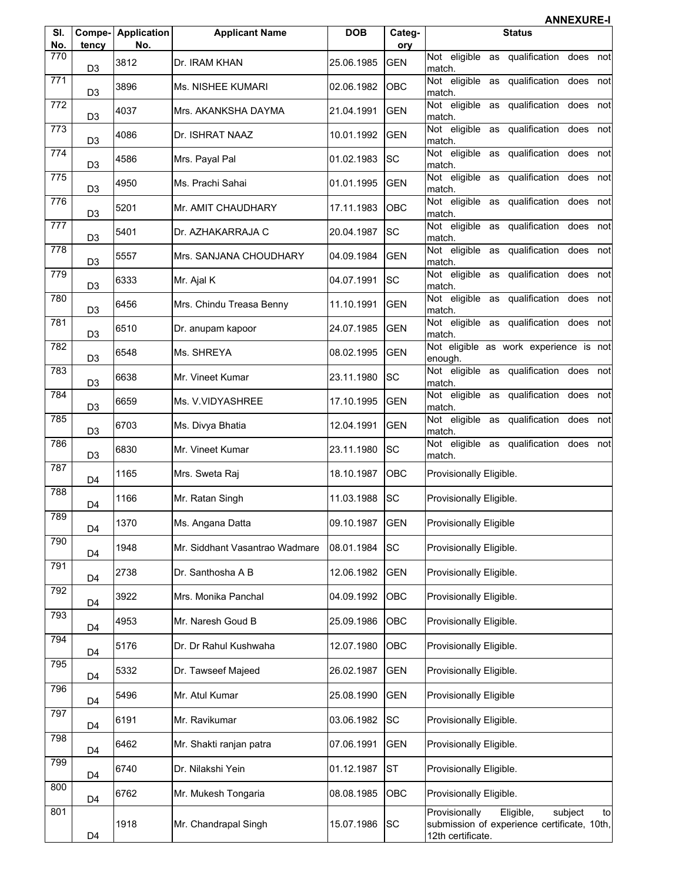**ANNEXURE-I**

| Sl. No. | Compe-tency | Application No. | Applicant Name | DOB | Categ-ory | Status |
|---|---|---|---|---|---|---|
| 770 | D3 | 3812 | Dr. IRAM KHAN | 25.06.1985 | GEN | Not eligible as qualification does not match. |
| 771 | D3 | 3896 | Ms. NISHEE KUMARI | 02.06.1982 | OBC | Not eligible as qualification does not match. |
| 772 | D3 | 4037 | Mrs. AKANKSHA DAYMA | 21.04.1991 | GEN | Not eligible as qualification does not match. |
| 773 | D3 | 4086 | Dr. ISHRAT NAAZ | 10.01.1992 | GEN | Not eligible as qualification does not match. |
| 774 | D3 | 4586 | Mrs. Payal Pal | 01.02.1983 | SC | Not eligible as qualification does not match. |
| 775 | D3 | 4950 | Ms. Prachi Sahai | 01.01.1995 | GEN | Not eligible as qualification does not match. |
| 776 | D3 | 5201 | Mr. AMIT CHAUDHARY | 17.11.1983 | OBC | Not eligible as qualification does not match. |
| 777 | D3 | 5401 | Dr. AZHAKARRAJA C | 20.04.1987 | SC | Not eligible as qualification does not match. |
| 778 | D3 | 5557 | Mrs. SANJANA CHOUDHARY | 04.09.1984 | GEN | Not eligible as qualification does not match. |
| 779 | D3 | 6333 | Mr. Ajal K | 04.07.1991 | SC | Not eligible as qualification does not match. |
| 780 | D3 | 6456 | Mrs. Chindu Treasa Benny | 11.10.1991 | GEN | Not eligible as qualification does not match. |
| 781 | D3 | 6510 | Dr. anupam kapoor | 24.07.1985 | GEN | Not eligible as qualification does not match. |
| 782 | D3 | 6548 | Ms. SHREYA | 08.02.1995 | GEN | Not eligible as work experience is not enough. |
| 783 | D3 | 6638 | Mr. Vineet Kumar | 23.11.1980 | SC | Not eligible as qualification does not match. |
| 784 | D3 | 6659 | Ms. V.VIDYASHREE | 17.10.1995 | GEN | Not eligible as qualification does not match. |
| 785 | D3 | 6703 | Ms. Divya Bhatia | 12.04.1991 | GEN | Not eligible as qualification does not match. |
| 786 | D3 | 6830 | Mr. Vineet Kumar | 23.11.1980 | SC | Not eligible as qualification does not match. |
| 787 | D4 | 1165 | Mrs. Sweta Raj | 18.10.1987 | OBC | Provisionally Eligible. |
| 788 | D4 | 1166 | Mr. Ratan Singh | 11.03.1988 | SC | Provisionally Eligible. |
| 789 | D4 | 1370 | Ms. Angana Datta | 09.10.1987 | GEN | Provisionally Eligible |
| 790 | D4 | 1948 | Mr. Siddhant Vasantrao Wadmare | 08.01.1984 | SC | Provisionally Eligible. |
| 791 | D4 | 2738 | Dr. Santhosha A B | 12.06.1982 | GEN | Provisionally Eligible. |
| 792 | D4 | 3922 | Mrs. Monika Panchal | 04.09.1992 | OBC | Provisionally Eligible. |
| 793 | D4 | 4953 | Mr. Naresh Goud B | 25.09.1986 | OBC | Provisionally Eligible. |
| 794 | D4 | 5176 | Dr. Dr Rahul Kushwaha | 12.07.1980 | OBC | Provisionally Eligible. |
| 795 | D4 | 5332 | Dr. Tawseef Majeed | 26.02.1987 | GEN | Provisionally Eligible. |
| 796 | D4 | 5496 | Mr. Atul Kumar | 25.08.1990 | GEN | Provisionally Eligible |
| 797 | D4 | 6191 | Mr. Ravikumar | 03.06.1982 | SC | Provisionally Eligible. |
| 798 | D4 | 6462 | Mr. Shakti ranjan patra | 07.06.1991 | GEN | Provisionally Eligible. |
| 799 | D4 | 6740 | Dr. Nilakshi Yein | 01.12.1987 | ST | Provisionally Eligible. |
| 800 | D4 | 6762 | Mr. Mukesh Tongaria | 08.08.1985 | OBC | Provisionally Eligible. |
| 801 | D4 | 1918 | Mr. Chandrapal Singh | 15.07.1986 | SC | Provisionally Eligible, subject to submission of experience certificate, 10th, 12th certificate. |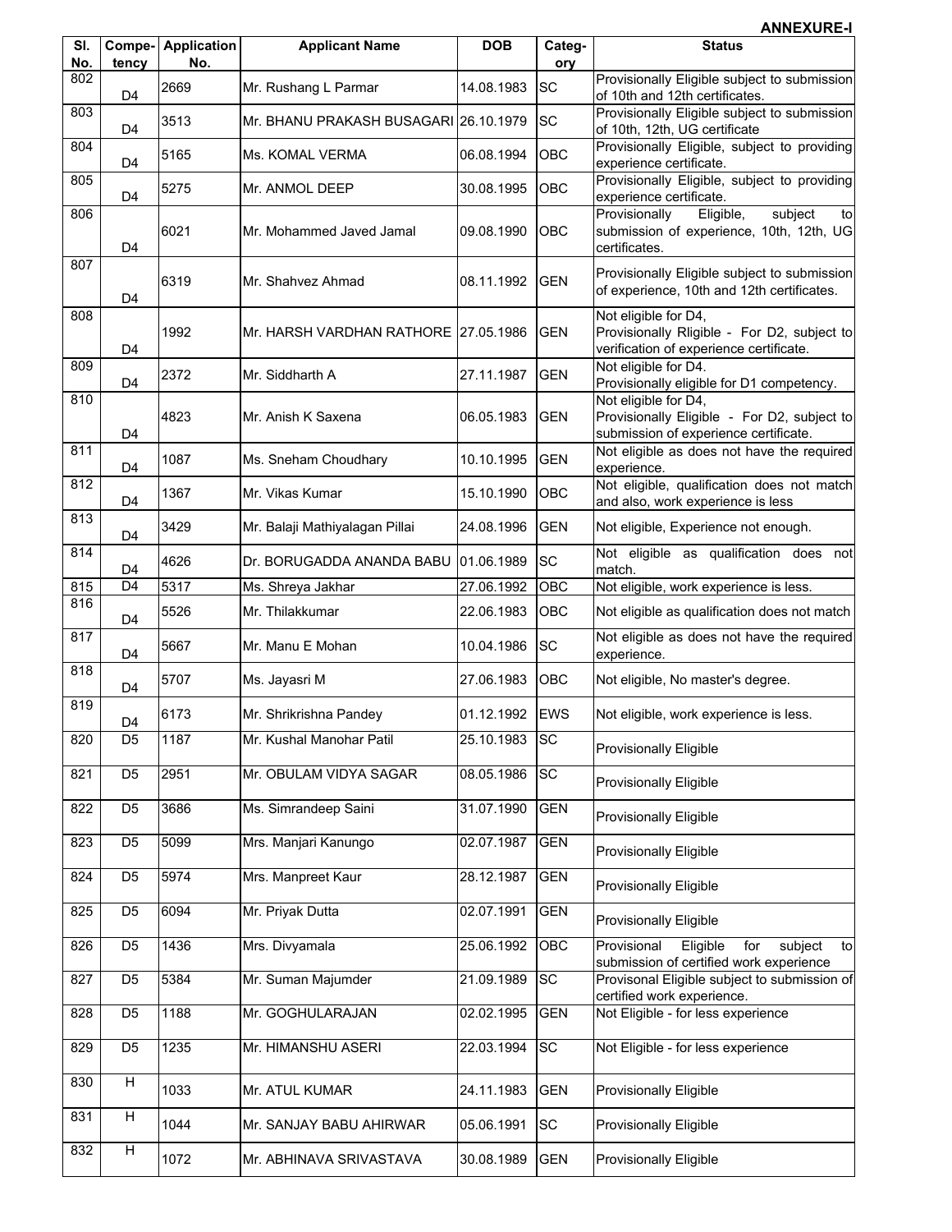**ANNEXURE-I**

| Sl. No. | Compe-tency | Application No. | Applicant Name | DOB | Categ-ory | Status |
|---|---|---|---|---|---|---|
| 802 | D4 | 2669 | Mr. Rushang L Parmar | 14.08.1983 | SC | Provisionally Eligible subject to submission of 10th and 12th certificates. |
| 803 | D4 | 3513 | Mr. BHANU PRAKASH BUSAGARI | 26.10.1979 | SC | Provisionally Eligible subject to submission of 10th, 12th, UG certificate |
| 804 | D4 | 5165 | Ms. KOMAL VERMA | 06.08.1994 | OBC | Provisionally Eligible, subject to providing experience certificate. |
| 805 | D4 | 5275 | Mr. ANMOL DEEP | 30.08.1995 | OBC | Provisionally Eligible, subject to providing experience certificate. |
| 806 | D4 | 6021 | Mr. Mohammed Javed Jamal | 09.08.1990 | OBC | Provisionally Eligible, subject to submission of experience, 10th, 12th, UG certificates. |
| 807 | D4 | 6319 | Mr. Shahvez Ahmad | 08.11.1992 | GEN | Provisionally Eligible subject to submission of experience, 10th and 12th certificates. |
| 808 | D4 | 1992 | Mr. HARSH VARDHAN RATHORE | 27.05.1986 | GEN | Not eligible for D4, Provisionally Rligible - For D2, subject to verification of experience certificate. |
| 809 | D4 | 2372 | Mr. Siddharth A | 27.11.1987 | GEN | Not eligible for D4. Provisionally eligible for D1 competency. |
| 810 | D4 | 4823 | Mr. Anish K Saxena | 06.05.1983 | GEN | Not eligible for D4, Provisionally Eligible - For D2, subject to submission of experience certificate. |
| 811 | D4 | 1087 | Ms. Sneham Choudhary | 10.10.1995 | GEN | Not eligible as does not have the required experience. |
| 812 | D4 | 1367 | Mr. Vikas Kumar | 15.10.1990 | OBC | Not eligible, qualification does not match and also, work experience is less |
| 813 | D4 | 3429 | Mr. Balaji Mathiyalagan Pillai | 24.08.1996 | GEN | Not eligible, Experience not enough. |
| 814 | D4 | 4626 | Dr. BORUGADDA ANANDA BABU | 01.06.1989 | SC | Not eligible as qualification does not match. |
| 815 | D4 | 5317 | Ms. Shreya Jakhar | 27.06.1992 | OBC | Not eligible, work experience is less. |
| 816 | D4 | 5526 | Mr. Thilakkumar | 22.06.1983 | OBC | Not eligible as qualification does not match |
| 817 | D4 | 5667 | Mr. Manu E Mohan | 10.04.1986 | SC | Not eligible as does not have the required experience. |
| 818 | D4 | 5707 | Ms. Jayasri M | 27.06.1983 | OBC | Not eligible, No master's degree. |
| 819 | D4 | 6173 | Mr. Shrikrishna Pandey | 01.12.1992 | EWS | Not eligible, work experience is less. |
| 820 | D5 | 1187 | Mr. Kushal Manohar Patil | 25.10.1983 | SC | Provisionally Eligible |
| 821 | D5 | 2951 | Mr. OBULAM VIDYA SAGAR | 08.05.1986 | SC | Provisionally Eligible |
| 822 | D5 | 3686 | Ms. Simrandeep Saini | 31.07.1990 | GEN | Provisionally Eligible |
| 823 | D5 | 5099 | Mrs. Manjari Kanungo | 02.07.1987 | GEN | Provisionally Eligible |
| 824 | D5 | 5974 | Mrs. Manpreet Kaur | 28.12.1987 | GEN | Provisionally Eligible |
| 825 | D5 | 6094 | Mr. Priyak Dutta | 02.07.1991 | GEN | Provisionally Eligible |
| 826 | D5 | 1436 | Mrs. Divyamala | 25.06.1992 | OBC | Provisional Eligible for subject to submission of certified work experience |
| 827 | D5 | 5384 | Mr. Suman Majumder | 21.09.1989 | SC | Provisonal Eligible subject to submission of certified work experience. |
| 828 | D5 | 1188 | Mr. GOGHULARAJAN | 02.02.1995 | GEN | Not Eligible - for less experience |
| 829 | D5 | 1235 | Mr. HIMANSHU ASERI | 22.03.1994 | SC | Not Eligible - for less experience |
| 830 | H | 1033 | Mr. ATUL KUMAR | 24.11.1983 | GEN | Provisionally Eligible |
| 831 | H | 1044 | Mr. SANJAY BABU AHIRWAR | 05.06.1991 | SC | Provisionally Eligible |
| 832 | H | 1072 | Mr. ABHINAVA SRIVASTAVA | 30.08.1989 | GEN | Provisionally Eligible |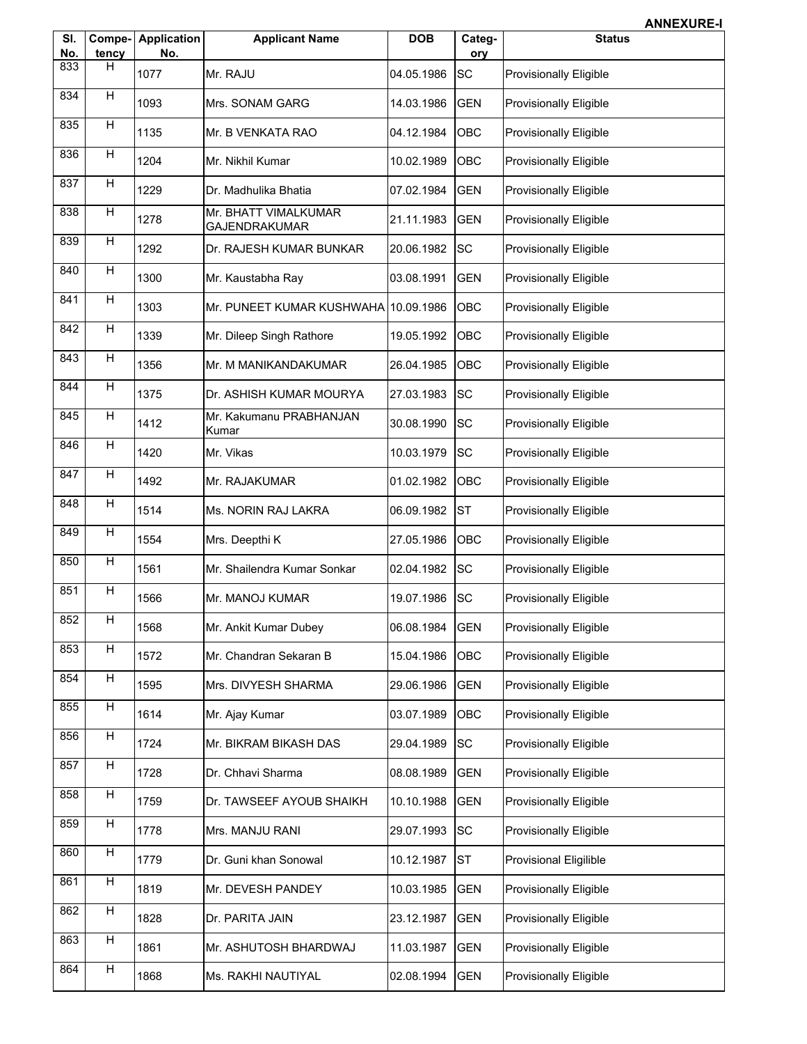**ANNEXURE-I**

| Sl. No. | Compe-tency | Application No. | Applicant Name | DOB | Categ-ory | Status |
|---|---|---|---|---|---|---|
| 833 | H | 1077 | Mr. RAJU | 04.05.1986 | SC | Provisionally Eligible |
| 834 | H | 1093 | Mrs. SONAM GARG | 14.03.1986 | GEN | Provisionally Eligible |
| 835 | H | 1135 | Mr. B VENKATA RAO | 04.12.1984 | OBC | Provisionally Eligible |
| 836 | H | 1204 | Mr. Nikhil Kumar | 10.02.1989 | OBC | Provisionally Eligible |
| 837 | H | 1229 | Dr. Madhulika Bhatia | 07.02.1984 | GEN | Provisionally Eligible |
| 838 | H | 1278 | Mr. BHATT VIMALKUMAR GAJENDRAKUMAR | 21.11.1983 | GEN | Provisionally Eligible |
| 839 | H | 1292 | Dr. RAJESH KUMAR BUNKAR | 20.06.1982 | SC | Provisionally Eligible |
| 840 | H | 1300 | Mr. Kaustabha Ray | 03.08.1991 | GEN | Provisionally Eligible |
| 841 | H | 1303 | Mr. PUNEET KUMAR KUSHWAHA | 10.09.1986 | OBC | Provisionally Eligible |
| 842 | H | 1339 | Mr. Dileep Singh Rathore | 19.05.1992 | OBC | Provisionally Eligible |
| 843 | H | 1356 | Mr. M MANIKANDAKUMAR | 26.04.1985 | OBC | Provisionally Eligible |
| 844 | H | 1375 | Dr. ASHISH KUMAR MOURYA | 27.03.1983 | SC | Provisionally Eligible |
| 845 | H | 1412 | Mr. Kakumanu PRABHANJAN Kumar | 30.08.1990 | SC | Provisionally Eligible |
| 846 | H | 1420 | Mr. Vikas | 10.03.1979 | SC | Provisionally Eligible |
| 847 | H | 1492 | Mr. RAJAKUMAR | 01.02.1982 | OBC | Provisionally Eligible |
| 848 | H | 1514 | Ms. NORIN RAJ LAKRA | 06.09.1982 | ST | Provisionally Eligible |
| 849 | H | 1554 | Mrs. Deepthi K | 27.05.1986 | OBC | Provisionally Eligible |
| 850 | H | 1561 | Mr. Shailendra Kumar Sonkar | 02.04.1982 | SC | Provisionally Eligible |
| 851 | H | 1566 | Mr. MANOJ KUMAR | 19.07.1986 | SC | Provisionally Eligible |
| 852 | H | 1568 | Mr. Ankit Kumar Dubey | 06.08.1984 | GEN | Provisionally Eligible |
| 853 | H | 1572 | Mr. Chandran Sekaran B | 15.04.1986 | OBC | Provisionally Eligible |
| 854 | H | 1595 | Mrs. DIVYESH SHARMA | 29.06.1986 | GEN | Provisionally Eligible |
| 855 | H | 1614 | Mr. Ajay Kumar | 03.07.1989 | OBC | Provisionally Eligible |
| 856 | H | 1724 | Mr. BIKRAM BIKASH DAS | 29.04.1989 | SC | Provisionally Eligible |
| 857 | H | 1728 | Dr. Chhavi Sharma | 08.08.1989 | GEN | Provisionally Eligible |
| 858 | H | 1759 | Dr. TAWSEEF AYOUB SHAIKH | 10.10.1988 | GEN | Provisionally Eligible |
| 859 | H | 1778 | Mrs. MANJU RANI | 29.07.1993 | SC | Provisionally Eligible |
| 860 | H | 1779 | Dr. Guni khan Sonowal | 10.12.1987 | ST | Provisional Eligilible |
| 861 | H | 1819 | Mr. DEVESH PANDEY | 10.03.1985 | GEN | Provisionally Eligible |
| 862 | H | 1828 | Dr. PARITA JAIN | 23.12.1987 | GEN | Provisionally Eligible |
| 863 | H | 1861 | Mr. ASHUTOSH BHARDWAJ | 11.03.1987 | GEN | Provisionally Eligible |
| 864 | H | 1868 | Ms. RAKHI NAUTIYAL | 02.08.1994 | GEN | Provisionally Eligible |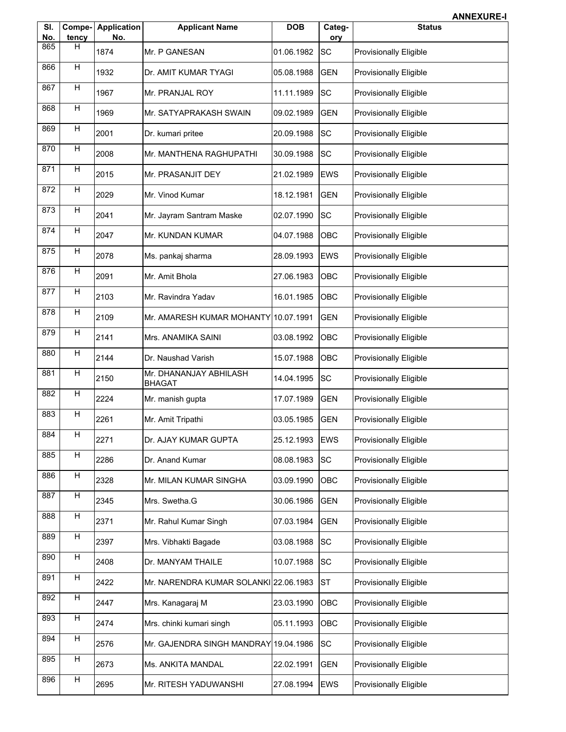**ANNEXURE-I**

| Sl. No. | Compe-tency | Application No. | Applicant Name | DOB | Categ-ory | Status |
|---|---|---|---|---|---|---|
| 865 | H | 1874 | Mr. P GANESAN | 01.06.1982 | SC | Provisionally Eligible |
| 866 | H | 1932 | Dr. AMIT KUMAR TYAGI | 05.08.1988 | GEN | Provisionally Eligible |
| 867 | H | 1967 | Mr. PRANJAL ROY | 11.11.1989 | SC | Provisionally Eligible |
| 868 | H | 1969 | Mr. SATYAPRAKASH SWAIN | 09.02.1989 | GEN | Provisionally Eligible |
| 869 | H | 2001 | Dr. kumari pritee | 20.09.1988 | SC | Provisionally Eligible |
| 870 | H | 2008 | Mr. MANTHENA RAGHUPATHI | 30.09.1988 | SC | Provisionally Eligible |
| 871 | H | 2015 | Mr. PRASANJIT DEY | 21.02.1989 | EWS | Provisionally Eligible |
| 872 | H | 2029 | Mr. Vinod Kumar | 18.12.1981 | GEN | Provisionally Eligible |
| 873 | H | 2041 | Mr. Jayram Santram Maske | 02.07.1990 | SC | Provisionally Eligible |
| 874 | H | 2047 | Mr. KUNDAN KUMAR | 04.07.1988 | OBC | Provisionally Eligible |
| 875 | H | 2078 | Ms. pankaj sharma | 28.09.1993 | EWS | Provisionally Eligible |
| 876 | H | 2091 | Mr. Amit Bhola | 27.06.1983 | OBC | Provisionally Eligible |
| 877 | H | 2103 | Mr. Ravindra Yadav | 16.01.1985 | OBC | Provisionally Eligible |
| 878 | H | 2109 | Mr. AMARESH KUMAR MOHANTY | 10.07.1991 | GEN | Provisionally Eligible |
| 879 | H | 2141 | Mrs. ANAMIKA SAINI | 03.08.1992 | OBC | Provisionally Eligible |
| 880 | H | 2144 | Dr. Naushad Varish | 15.07.1988 | OBC | Provisionally Eligible |
| 881 | H | 2150 | Mr. DHANANJAY ABHILASH BHAGAT | 14.04.1995 | SC | Provisionally Eligible |
| 882 | H | 2224 | Mr. manish gupta | 17.07.1989 | GEN | Provisionally Eligible |
| 883 | H | 2261 | Mr. Amit Tripathi | 03.05.1985 | GEN | Provisionally Eligible |
| 884 | H | 2271 | Dr. AJAY KUMAR GUPTA | 25.12.1993 | EWS | Provisionally Eligible |
| 885 | H | 2286 | Dr. Anand Kumar | 08.08.1983 | SC | Provisionally Eligible |
| 886 | H | 2328 | Mr. MILAN KUMAR SINGHA | 03.09.1990 | OBC | Provisionally Eligible |
| 887 | H | 2345 | Mrs. Swetha.G | 30.06.1986 | GEN | Provisionally Eligible |
| 888 | H | 2371 | Mr. Rahul Kumar Singh | 07.03.1984 | GEN | Provisionally Eligible |
| 889 | H | 2397 | Mrs. Vibhakti Bagade | 03.08.1988 | SC | Provisionally Eligible |
| 890 | H | 2408 | Dr. MANYAM THAILE | 10.07.1988 | SC | Provisionally Eligible |
| 891 | H | 2422 | Mr. NARENDRA KUMAR SOLANKI | 22.06.1983 | ST | Provisionally Eligible |
| 892 | H | 2447 | Mrs. Kanagaraj M | 23.03.1990 | OBC | Provisionally Eligible |
| 893 | H | 2474 | Mrs. chinki kumari singh | 05.11.1993 | OBC | Provisionally Eligible |
| 894 | H | 2576 | Mr. GAJENDRA SINGH MANDRAY | 19.04.1986 | SC | Provisionally Eligible |
| 895 | H | 2673 | Ms. ANKITA MANDAL | 22.02.1991 | GEN | Provisionally Eligible |
| 896 | H | 2695 | Mr. RITESH YADUWANSHI | 27.08.1994 | EWS | Provisionally Eligible |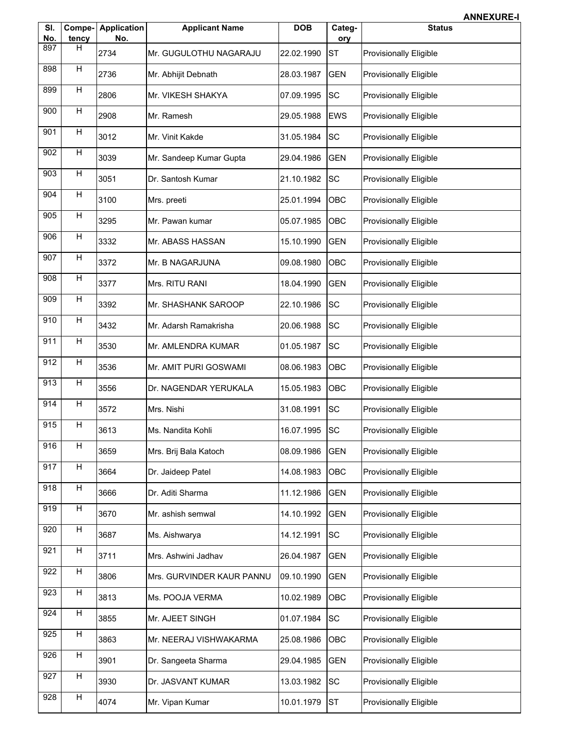**ANNEXURE-I**

| Sl. No. | Compe-tency | Application No. | Applicant Name | DOB | Categ-ory | Status |
|---|---|---|---|---|---|---|
| 897 | H | 2734 | Mr. GUGULOTHU NAGARAJU | 22.02.1990 | ST | Provisionally Eligible |
| 898 | H | 2736 | Mr. Abhijit Debnath | 28.03.1987 | GEN | Provisionally Eligible |
| 899 | H | 2806 | Mr. VIKESH SHAKYA | 07.09.1995 | SC | Provisionally Eligible |
| 900 | H | 2908 | Mr. Ramesh | 29.05.1988 | EWS | Provisionally Eligible |
| 901 | H | 3012 | Mr. Vinit Kakde | 31.05.1984 | SC | Provisionally Eligible |
| 902 | H | 3039 | Mr. Sandeep Kumar Gupta | 29.04.1986 | GEN | Provisionally Eligible |
| 903 | H | 3051 | Dr. Santosh Kumar | 21.10.1982 | SC | Provisionally Eligible |
| 904 | H | 3100 | Mrs. preeti | 25.01.1994 | OBC | Provisionally Eligible |
| 905 | H | 3295 | Mr. Pawan kumar | 05.07.1985 | OBC | Provisionally Eligible |
| 906 | H | 3332 | Mr. ABASS HASSAN | 15.10.1990 | GEN | Provisionally Eligible |
| 907 | H | 3372 | Mr. B NAGARJUNA | 09.08.1980 | OBC | Provisionally Eligible |
| 908 | H | 3377 | Mrs. RITU RANI | 18.04.1990 | GEN | Provisionally Eligible |
| 909 | H | 3392 | Mr. SHASHANK SAROOP | 22.10.1986 | SC | Provisionally Eligible |
| 910 | H | 3432 | Mr. Adarsh Ramakrisha | 20.06.1988 | SC | Provisionally Eligible |
| 911 | H | 3530 | Mr. AMLENDRA KUMAR | 01.05.1987 | SC | Provisionally Eligible |
| 912 | H | 3536 | Mr. AMIT PURI GOSWAMI | 08.06.1983 | OBC | Provisionally Eligible |
| 913 | H | 3556 | Dr. NAGENDAR YERUKALA | 15.05.1983 | OBC | Provisionally Eligible |
| 914 | H | 3572 | Mrs. Nishi | 31.08.1991 | SC | Provisionally Eligible |
| 915 | H | 3613 | Ms. Nandita Kohli | 16.07.1995 | SC | Provisionally Eligible |
| 916 | H | 3659 | Mrs. Brij Bala Katoch | 08.09.1986 | GEN | Provisionally Eligible |
| 917 | H | 3664 | Dr. Jaideep Patel | 14.08.1983 | OBC | Provisionally Eligible |
| 918 | H | 3666 | Dr. Aditi Sharma | 11.12.1986 | GEN | Provisionally Eligible |
| 919 | H | 3670 | Mr. ashish semwal | 14.10.1992 | GEN | Provisionally Eligible |
| 920 | H | 3687 | Ms. Aishwarya | 14.12.1991 | SC | Provisionally Eligible |
| 921 | H | 3711 | Mrs. Ashwini Jadhav | 26.04.1987 | GEN | Provisionally Eligible |
| 922 | H | 3806 | Mrs. GURVINDER KAUR PANNU | 09.10.1990 | GEN | Provisionally Eligible |
| 923 | H | 3813 | Ms. POOJA VERMA | 10.02.1989 | OBC | Provisionally Eligible |
| 924 | H | 3855 | Mr. AJEET SINGH | 01.07.1984 | SC | Provisionally Eligible |
| 925 | H | 3863 | Mr. NEERAJ VISHWAKARMA | 25.08.1986 | OBC | Provisionally Eligible |
| 926 | H | 3901 | Dr. Sangeeta Sharma | 29.04.1985 | GEN | Provisionally Eligible |
| 927 | H | 3930 | Dr. JASVANT KUMAR | 13.03.1982 | SC | Provisionally Eligible |
| 928 | H | 4074 | Mr. Vipan Kumar | 10.01.1979 | ST | Provisionally Eligible |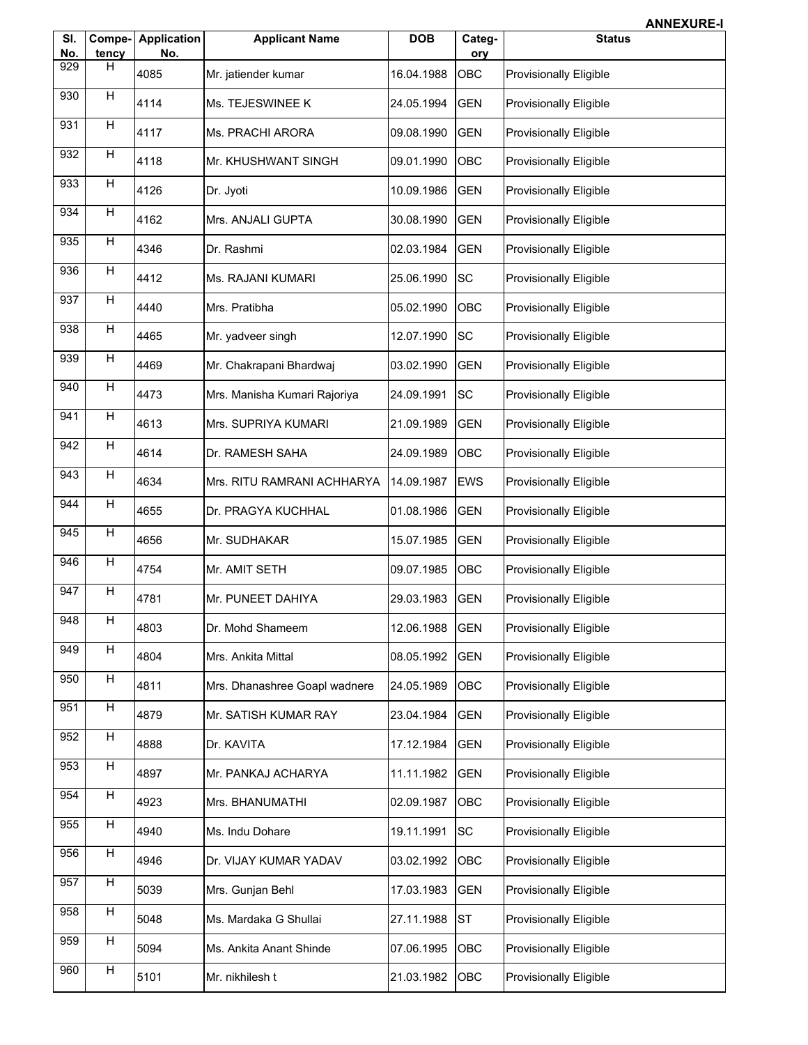**ANNEXURE-I**

| Sl. No. | Compe-tency | Application No. | Applicant Name | DOB | Categ-ory | Status |
|---|---|---|---|---|---|---|
| 929 | H | 4085 | Mr. jatiender kumar | 16.04.1988 | OBC | Provisionally Eligible |
| 930 | H | 4114 | Ms. TEJESWINEE K | 24.05.1994 | GEN | Provisionally Eligible |
| 931 | H | 4117 | Ms. PRACHI ARORA | 09.08.1990 | GEN | Provisionally Eligible |
| 932 | H | 4118 | Mr. KHUSHWANT SINGH | 09.01.1990 | OBC | Provisionally Eligible |
| 933 | H | 4126 | Dr. Jyoti | 10.09.1986 | GEN | Provisionally Eligible |
| 934 | H | 4162 | Mrs. ANJALI GUPTA | 30.08.1990 | GEN | Provisionally Eligible |
| 935 | H | 4346 | Dr. Rashmi | 02.03.1984 | GEN | Provisionally Eligible |
| 936 | H | 4412 | Ms. RAJANI KUMARI | 25.06.1990 | SC | Provisionally Eligible |
| 937 | H | 4440 | Mrs. Pratibha | 05.02.1990 | OBC | Provisionally Eligible |
| 938 | H | 4465 | Mr. yadveer singh | 12.07.1990 | SC | Provisionally Eligible |
| 939 | H | 4469 | Mr. Chakrapani Bhardwaj | 03.02.1990 | GEN | Provisionally Eligible |
| 940 | H | 4473 | Mrs. Manisha Kumari Rajoriya | 24.09.1991 | SC | Provisionally Eligible |
| 941 | H | 4613 | Mrs. SUPRIYA KUMARI | 21.09.1989 | GEN | Provisionally Eligible |
| 942 | H | 4614 | Dr. RAMESH SAHA | 24.09.1989 | OBC | Provisionally Eligible |
| 943 | H | 4634 | Mrs. RITU RAMRANI ACHHARYA | 14.09.1987 | EWS | Provisionally Eligible |
| 944 | H | 4655 | Dr. PRAGYA KUCHHAL | 01.08.1986 | GEN | Provisionally Eligible |
| 945 | H | 4656 | Mr. SUDHAKAR | 15.07.1985 | GEN | Provisionally Eligible |
| 946 | H | 4754 | Mr. AMIT SETH | 09.07.1985 | OBC | Provisionally Eligible |
| 947 | H | 4781 | Mr. PUNEET DAHIYA | 29.03.1983 | GEN | Provisionally Eligible |
| 948 | H | 4803 | Dr. Mohd Shameem | 12.06.1988 | GEN | Provisionally Eligible |
| 949 | H | 4804 | Mrs. Ankita Mittal | 08.05.1992 | GEN | Provisionally Eligible |
| 950 | H | 4811 | Mrs. Dhanashree Goapl wadnere | 24.05.1989 | OBC | Provisionally Eligible |
| 951 | H | 4879 | Mr. SATISH KUMAR RAY | 23.04.1984 | GEN | Provisionally Eligible |
| 952 | H | 4888 | Dr. KAVITA | 17.12.1984 | GEN | Provisionally Eligible |
| 953 | H | 4897 | Mr. PANKAJ ACHARYA | 11.11.1982 | GEN | Provisionally Eligible |
| 954 | H | 4923 | Mrs. BHANUMATHI | 02.09.1987 | OBC | Provisionally Eligible |
| 955 | H | 4940 | Ms. Indu Dohare | 19.11.1991 | SC | Provisionally Eligible |
| 956 | H | 4946 | Dr. VIJAY KUMAR YADAV | 03.02.1992 | OBC | Provisionally Eligible |
| 957 | H | 5039 | Mrs. Gunjan Behl | 17.03.1983 | GEN | Provisionally Eligible |
| 958 | H | 5048 | Ms. Mardaka G Shullai | 27.11.1988 | ST | Provisionally Eligible |
| 959 | H | 5094 | Ms. Ankita Anant Shinde | 07.06.1995 | OBC | Provisionally Eligible |
| 960 | H | 5101 | Mr. nikhilesh t | 21.03.1982 | OBC | Provisionally Eligible |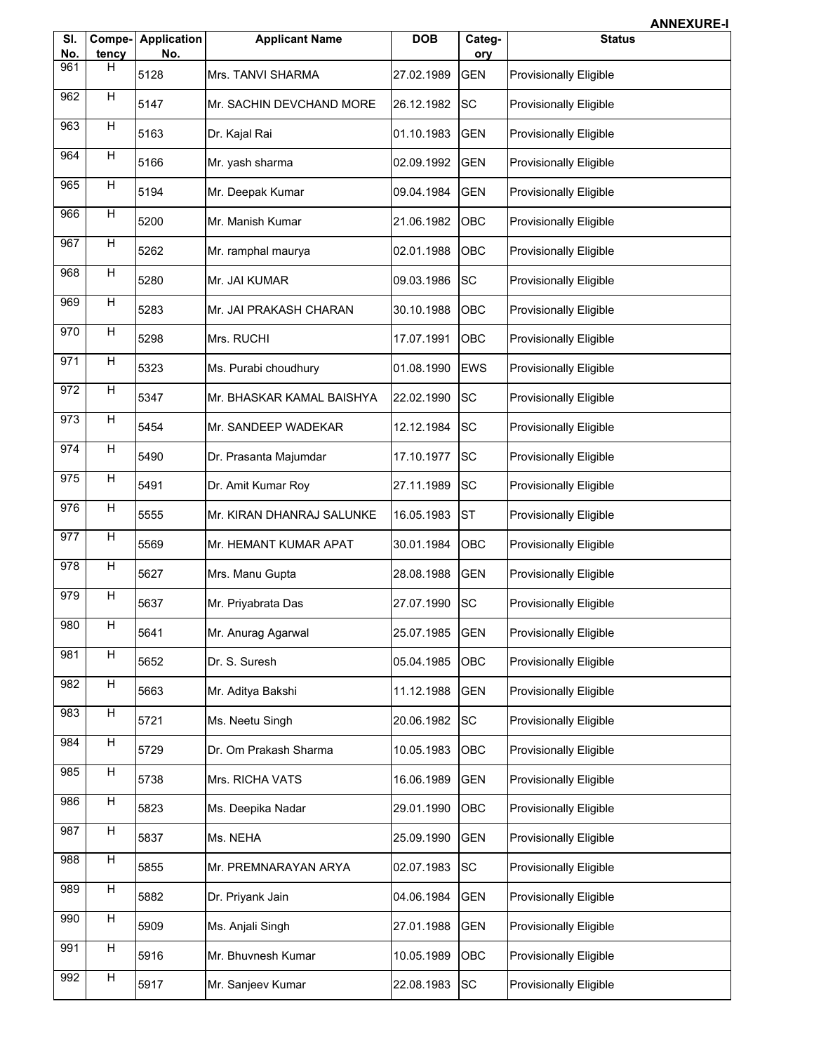**ANNEXURE-I**

| Sl. No. | Compe-tency | Application No. | Applicant Name | DOB | Categ-ory | Status |
|---|---|---|---|---|---|---|
| 961 | H | 5128 | Mrs. TANVI SHARMA | 27.02.1989 | GEN | Provisionally Eligible |
| 962 | H | 5147 | Mr. SACHIN DEVCHAND MORE | 26.12.1982 | SC | Provisionally Eligible |
| 963 | H | 5163 | Dr. Kajal Rai | 01.10.1983 | GEN | Provisionally Eligible |
| 964 | H | 5166 | Mr. yash sharma | 02.09.1992 | GEN | Provisionally Eligible |
| 965 | H | 5194 | Mr. Deepak Kumar | 09.04.1984 | GEN | Provisionally Eligible |
| 966 | H | 5200 | Mr. Manish Kumar | 21.06.1982 | OBC | Provisionally Eligible |
| 967 | H | 5262 | Mr. ramphal maurya | 02.01.1988 | OBC | Provisionally Eligible |
| 968 | H | 5280 | Mr. JAI KUMAR | 09.03.1986 | SC | Provisionally Eligible |
| 969 | H | 5283 | Mr. JAI PRAKASH CHARAN | 30.10.1988 | OBC | Provisionally Eligible |
| 970 | H | 5298 | Mrs. RUCHI | 17.07.1991 | OBC | Provisionally Eligible |
| 971 | H | 5323 | Ms. Purabi choudhury | 01.08.1990 | EWS | Provisionally Eligible |
| 972 | H | 5347 | Mr. BHASKAR KAMAL BAISHYA | 22.02.1990 | SC | Provisionally Eligible |
| 973 | H | 5454 | Mr. SANDEEP WADEKAR | 12.12.1984 | SC | Provisionally Eligible |
| 974 | H | 5490 | Dr. Prasanta Majumdar | 17.10.1977 | SC | Provisionally Eligible |
| 975 | H | 5491 | Dr. Amit Kumar Roy | 27.11.1989 | SC | Provisionally Eligible |
| 976 | H | 5555 | Mr. KIRAN DHANRAJ SALUNKE | 16.05.1983 | ST | Provisionally Eligible |
| 977 | H | 5569 | Mr. HEMANT KUMAR APAT | 30.01.1984 | OBC | Provisionally Eligible |
| 978 | H | 5627 | Mrs. Manu Gupta | 28.08.1988 | GEN | Provisionally Eligible |
| 979 | H | 5637 | Mr. Priyabrata Das | 27.07.1990 | SC | Provisionally Eligible |
| 980 | H | 5641 | Mr. Anurag Agarwal | 25.07.1985 | GEN | Provisionally Eligible |
| 981 | H | 5652 | Dr. S. Suresh | 05.04.1985 | OBC | Provisionally Eligible |
| 982 | H | 5663 | Mr. Aditya Bakshi | 11.12.1988 | GEN | Provisionally Eligible |
| 983 | H | 5721 | Ms. Neetu Singh | 20.06.1982 | SC | Provisionally Eligible |
| 984 | H | 5729 | Dr. Om Prakash Sharma | 10.05.1983 | OBC | Provisionally Eligible |
| 985 | H | 5738 | Mrs. RICHA VATS | 16.06.1989 | GEN | Provisionally Eligible |
| 986 | H | 5823 | Ms. Deepika Nadar | 29.01.1990 | OBC | Provisionally Eligible |
| 987 | H | 5837 | Ms. NEHA | 25.09.1990 | GEN | Provisionally Eligible |
| 988 | H | 5855 | Mr. PREMNARAYAN ARYA | 02.07.1983 | SC | Provisionally Eligible |
| 989 | H | 5882 | Dr. Priyank Jain | 04.06.1984 | GEN | Provisionally Eligible |
| 990 | H | 5909 | Ms. Anjali Singh | 27.01.1988 | GEN | Provisionally Eligible |
| 991 | H | 5916 | Mr. Bhuvnesh Kumar | 10.05.1989 | OBC | Provisionally Eligible |
| 992 | H | 5917 | Mr. Sanjeev Kumar | 22.08.1983 | SC | Provisionally Eligible |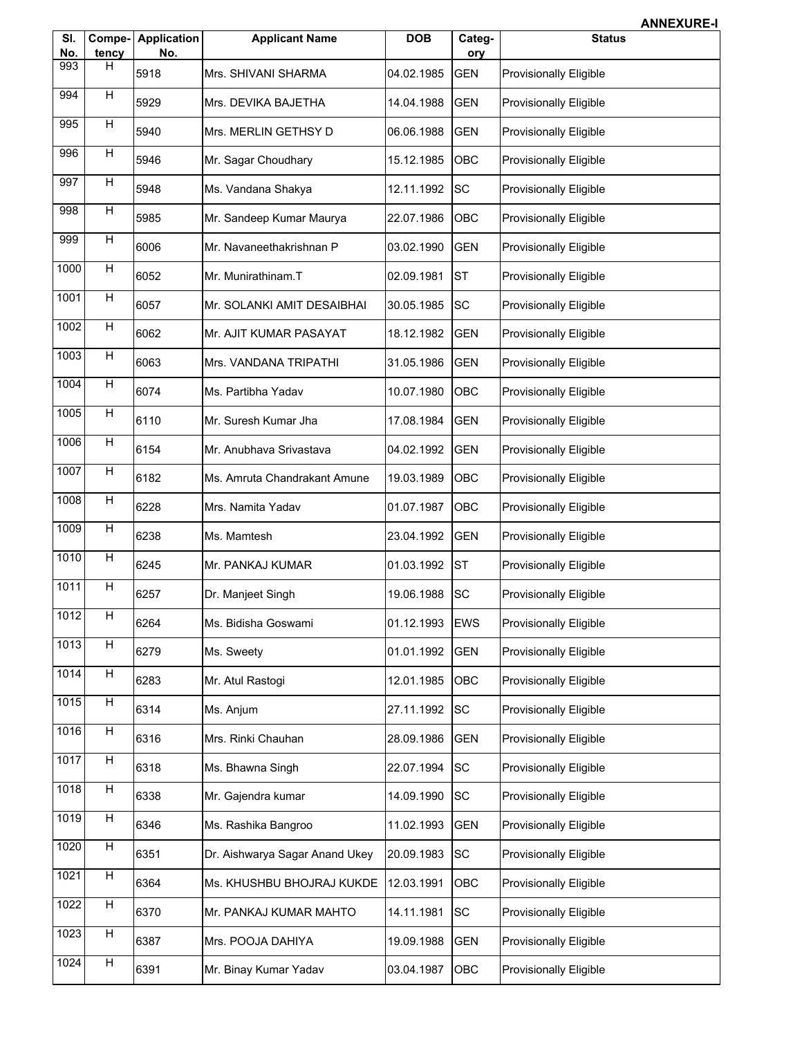**ANNEXURE-I**

| Sl. No. | Compe-tency | Application No. | Applicant Name | DOB | Categ-ory | Status |
|---|---|---|---|---|---|---|
| 993 | H | 5918 | Mrs. SHIVANI SHARMA | 04.02.1985 | GEN | Provisionally Eligible |
| 994 | H | 5929 | Mrs. DEVIKA BAJETHA | 14.04.1988 | GEN | Provisionally Eligible |
| 995 | H | 5940 | Mrs. MERLIN GETHSY D | 06.06.1988 | GEN | Provisionally Eligible |
| 996 | H | 5946 | Mr. Sagar Choudhary | 15.12.1985 | OBC | Provisionally Eligible |
| 997 | H | 5948 | Ms. Vandana Shakya | 12.11.1992 | SC | Provisionally Eligible |
| 998 | H | 5985 | Mr. Sandeep Kumar Maurya | 22.07.1986 | OBC | Provisionally Eligible |
| 999 | H | 6006 | Mr. Navaneethakrishnan P | 03.02.1990 | GEN | Provisionally Eligible |
| 1000 | H | 6052 | Mr. Munirathinam.T | 02.09.1981 | ST | Provisionally Eligible |
| 1001 | H | 6057 | Mr. SOLANKI AMIT DESAIBHAI | 30.05.1985 | SC | Provisionally Eligible |
| 1002 | H | 6062 | Mr. AJIT KUMAR PASAYAT | 18.12.1982 | GEN | Provisionally Eligible |
| 1003 | H | 6063 | Mrs. VANDANA TRIPATHI | 31.05.1986 | GEN | Provisionally Eligible |
| 1004 | H | 6074 | Ms. Partibha Yadav | 10.07.1980 | OBC | Provisionally Eligible |
| 1005 | H | 6110 | Mr. Suresh Kumar Jha | 17.08.1984 | GEN | Provisionally Eligible |
| 1006 | H | 6154 | Mr. Anubhava Srivastava | 04.02.1992 | GEN | Provisionally Eligible |
| 1007 | H | 6182 | Ms. Amruta Chandrakant Amune | 19.03.1989 | OBC | Provisionally Eligible |
| 1008 | H | 6228 | Mrs. Namita Yadav | 01.07.1987 | OBC | Provisionally Eligible |
| 1009 | H | 6238 | Ms. Mamtesh | 23.04.1992 | GEN | Provisionally Eligible |
| 1010 | H | 6245 | Mr. PANKAJ KUMAR | 01.03.1992 | ST | Provisionally Eligible |
| 1011 | H | 6257 | Dr. Manjeet Singh | 19.06.1988 | SC | Provisionally Eligible |
| 1012 | H | 6264 | Ms. Bidisha Goswami | 01.12.1993 | EWS | Provisionally Eligible |
| 1013 | H | 6279 | Ms. Sweety | 01.01.1992 | GEN | Provisionally Eligible |
| 1014 | H | 6283 | Mr. Atul Rastogi | 12.01.1985 | OBC | Provisionally Eligible |
| 1015 | H | 6314 | Ms. Anjum | 27.11.1992 | SC | Provisionally Eligible |
| 1016 | H | 6316 | Mrs. Rinki Chauhan | 28.09.1986 | GEN | Provisionally Eligible |
| 1017 | H | 6318 | Ms. Bhawna Singh | 22.07.1994 | SC | Provisionally Eligible |
| 1018 | H | 6338 | Mr. Gajendra kumar | 14.09.1990 | SC | Provisionally Eligible |
| 1019 | H | 6346 | Ms. Rashika Bangroo | 11.02.1993 | GEN | Provisionally Eligible |
| 1020 | H | 6351 | Dr. Aishwarya Sagar Anand Ukey | 20.09.1983 | SC | Provisionally Eligible |
| 1021 | H | 6364 | Ms. KHUSHBU BHOJRAJ KUKDE | 12.03.1991 | OBC | Provisionally Eligible |
| 1022 | H | 6370 | Mr. PANKAJ KUMAR MAHTO | 14.11.1981 | SC | Provisionally Eligible |
| 1023 | H | 6387 | Mrs. POOJA DAHIYA | 19.09.1988 | GEN | Provisionally Eligible |
| 1024 | H | 6391 | Mr. Binay Kumar Yadav | 03.04.1987 | OBC | Provisionally Eligible |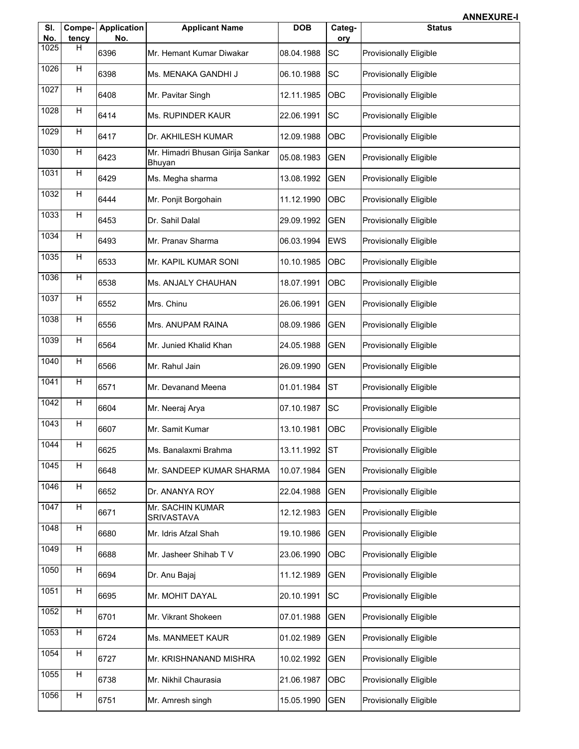**ANNEXURE-I**

| Sl. No. | Compe-tency | Application No. | Applicant Name | DOB | Categ-ory | Status |
|---|---|---|---|---|---|---|
| 1025 | H | 6396 | Mr. Hemant Kumar Diwakar | 08.04.1988 | SC | Provisionally Eligible |
| 1026 | H | 6398 | Ms. MENAKA GANDHI J | 06.10.1988 | SC | Provisionally Eligible |
| 1027 | H | 6408 | Mr. Pavitar Singh | 12.11.1985 | OBC | Provisionally Eligible |
| 1028 | H | 6414 | Ms. RUPINDER KAUR | 22.06.1991 | SC | Provisionally Eligible |
| 1029 | H | 6417 | Dr. AKHILESH KUMAR | 12.09.1988 | OBC | Provisionally Eligible |
| 1030 | H | 6423 | Mr. Himadri Bhusan Girija Sankar Bhuyan | 05.08.1983 | GEN | Provisionally Eligible |
| 1031 | H | 6429 | Ms. Megha sharma | 13.08.1992 | GEN | Provisionally Eligible |
| 1032 | H | 6444 | Mr. Ponjit Borgohain | 11.12.1990 | OBC | Provisionally Eligible |
| 1033 | H | 6453 | Dr. Sahil Dalal | 29.09.1992 | GEN | Provisionally Eligible |
| 1034 | H | 6493 | Mr. Pranav Sharma | 06.03.1994 | EWS | Provisionally Eligible |
| 1035 | H | 6533 | Mr. KAPIL KUMAR SONI | 10.10.1985 | OBC | Provisionally Eligible |
| 1036 | H | 6538 | Ms. ANJALY CHAUHAN | 18.07.1991 | OBC | Provisionally Eligible |
| 1037 | H | 6552 | Mrs. Chinu | 26.06.1991 | GEN | Provisionally Eligible |
| 1038 | H | 6556 | Mrs. ANUPAM RAINA | 08.09.1986 | GEN | Provisionally Eligible |
| 1039 | H | 6564 | Mr. Junied Khalid Khan | 24.05.1988 | GEN | Provisionally Eligible |
| 1040 | H | 6566 | Mr. Rahul Jain | 26.09.1990 | GEN | Provisionally Eligible |
| 1041 | H | 6571 | Mr. Devanand Meena | 01.01.1984 | ST | Provisionally Eligible |
| 1042 | H | 6604 | Mr. Neeraj Arya | 07.10.1987 | SC | Provisionally Eligible |
| 1043 | H | 6607 | Mr. Samit Kumar | 13.10.1981 | OBC | Provisionally Eligible |
| 1044 | H | 6625 | Ms. Banalaxmi Brahma | 13.11.1992 | ST | Provisionally Eligible |
| 1045 | H | 6648 | Mr. SANDEEP KUMAR SHARMA | 10.07.1984 | GEN | Provisionally Eligible |
| 1046 | H | 6652 | Dr. ANANYA ROY | 22.04.1988 | GEN | Provisionally Eligible |
| 1047 | H | 6671 | Mr. SACHIN KUMAR SRIVASTAVA | 12.12.1983 | GEN | Provisionally Eligible |
| 1048 | H | 6680 | Mr. Idris Afzal Shah | 19.10.1986 | GEN | Provisionally Eligible |
| 1049 | H | 6688 | Mr. Jasheer Shihab T V | 23.06.1990 | OBC | Provisionally Eligible |
| 1050 | H | 6694 | Dr. Anu Bajaj | 11.12.1989 | GEN | Provisionally Eligible |
| 1051 | H | 6695 | Mr. MOHIT DAYAL | 20.10.1991 | SC | Provisionally Eligible |
| 1052 | H | 6701 | Mr. Vikrant Shokeen | 07.01.1988 | GEN | Provisionally Eligible |
| 1053 | H | 6724 | Ms. MANMEET KAUR | 01.02.1989 | GEN | Provisionally Eligible |
| 1054 | H | 6727 | Mr. KRISHNANAND MISHRA | 10.02.1992 | GEN | Provisionally Eligible |
| 1055 | H | 6738 | Mr. Nikhil Chaurasia | 21.06.1987 | OBC | Provisionally Eligible |
| 1056 | H | 6751 | Mr. Amresh singh | 15.05.1990 | GEN | Provisionally Eligible |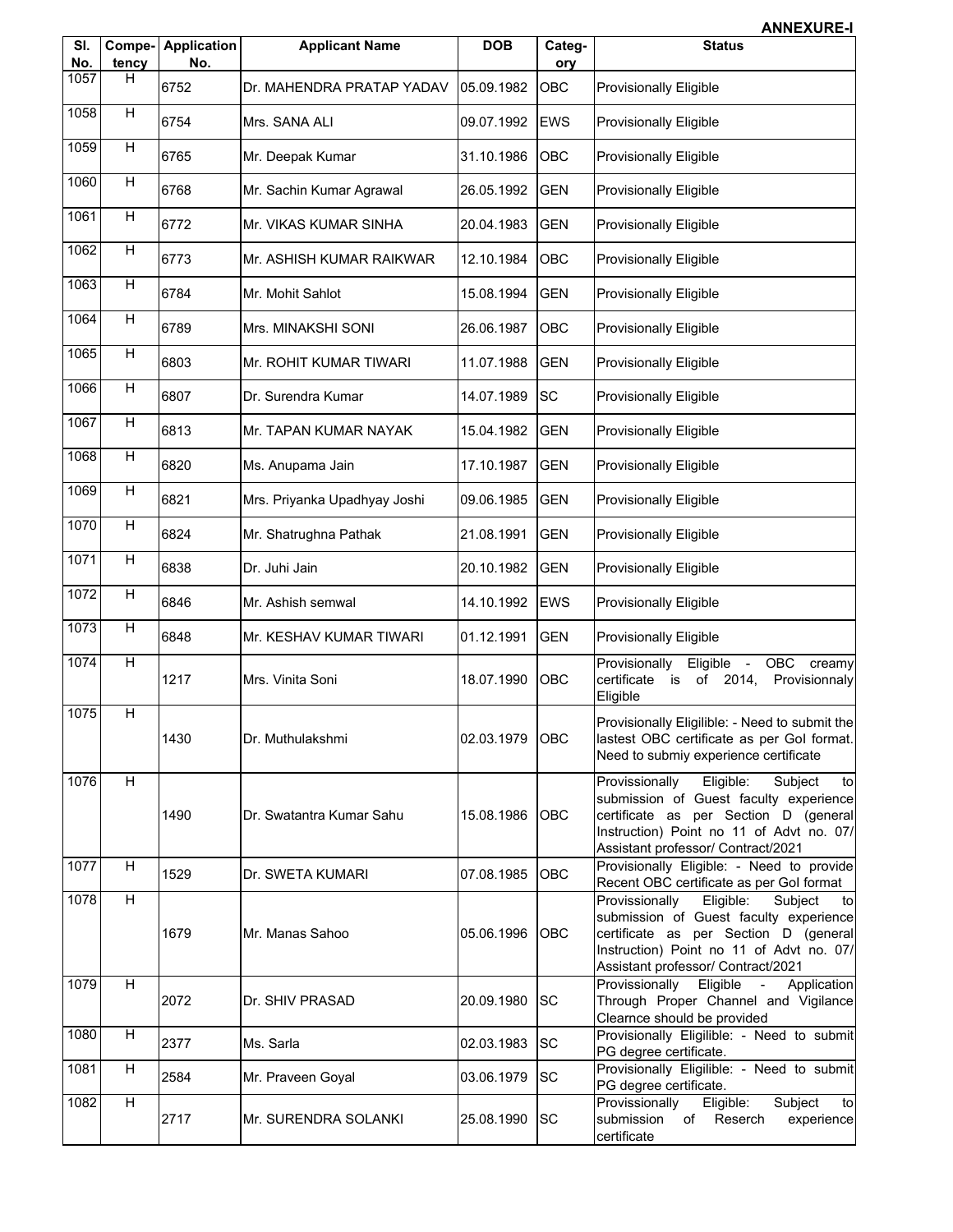**ANNEXURE-I**

| Sl. No. | Compe-tency | Application No. | Applicant Name | DOB | Categ-ory | Status |
|---|---|---|---|---|---|---|
| 1057 | H | 6752 | Dr. MAHENDRA PRATAP YADAV | 05.09.1982 | OBC | Provisionally Eligible |
| 1058 | H | 6754 | Mrs. SANA ALI | 09.07.1992 | EWS | Provisionally Eligible |
| 1059 | H | 6765 | Mr. Deepak Kumar | 31.10.1986 | OBC | Provisionally Eligible |
| 1060 | H | 6768 | Mr. Sachin Kumar Agrawal | 26.05.1992 | GEN | Provisionally Eligible |
| 1061 | H | 6772 | Mr. VIKAS KUMAR SINHA | 20.04.1983 | GEN | Provisionally Eligible |
| 1062 | H | 6773 | Mr. ASHISH KUMAR RAIKWAR | 12.10.1984 | OBC | Provisionally Eligible |
| 1063 | H | 6784 | Mr. Mohit Sahlot | 15.08.1994 | GEN | Provisionally Eligible |
| 1064 | H | 6789 | Mrs. MINAKSHI SONI | 26.06.1987 | OBC | Provisionally Eligible |
| 1065 | H | 6803 | Mr. ROHIT KUMAR TIWARI | 11.07.1988 | GEN | Provisionally Eligible |
| 1066 | H | 6807 | Dr. Surendra Kumar | 14.07.1989 | SC | Provisionally Eligible |
| 1067 | H | 6813 | Mr. TAPAN KUMAR NAYAK | 15.04.1982 | GEN | Provisionally Eligible |
| 1068 | H | 6820 | Ms. Anupama Jain | 17.10.1987 | GEN | Provisionally Eligible |
| 1069 | H | 6821 | Mrs. Priyanka Upadhyay Joshi | 09.06.1985 | GEN | Provisionally Eligible |
| 1070 | H | 6824 | Mr. Shatrughna Pathak | 21.08.1991 | GEN | Provisionally Eligible |
| 1071 | H | 6838 | Dr. Juhi Jain | 20.10.1982 | GEN | Provisionally Eligible |
| 1072 | H | 6846 | Mr. Ashish semwal | 14.10.1992 | EWS | Provisionally Eligible |
| 1073 | H | 6848 | Mr. KESHAV KUMAR TIWARI | 01.12.1991 | GEN | Provisionally Eligible |
| 1074 | H | 1217 | Mrs. Vinita Soni | 18.07.1990 | OBC | Provisionally Eligible - OBC creamy certificate is of 2014, Provisionnaly Eligible |
| 1075 | H | 1430 | Dr. Muthulakshmi | 02.03.1979 | OBC | Provisionally Eligilible: - Need to submit the lastest OBC certificate as per GoI format. Need to submiy experience certificate |
| 1076 | H | 1490 | Dr. Swatantra Kumar Sahu | 15.08.1986 | OBC | Provissionally Eligible: Subject to submission of Guest faculty experience certificate as per Section D (general Instruction) Point no 11 of Advt no. 07/ Assistant professor/ Contract/2021 |
| 1077 | H | 1529 | Dr. SWETA KUMARI | 07.08.1985 | OBC | Provisionally Eligible: - Need to provide Recent OBC certificate as per GoI format |
| 1078 | H | 1679 | Mr. Manas Sahoo | 05.06.1996 | OBC | Provissionally Eligible: Subject to submission of Guest faculty experience certificate as per Section D (general Instruction) Point no 11 of Advt no. 07/ Assistant professor/ Contract/2021 |
| 1079 | H | 2072 | Dr. SHIV PRASAD | 20.09.1980 | SC | Provissionally Eligible - Application Through Proper Channel and Vigilance Clearnce should be provided |
| 1080 | H | 2377 | Ms. Sarla | 02.03.1983 | SC | Provisionally Eligilible: - Need to submit PG degree certificate. |
| 1081 | H | 2584 | Mr. Praveen Goyal | 03.06.1979 | SC | Provisionally Eligilible: - Need to submit PG degree certificate. |
| 1082 | H | 2717 | Mr. SURENDRA SOLANKI | 25.08.1990 | SC | Provissionally Eligible: Subject to submission of Reserch experience certificate |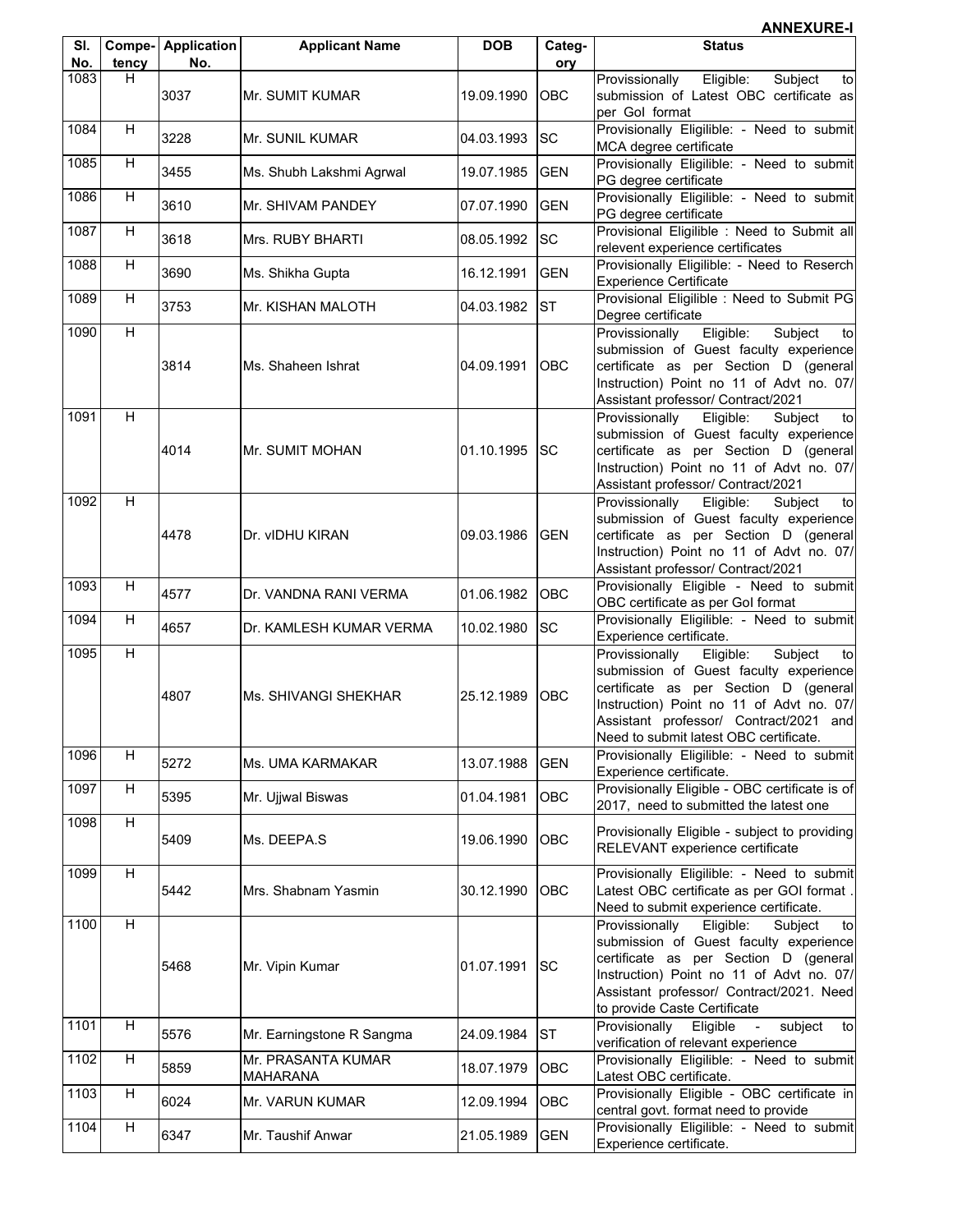**ANNEXURE-I**

| Sl. No. | Compe-tency | Application No. | Applicant Name | DOB | Categ-ory | Status |
|---|---|---|---|---|---|---|
| 1083 | H | 3037 | Mr. SUMIT KUMAR | 19.09.1990 | OBC | Provissionally Eligible: Subject to submission of Latest OBC certificate as per GoI format |
| 1084 | H | 3228 | Mr. SUNIL KUMAR | 04.03.1993 | SC | Provisionally Eligilible: - Need to submit MCA degree certificate |
| 1085 | H | 3455 | Ms. Shubh Lakshmi Agrwal | 19.07.1985 | GEN | Provisionally Eligilible: - Need to submit PG degree certificate |
| 1086 | H | 3610 | Mr. SHIVAM PANDEY | 07.07.1990 | GEN | Provisionally Eligilible: - Need to submit PG degree certificate |
| 1087 | H | 3618 | Mrs. RUBY BHARTI | 08.05.1992 | SC | Provisional Eligilible : Need to Submit all relevent experience certificates |
| 1088 | H | 3690 | Ms. Shikha Gupta | 16.12.1991 | GEN | Provisionally Eligilible: - Need to Reserch Experience Certificate |
| 1089 | H | 3753 | Mr. KISHAN MALOTH | 04.03.1982 | ST | Provisional Eligilible : Need to Submit PG Degree certificate |
| 1090 | H | 3814 | Ms. Shaheen Ishrat | 04.09.1991 | OBC | Provissionally Eligible: Subject to submission of Guest faculty experience certificate as per Section D (general Instruction) Point no 11 of Advt no. 07/ Assistant professor/ Contract/2021 |
| 1091 | H | 4014 | Mr. SUMIT MOHAN | 01.10.1995 | SC | Provissionally Eligible: Subject to submission of Guest faculty experience certificate as per Section D (general Instruction) Point no 11 of Advt no. 07/ Assistant professor/ Contract/2021 |
| 1092 | H | 4478 | Dr. vIDHU KIRAN | 09.03.1986 | GEN | Provissionally Eligible: Subject to submission of Guest faculty experience certificate as per Section D (general Instruction) Point no 11 of Advt no. 07/ Assistant professor/ Contract/2021 |
| 1093 | H | 4577 | Dr. VANDNA RANI VERMA | 01.06.1982 | OBC | Provisionally Eligible - Need to submit OBC certificate as per GoI format |
| 1094 | H | 4657 | Dr. KAMLESH KUMAR VERMA | 10.02.1980 | SC | Provisionally Eligilible: - Need to submit Experience certificate. |
| 1095 | H | 4807 | Ms. SHIVANGI SHEKHAR | 25.12.1989 | OBC | Provissionally Eligible: Subject to submission of Guest faculty experience certificate as per Section D (general Instruction) Point no 11 of Advt no. 07/ Assistant professor/ Contract/2021 and Need to submit latest OBC certificate. |
| 1096 | H | 5272 | Ms. UMA KARMAKAR | 13.07.1988 | GEN | Provisionally Eligilible: - Need to submit Experience certificate. |
| 1097 | H | 5395 | Mr. Ujjwal Biswas | 01.04.1981 | OBC | Provisionally Eligible - OBC certificate is of 2017, need to submitted the latest one |
| 1098 | H | 5409 | Ms. DEEPA.S | 19.06.1990 | OBC | Provisionally Eligible - subject to providing RELEVANT experience certificate |
| 1099 | H | 5442 | Mrs. Shabnam Yasmin | 30.12.1990 | OBC | Provisionally Eligilible: - Need to submit Latest OBC certificate as per GOI format . Need to submit experience certificate. |
| 1100 | H | 5468 | Mr. Vipin Kumar | 01.07.1991 | SC | Provissionally Eligible: Subject to submission of Guest faculty experience certificate as per Section D (general Instruction) Point no 11 of Advt no. 07/ Assistant professor/ Contract/2021. Need to provide Caste Certificate |
| 1101 | H | 5576 | Mr. Earningstone R Sangma | 24.09.1984 | ST | Provisionally Eligible - subject to verification of relevant experience |
| 1102 | H | 5859 | Mr. PRASANTA KUMAR MAHARANA | 18.07.1979 | OBC | Provisionally Eligilible: - Need to submit Latest OBC certificate. |
| 1103 | H | 6024 | Mr. VARUN KUMAR | 12.09.1994 | OBC | Provisionally Eligible - OBC certificate in central govt. format need to provide |
| 1104 | H | 6347 | Mr. Taushif Anwar | 21.05.1989 | GEN | Provisionally Eligilible: - Need to submit Experience certificate. |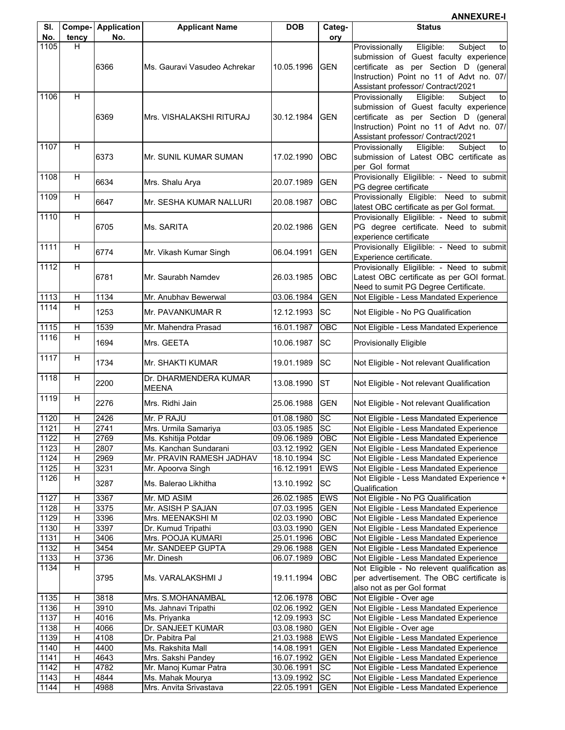**ANNEXURE-I**

| Sl. No. | Compe-tency | Application No. | Applicant Name | DOB | Categ-ory | Status |
|---|---|---|---|---|---|---|
| 1105 | H | 6366 | Ms. Gauravi Vasudeo Achrekar | 10.05.1996 | GEN | Provissionally Eligible: Subject to submission of Guest faculty experience certificate as per Section D (general Instruction) Point no 11 of Advt no. 07/ Assistant professor/ Contract/2021 |
| 1106 | H | 6369 | Mrs. VISHALAKSHI RITURAJ | 30.12.1984 | GEN | Provissionally Eligible: Subject to submission of Guest faculty experience certificate as per Section D (general Instruction) Point no 11 of Advt no. 07/ Assistant professor/ Contract/2021 |
| 1107 | H | 6373 | Mr. SUNIL KUMAR SUMAN | 17.02.1990 | OBC | Provissionally Eligible: Subject to submission of Latest OBC certificate as per GoI format |
| 1108 | H | 6634 | Mrs. Shalu Arya | 20.07.1989 | GEN | Provisionally Eligilible: - Need to submit PG degree certificate |
| 1109 | H | 6647 | Mr. SESHA KUMAR NALLURI | 20.08.1987 | OBC | Provissionally Eligible: Need to submit latest OBC certificate as per GoI format. |
| 1110 | H | 6705 | Ms. SARITA | 20.02.1986 | GEN | Provisionally Eligilible: - Need to submit PG degree certificate. Need to submit experience certificate |
| 1111 | H | 6774 | Mr. Vikash Kumar Singh | 06.04.1991 | GEN | Provisionally Eligilible: - Need to submit Experience certificate. |
| 1112 | H | 6781 | Mr. Saurabh Namdev | 26.03.1985 | OBC | Provisionally Eligilible: - Need to submit Latest OBC certificate as per GOI format. Need to sumit PG Degree Certificate. |
| 1113 | H | 1134 | Mr. Anubhav Bewerwal | 03.06.1984 | GEN | Not Eligible - Less Mandated Experience |
| 1114 | H | 1253 | Mr. PAVANKUMAR R | 12.12.1993 | SC | Not Eligible - No PG Qualification |
| 1115 | H | 1539 | Mr. Mahendra Prasad | 16.01.1987 | OBC | Not Eligible - Less Mandated Experience |
| 1116 | H | 1694 | Mrs. GEETA | 10.06.1987 | SC | Provisionally Eligible |
| 1117 | H | 1734 | Mr. SHAKTI KUMAR | 19.01.1989 | SC | Not Eligible - Not relevant Qualification |
| 1118 | H | 2200 | Dr. DHARMENDERA KUMAR MEENA | 13.08.1990 | ST | Not Eligible - Not relevant Qualification |
| 1119 | H | 2276 | Mrs. Ridhi Jain | 25.06.1988 | GEN | Not Eligible - Not relevant Qualification |
| 1120 | H | 2426 | Mr. P RAJU | 01.08.1980 | SC | Not Eligible - Less Mandated Experience |
| 1121 | H | 2741 | Mrs. Urmila Samariya | 03.05.1985 | SC | Not Eligible - Less Mandated Experience |
| 1122 | H | 2769 | Ms. Kshitija Potdar | 09.06.1989 | OBC | Not Eligible - Less Mandated Experience |
| 1123 | H | 2807 | Ms. Kanchan Sundarani | 03.12.1992 | GEN | Not Eligible - Less Mandated Experience |
| 1124 | H | 2969 | Mr. PRAVIN RAMESH JADHAV | 18.10.1994 | SC | Not Eligible - Less Mandated Experience |
| 1125 | H | 3231 | Mr. Apoorva Singh | 16.12.1991 | EWS | Not Eligible - Less Mandated Experience |
| 1126 | H | 3287 | Ms. Balerao Likhitha | 13.10.1992 | SC | Not Eligible - Less Mandated Experience + Qualification |
| 1127 | H | 3367 | Mr. MD ASIM | 26.02.1985 | EWS | Not Eligible - No PG Qualification |
| 1128 | H | 3375 | Mr. ASISH P SAJAN | 07.03.1995 | GEN | Not Eligible - Less Mandated Experience |
| 1129 | H | 3396 | Mrs. MEENAKSHI M | 02.03.1990 | OBC | Not Eligible - Less Mandated Experience |
| 1130 | H | 3397 | Dr. Kumud Tripathi | 03.03.1990 | GEN | Not Eligible - Less Mandated Experience |
| 1131 | H | 3406 | Mrs. POOJA KUMARI | 25.01.1996 | OBC | Not Eligible - Less Mandated Experience |
| 1132 | H | 3454 | Mr. SANDEEP GUPTA | 29.06.1988 | GEN | Not Eligible - Less Mandated Experience |
| 1133 | H | 3736 | Mr. Dinesh | 06.07.1989 | OBC | Not Eligible - Less Mandated Experience |
| 1134 | H | 3795 | Ms. VARALAKSHMI J | 19.11.1994 | OBC | Not Eligible - No relevent qualification as per advertisement. The OBC certificate is also not as per GoI format |
| 1135 | H | 3818 | Mrs. S.MOHANAMBAL | 12.06.1978 | OBC | Not Eligible - Over age |
| 1136 | H | 3910 | Ms. Jahnavi Tripathi | 02.06.1992 | GEN | Not Eligible - Less Mandated Experience |
| 1137 | H | 4016 | Ms. Priyanka | 12.09.1993 | SC | Not Eligible - Less Mandated Experience |
| 1138 | H | 4066 | Dr. SANJEET KUMAR | 03.08.1980 | GEN | Not Eligible - Over age |
| 1139 | H | 4108 | Dr. Pabitra Pal | 21.03.1988 | EWS | Not Eligible - Less Mandated Experience |
| 1140 | H | 4400 | Ms. Rakshita Mall | 14.08.1991 | GEN | Not Eligible - Less Mandated Experience |
| 1141 | H | 4643 | Mrs. Sakshi Pandey | 16.07.1992 | GEN | Not Eligible - Less Mandated Experience |
| 1142 | H | 4782 | Mr. Manoj Kumar Patra | 30.06.1991 | SC | Not Eligible - Less Mandated Experience |
| 1143 | H | 4844 | Ms. Mahak Mourya | 13.09.1992 | SC | Not Eligible - Less Mandated Experience |
| 1144 | H | 4988 | Mrs. Anvita Srivastava | 22.05.1991 | GEN | Not Eligible - Less Mandated Experience |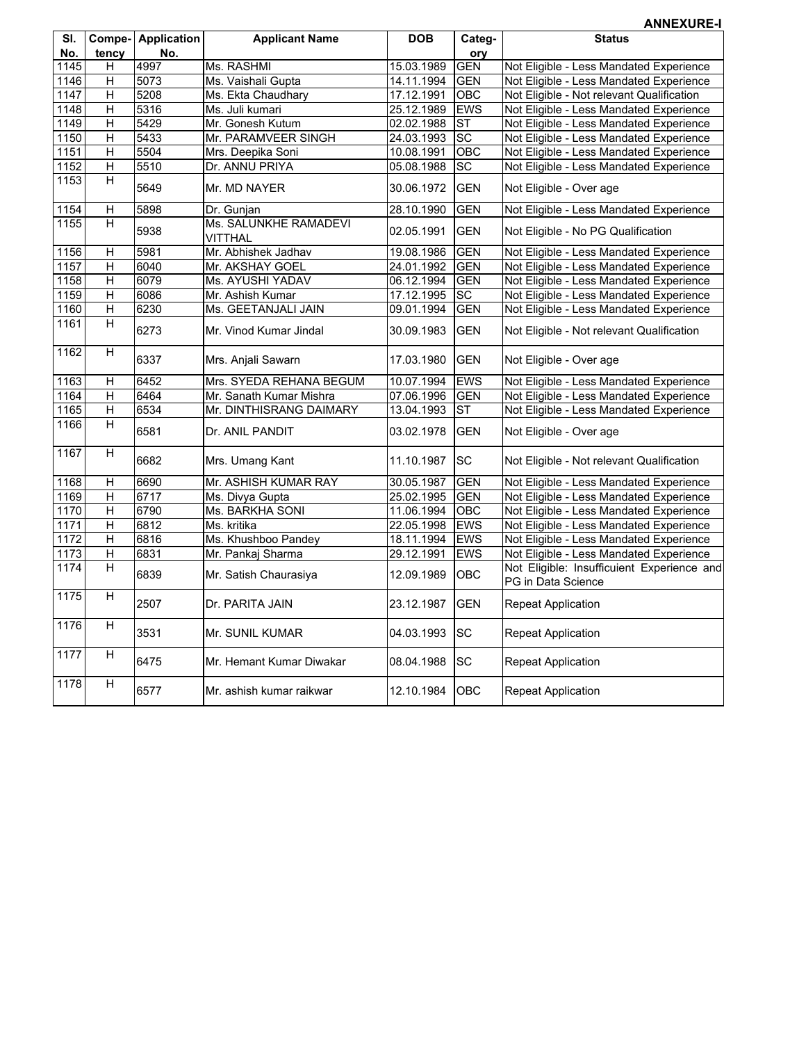**ANNEXURE-I**

| Sl. No. | Compe-tency | Application No. | Applicant Name | DOB | Categ-ory | Status |
|---|---|---|---|---|---|---|
| 1145 | H | 4997 | Ms. RASHMI | 15.03.1989 | GEN | Not Eligible - Less Mandated Experience |
| 1146 | H | 5073 | Ms. Vaishali Gupta | 14.11.1994 | GEN | Not Eligible - Less Mandated Experience |
| 1147 | H | 5208 | Ms. Ekta Chaudhary | 17.12.1991 | OBC | Not Eligible - Not relevant Qualification |
| 1148 | H | 5316 | Ms. Juli kumari | 25.12.1989 | EWS | Not Eligible - Less Mandated Experience |
| 1149 | H | 5429 | Mr. Gonesh Kutum | 02.02.1988 | ST | Not Eligible - Less Mandated Experience |
| 1150 | H | 5433 | Mr. PARAMVEER SINGH | 24.03.1993 | SC | Not Eligible - Less Mandated Experience |
| 1151 | H | 5504 | Mrs. Deepika Soni | 10.08.1991 | OBC | Not Eligible - Less Mandated Experience |
| 1152 | H | 5510 | Dr. ANNU PRIYA | 05.08.1988 | SC | Not Eligible - Less Mandated Experience |
| 1153 | H | 5649 | Mr. MD NAYER | 30.06.1972 | GEN | Not Eligible - Over age |
| 1154 | H | 5898 | Dr. Gunjan | 28.10.1990 | GEN | Not Eligible - Less Mandated Experience |
| 1155 | H | 5938 | Ms. SALUNKHE RAMADEVI VITTHAL | 02.05.1991 | GEN | Not Eligible - No PG Qualification |
| 1156 | H | 5981 | Mr. Abhishek Jadhav | 19.08.1986 | GEN | Not Eligible - Less Mandated Experience |
| 1157 | H | 6040 | Mr. AKSHAY GOEL | 24.01.1992 | GEN | Not Eligible - Less Mandated Experience |
| 1158 | H | 6079 | Ms. AYUSHI YADAV | 06.12.1994 | GEN | Not Eligible - Less Mandated Experience |
| 1159 | H | 6086 | Mr. Ashish Kumar | 17.12.1995 | SC | Not Eligible - Less Mandated Experience |
| 1160 | H | 6230 | Ms. GEETANJALI JAIN | 09.01.1994 | GEN | Not Eligible - Less Mandated Experience |
| 1161 | H | 6273 | Mr. Vinod Kumar Jindal | 30.09.1983 | GEN | Not Eligible - Not relevant Qualification |
| 1162 | H | 6337 | Mrs. Anjali Sawarn | 17.03.1980 | GEN | Not Eligible - Over age |
| 1163 | H | 6452 | Mrs. SYEDA REHANA BEGUM | 10.07.1994 | EWS | Not Eligible - Less Mandated Experience |
| 1164 | H | 6464 | Mr. Sanath Kumar Mishra | 07.06.1996 | GEN | Not Eligible - Less Mandated Experience |
| 1165 | H | 6534 | Mr. DINTHISRANG DAIMARY | 13.04.1993 | ST | Not Eligible - Less Mandated Experience |
| 1166 | H | 6581 | Dr. ANIL PANDIT | 03.02.1978 | GEN | Not Eligible - Over age |
| 1167 | H | 6682 | Mrs. Umang Kant | 11.10.1987 | SC | Not Eligible - Not relevant Qualification |
| 1168 | H | 6690 | Mr. ASHISH KUMAR RAY | 30.05.1987 | GEN | Not Eligible - Less Mandated Experience |
| 1169 | H | 6717 | Ms. Divya Gupta | 25.02.1995 | GEN | Not Eligible - Less Mandated Experience |
| 1170 | H | 6790 | Ms. BARKHA SONI | 11.06.1994 | OBC | Not Eligible - Less Mandated Experience |
| 1171 | H | 6812 | Ms. kritika | 22.05.1998 | EWS | Not Eligible - Less Mandated Experience |
| 1172 | H | 6816 | Ms. Khushboo Pandey | 18.11.1994 | EWS | Not Eligible - Less Mandated Experience |
| 1173 | H | 6831 | Mr. Pankaj Sharma | 29.12.1991 | EWS | Not Eligible - Less Mandated Experience |
| 1174 | H | 6839 | Mr. Satish Chaurasiya | 12.09.1989 | OBC | Not Eligible: Insufficuient Experience and PG in Data Science |
| 1175 | H | 2507 | Dr. PARITA JAIN | 23.12.1987 | GEN | Repeat Application |
| 1176 | H | 3531 | Mr. SUNIL KUMAR | 04.03.1993 | SC | Repeat Application |
| 1177 | H | 6475 | Mr. Hemant Kumar Diwakar | 08.04.1988 | SC | Repeat Application |
| 1178 | H | 6577 | Mr. ashish kumar raikwar | 12.10.1984 | OBC | Repeat Application |